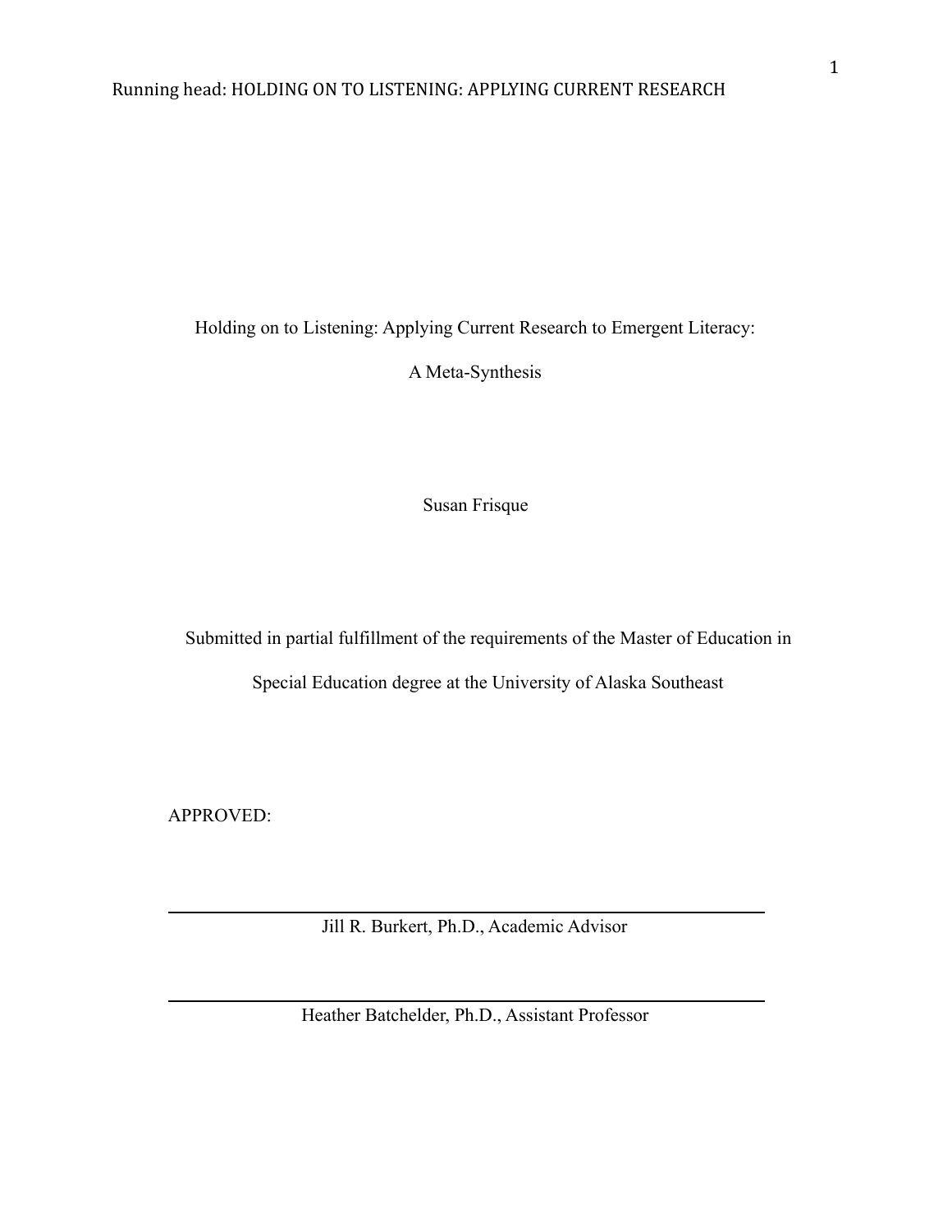# Holding on to Listening: Applying Current Research to Emergent Literacy:

# A Meta-Synthesis

Susan Frisque

Submitted in partial fulfillment of the requirements of the Master of Education in Special Education degree at the University of Alaska Southeast

APPROVED:

\_\_\_\_\_\_\_\_\_\_\_\_\_\_\_\_\_\_\_\_\_\_\_\_\_\_\_\_\_\_\_\_\_\_\_\_\_\_\_\_

Jill R. Burkert, Ph.D., Academic Advisor

\_\_\_\_\_\_\_\_\_\_\_\_\_\_\_\_\_\_\_\_\_\_\_\_\_\_\_\_\_\_\_\_\_\_\_\_\_\_\_\_

Heather Batchelder, Ph.D., Assistant Professor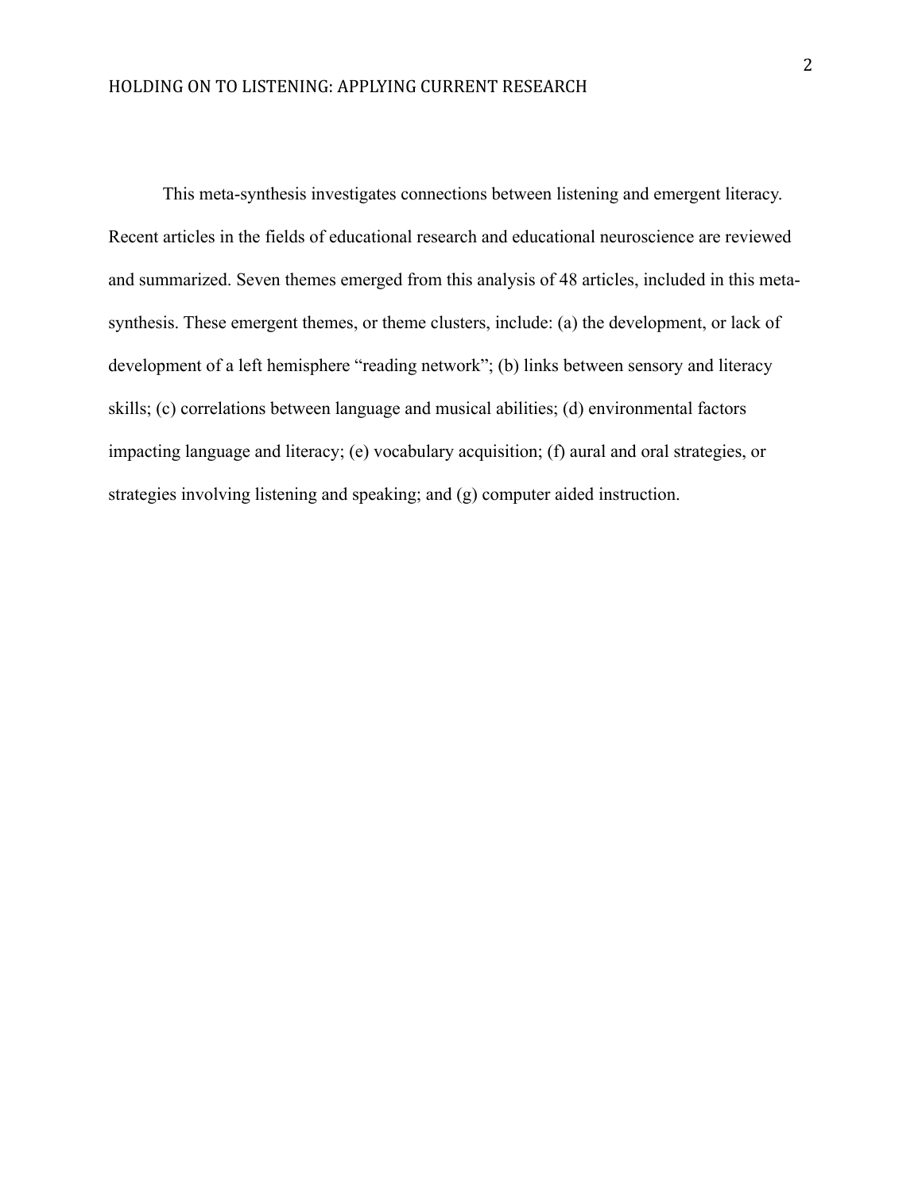This meta-synthesis investigates connections between listening and emergent literacy. Recent articles in the fields of educational research and educational neuroscience are reviewed and summarized. Seven themes emerged from this analysis of 48 articles, included in this meta-synthesis. These emergent themes, or theme clusters, include: (a) the development, or lack of development of a left hemisphere "reading network"; (b) links between sensory and literacy skills; (c) correlations between language and musical abilities; (d) environmental factors impacting language and literacy; (e) vocabulary acquisition; (f) aural and oral strategies, or strategies involving listening and speaking; and (g) computer aided instruction.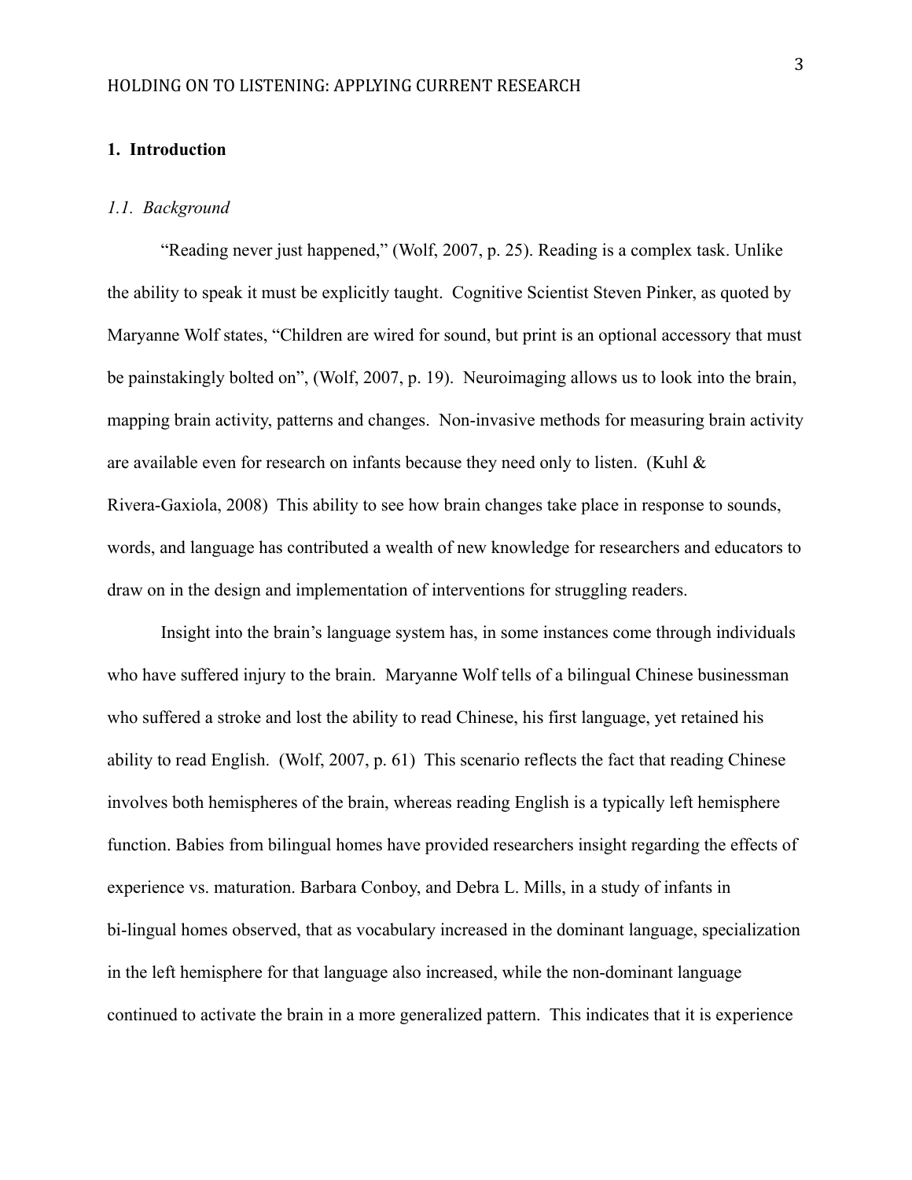## 1. Introduction

### *1.1. Background*

"Reading never just happened," (Wolf, 2007, p. 25). Reading is a complex task. Unlike the ability to speak it must be explicitly taught. Cognitive Scientist Steven Pinker, as quoted by Maryanne Wolf states, "Children are wired for sound, but print is an optional accessory that must be painstakingly bolted on", (Wolf, 2007, p. 19). Neuroimaging allows us to look into the brain, mapping brain activity, patterns and changes. Non-invasive methods for measuring brain activity are available even for research on infants because they need only to listen. (Kuhl & Rivera-Gaxiola, 2008) This ability to see how brain changes take place in response to sounds, words, and language has contributed a wealth of new knowledge for researchers and educators to draw on in the design and implementation of interventions for struggling readers.

Insight into the brain's language system has, in some instances come through individuals who have suffered injury to the brain. Maryanne Wolf tells of a bilingual Chinese businessman who suffered a stroke and lost the ability to read Chinese, his first language, yet retained his ability to read English. (Wolf, 2007, p. 61) This scenario reflects the fact that reading Chinese involves both hemispheres of the brain, whereas reading English is a typically left hemisphere function. Babies from bilingual homes have provided researchers insight regarding the effects of experience vs. maturation. Barbara Conboy, and Debra L. Mills, in a study of infants in bi-lingual homes observed, that as vocabulary increased in the dominant language, specialization in the left hemisphere for that language also increased, while the non-dominant language continued to activate the brain in a more generalized pattern. This indicates that it is experience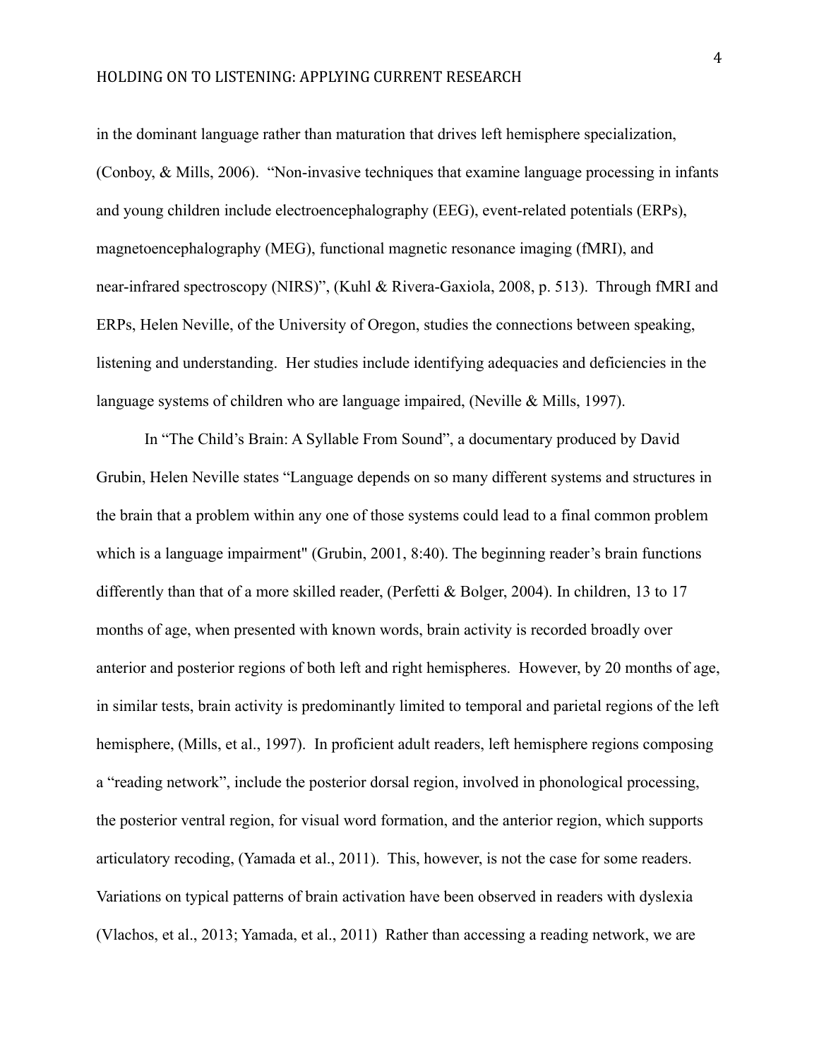in the dominant language rather than maturation that drives left hemisphere specialization, (Conboy, & Mills, 2006). "Non-invasive techniques that examine language processing in infants and young children include electroencephalography (EEG), event-related potentials (ERPs), magnetoencephalography (MEG), functional magnetic resonance imaging (fMRI), and near-infrared spectroscopy (NIRS)", (Kuhl & Rivera-Gaxiola, 2008, p. 513). Through fMRI and ERPs, Helen Neville, of the University of Oregon, studies the connections between speaking, listening and understanding. Her studies include identifying adequacies and deficiencies in the language systems of children who are language impaired, (Neville & Mills, 1997).

In "The Child's Brain: A Syllable From Sound", a documentary produced by David Grubin, Helen Neville states "Language depends on so many different systems and structures in the brain that a problem within any one of those systems could lead to a final common problem which is a language impairment" (Grubin, 2001, 8:40). The beginning reader's brain functions differently than that of a more skilled reader, (Perfetti & Bolger, 2004). In children, 13 to 17 months of age, when presented with known words, brain activity is recorded broadly over anterior and posterior regions of both left and right hemispheres. However, by 20 months of age, in similar tests, brain activity is predominantly limited to temporal and parietal regions of the left hemisphere, (Mills, et al., 1997). In proficient adult readers, left hemisphere regions composing a "reading network", include the posterior dorsal region, involved in phonological processing, the posterior ventral region, for visual word formation, and the anterior region, which supports articulatory recoding, (Yamada et al., 2011). This, however, is not the case for some readers. Variations on typical patterns of brain activation have been observed in readers with dyslexia (Vlachos, et al., 2013; Yamada, et al., 2011) Rather than accessing a reading network, we are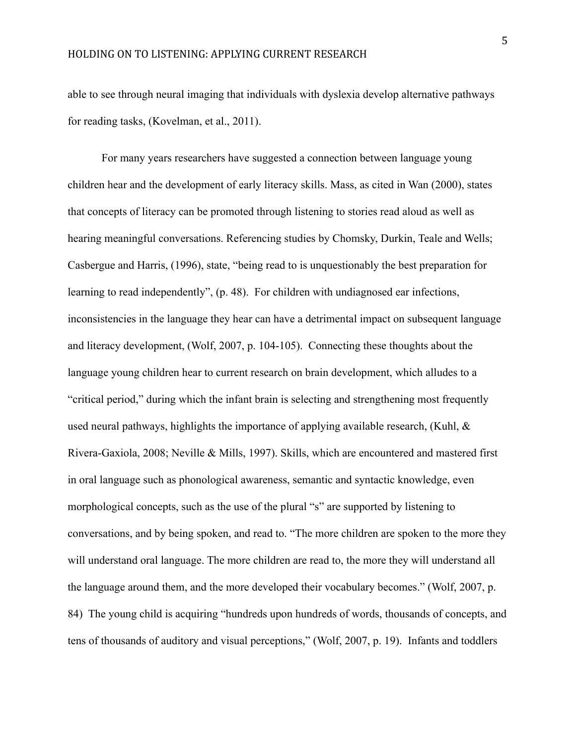able to see through neural imaging that individuals with dyslexia develop alternative pathways for reading tasks, (Kovelman, et al., 2011).

For many years researchers have suggested a connection between language young children hear and the development of early literacy skills. Mass, as cited in Wan (2000), states that concepts of literacy can be promoted through listening to stories read aloud as well as hearing meaningful conversations. Referencing studies by Chomsky, Durkin, Teale and Wells; Casbergue and Harris, (1996), state, "being read to is unquestionably the best preparation for learning to read independently", (p. 48). For children with undiagnosed ear infections, inconsistencies in the language they hear can have a detrimental impact on subsequent language and literacy development, (Wolf, 2007, p. 104-105). Connecting these thoughts about the language young children hear to current research on brain development, which alludes to a "critical period," during which the infant brain is selecting and strengthening most frequently used neural pathways, highlights the importance of applying available research, (Kuhl, & Rivera-Gaxiola, 2008; Neville & Mills, 1997). Skills, which are encountered and mastered first in oral language such as phonological awareness, semantic and syntactic knowledge, even morphological concepts, such as the use of the plural "s" are supported by listening to conversations, and by being spoken, and read to. "The more children are spoken to the more they will understand oral language. The more children are read to, the more they will understand all the language around them, and the more developed their vocabulary becomes." (Wolf, 2007, p. 84) The young child is acquiring "hundreds upon hundreds of words, thousands of concepts, and tens of thousands of auditory and visual perceptions," (Wolf, 2007, p. 19). Infants and toddlers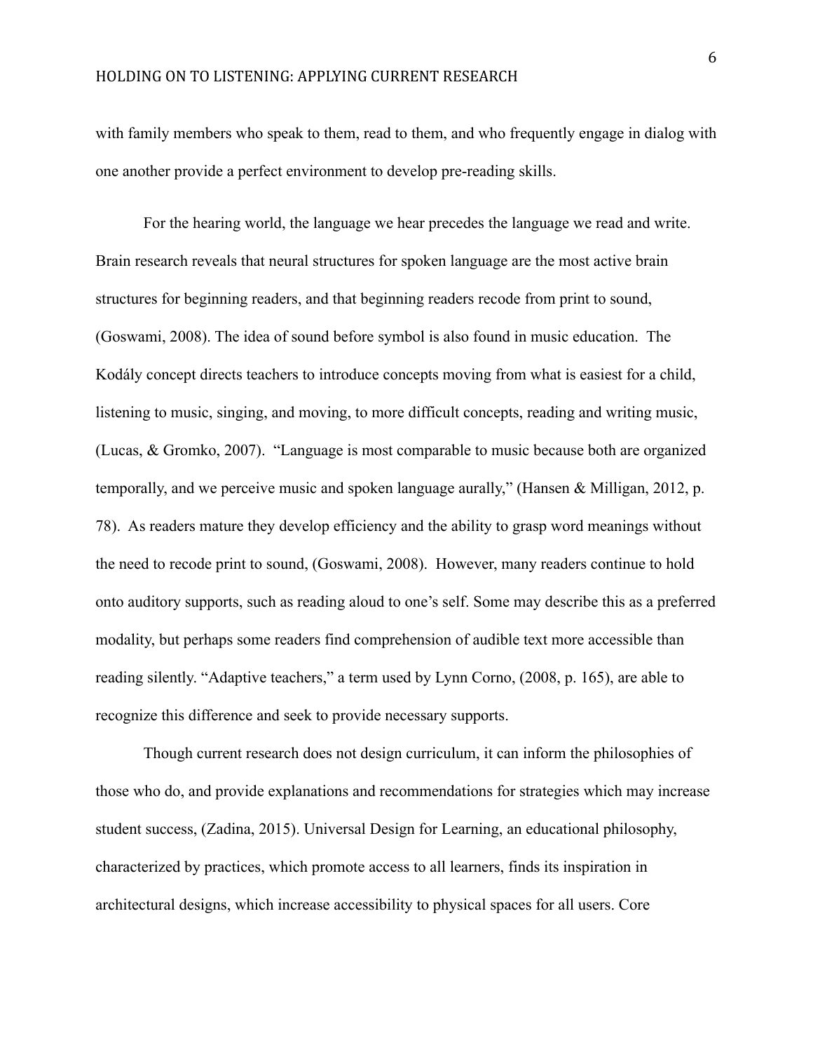with family members who speak to them, read to them, and who frequently engage in dialog with one another provide a perfect environment to develop pre-reading skills.

For the hearing world, the language we hear precedes the language we read and write. Brain research reveals that neural structures for spoken language are the most active brain structures for beginning readers, and that beginning readers recode from print to sound, (Goswami, 2008). The idea of sound before symbol is also found in music education. The Kodály concept directs teachers to introduce concepts moving from what is easiest for a child, listening to music, singing, and moving, to more difficult concepts, reading and writing music, (Lucas, & Gromko, 2007). "Language is most comparable to music because both are organized temporally, and we perceive music and spoken language aurally," (Hansen & Milligan, 2012, p. 78). As readers mature they develop efficiency and the ability to grasp word meanings without the need to recode print to sound, (Goswami, 2008). However, many readers continue to hold onto auditory supports, such as reading aloud to one's self. Some may describe this as a preferred modality, but perhaps some readers find comprehension of audible text more accessible than reading silently. "Adaptive teachers," a term used by Lynn Corno, (2008, p. 165), are able to recognize this difference and seek to provide necessary supports.

Though current research does not design curriculum, it can inform the philosophies of those who do, and provide explanations and recommendations for strategies which may increase student success, (Zadina, 2015). Universal Design for Learning, an educational philosophy, characterized by practices, which promote access to all learners, finds its inspiration in architectural designs, which increase accessibility to physical spaces for all users. Core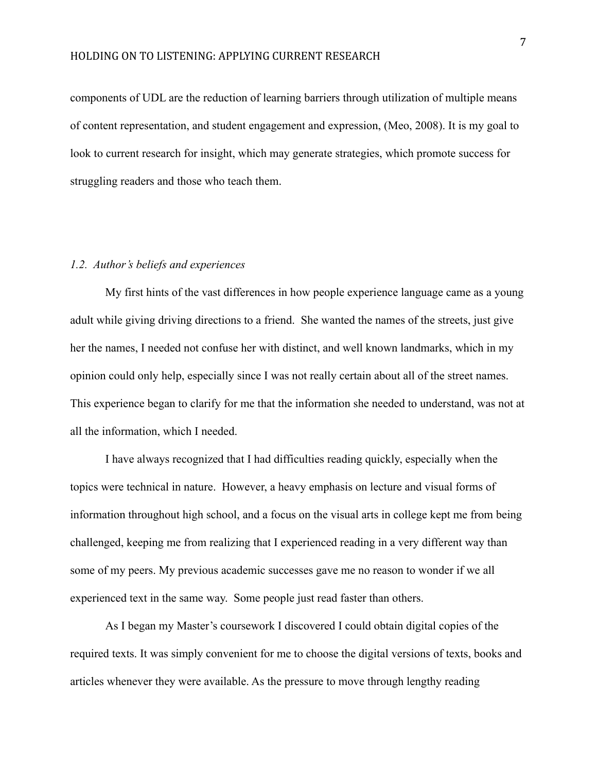components of UDL are the reduction of learning barriers through utilization of multiple means of content representation, and student engagement and expression, (Meo, 2008). It is my goal to look to current research for insight, which may generate strategies, which promote success for struggling readers and those who teach them.

### *1.2. Author's beliefs and experiences*

My first hints of the vast differences in how people experience language came as a young adult while giving driving directions to a friend. She wanted the names of the streets, just give her the names, I needed not confuse her with distinct, and well known landmarks, which in my opinion could only help, especially since I was not really certain about all of the street names. This experience began to clarify for me that the information she needed to understand, was not at all the information, which I needed.

I have always recognized that I had difficulties reading quickly, especially when the topics were technical in nature. However, a heavy emphasis on lecture and visual forms of information throughout high school, and a focus on the visual arts in college kept me from being challenged, keeping me from realizing that I experienced reading in a very different way than some of my peers. My previous academic successes gave me no reason to wonder if we all experienced text in the same way. Some people just read faster than others.

As I began my Master's coursework I discovered I could obtain digital copies of the required texts. It was simply convenient for me to choose the digital versions of texts, books and articles whenever they were available. As the pressure to move through lengthy reading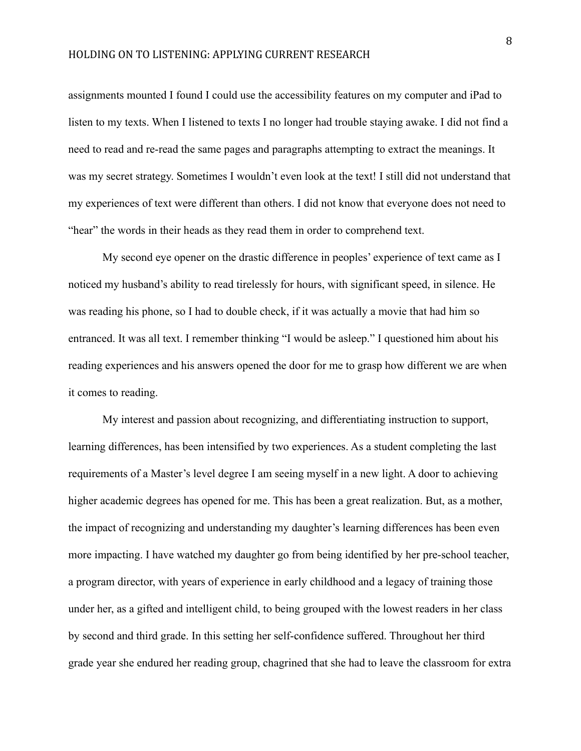assignments mounted I found I could use the accessibility features on my computer and iPad to listen to my texts. When I listened to texts I no longer had trouble staying awake. I did not find a need to read and re-read the same pages and paragraphs attempting to extract the meanings. It was my secret strategy. Sometimes I wouldn't even look at the text! I still did not understand that my experiences of text were different than others. I did not know that everyone does not need to "hear" the words in their heads as they read them in order to comprehend text.

My second eye opener on the drastic difference in peoples' experience of text came as I noticed my husband's ability to read tirelessly for hours, with significant speed, in silence. He was reading his phone, so I had to double check, if it was actually a movie that had him so entranced. It was all text. I remember thinking "I would be asleep." I questioned him about his reading experiences and his answers opened the door for me to grasp how different we are when it comes to reading.

My interest and passion about recognizing, and differentiating instruction to support, learning differences, has been intensified by two experiences. As a student completing the last requirements of a Master's level degree I am seeing myself in a new light. A door to achieving higher academic degrees has opened for me. This has been a great realization. But, as a mother, the impact of recognizing and understanding my daughter's learning differences has been even more impacting. I have watched my daughter go from being identified by her pre-school teacher, a program director, with years of experience in early childhood and a legacy of training those under her, as a gifted and intelligent child, to being grouped with the lowest readers in her class by second and third grade. In this setting her self-confidence suffered. Throughout her third grade year she endured her reading group, chagrined that she had to leave the classroom for extra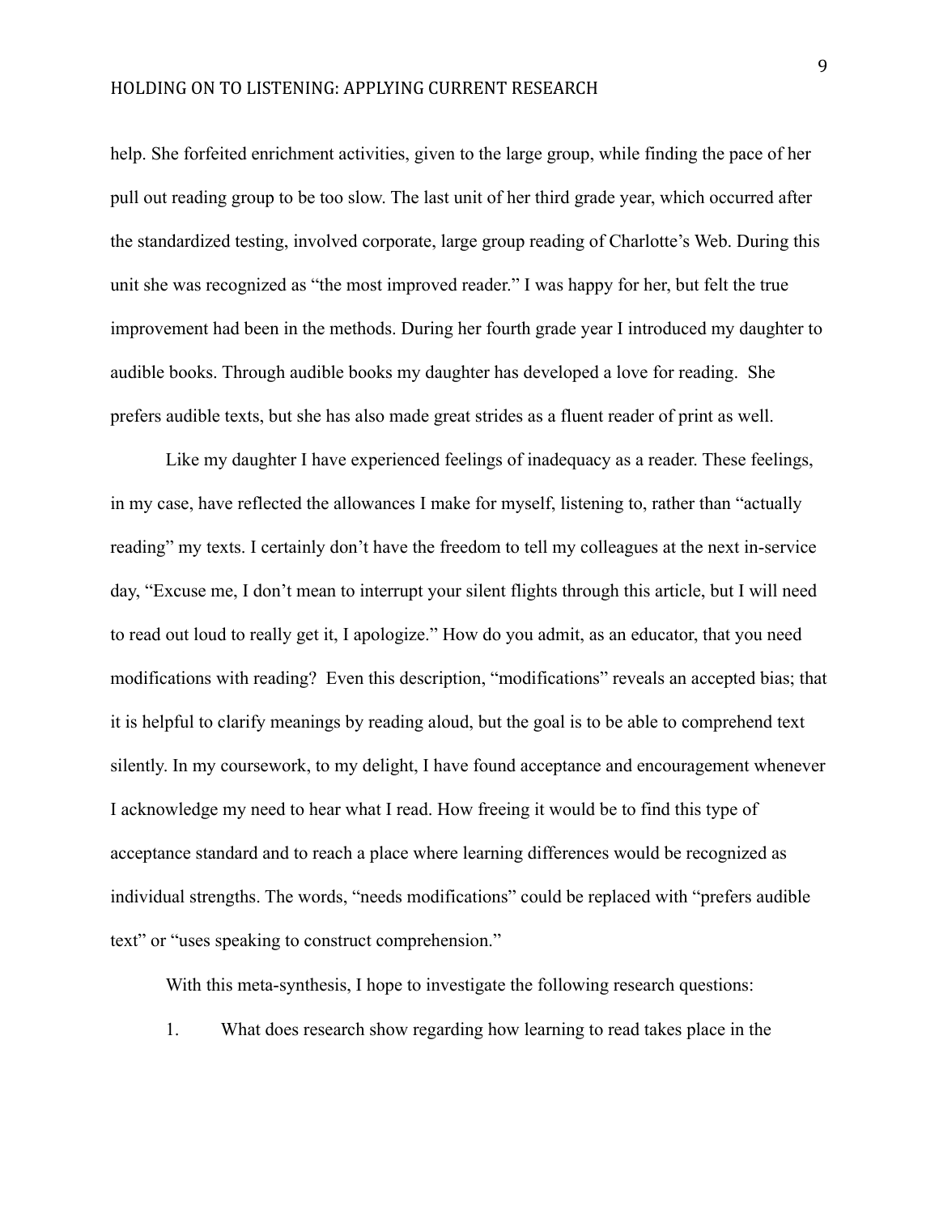help. She forfeited enrichment activities, given to the large group, while finding the pace of her pull out reading group to be too slow. The last unit of her third grade year, which occurred after the standardized testing, involved corporate, large group reading of Charlotte's Web. During this unit she was recognized as "the most improved reader." I was happy for her, but felt the true improvement had been in the methods. During her fourth grade year I introduced my daughter to audible books. Through audible books my daughter has developed a love for reading. She prefers audible texts, but she has also made great strides as a fluent reader of print as well.

Like my daughter I have experienced feelings of inadequacy as a reader. These feelings, in my case, have reflected the allowances I make for myself, listening to, rather than "actually reading" my texts. I certainly don't have the freedom to tell my colleagues at the next in-service day, "Excuse me, I don't mean to interrupt your silent flights through this article, but I will need to read out loud to really get it, I apologize." How do you admit, as an educator, that you need modifications with reading? Even this description, "modifications" reveals an accepted bias; that it is helpful to clarify meanings by reading aloud, but the goal is to be able to comprehend text silently. In my coursework, to my delight, I have found acceptance and encouragement whenever I acknowledge my need to hear what I read. How freeing it would be to find this type of acceptance standard and to reach a place where learning differences would be recognized as individual strengths. The words, "needs modifications" could be replaced with "prefers audible text" or "uses speaking to construct comprehension."

With this meta-synthesis, I hope to investigate the following research questions:

1. What does research show regarding how learning to read takes place in the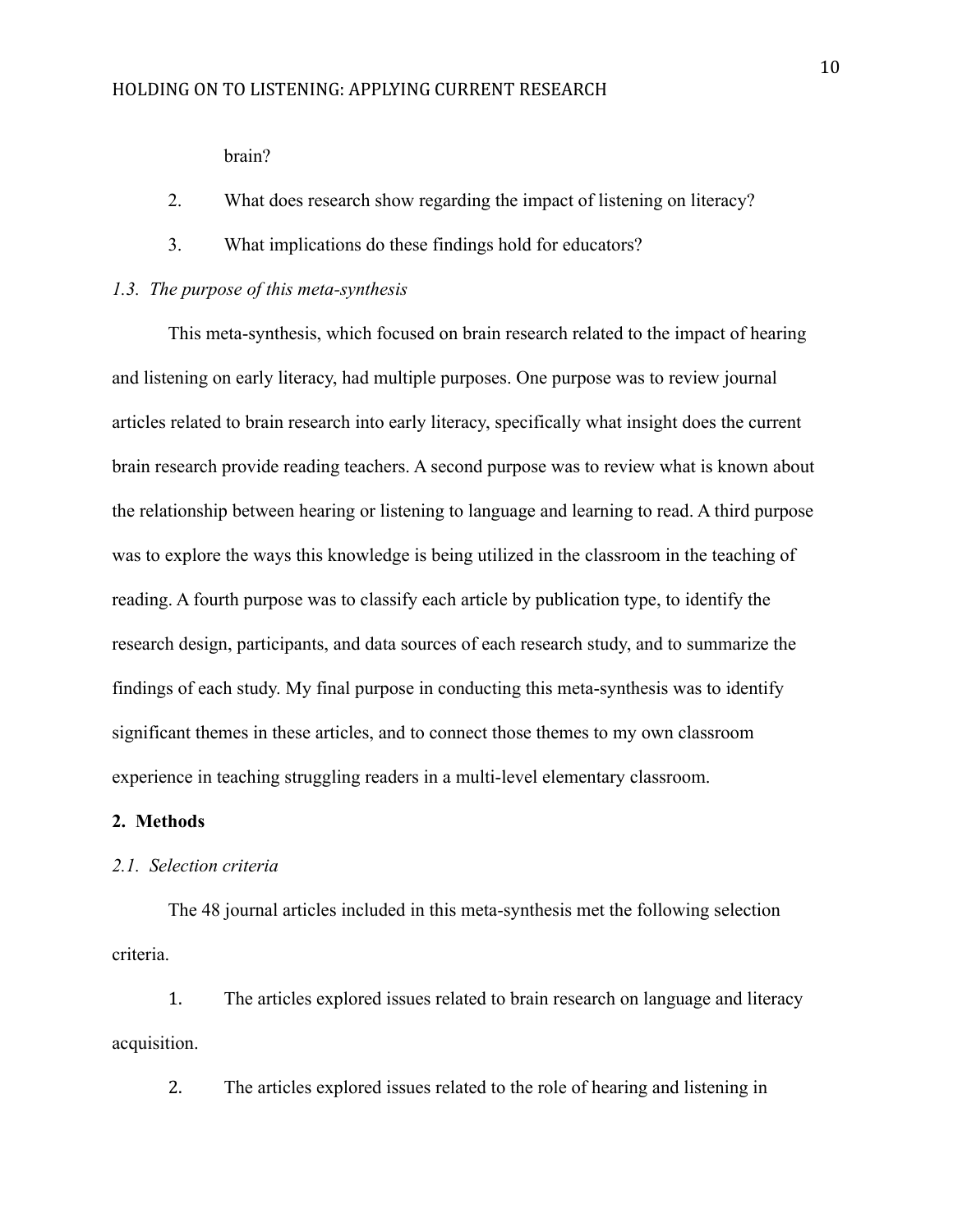brain?

2. What does research show regarding the impact of listening on literacy?
3. What implications do these findings hold for educators?

### *1.3. The purpose of this meta-synthesis*

This meta-synthesis, which focused on brain research related to the impact of hearing and listening on early literacy, had multiple purposes. One purpose was to review journal articles related to brain research into early literacy, specifically what insight does the current brain research provide reading teachers. A second purpose was to review what is known about the relationship between hearing or listening to language and learning to read. A third purpose was to explore the ways this knowledge is being utilized in the classroom in the teaching of reading. A fourth purpose was to classify each article by publication type, to identify the research design, participants, and data sources of each research study, and to summarize the findings of each study. My final purpose in conducting this meta-synthesis was to identify significant themes in these articles, and to connect those themes to my own classroom experience in teaching struggling readers in a multi-level elementary classroom.

## 2. Methods

### *2.1. Selection criteria*

The 48 journal articles included in this meta-synthesis met the following selection criteria.

1. The articles explored issues related to brain research on language and literacy acquisition.
2. The articles explored issues related to the role of hearing and listening in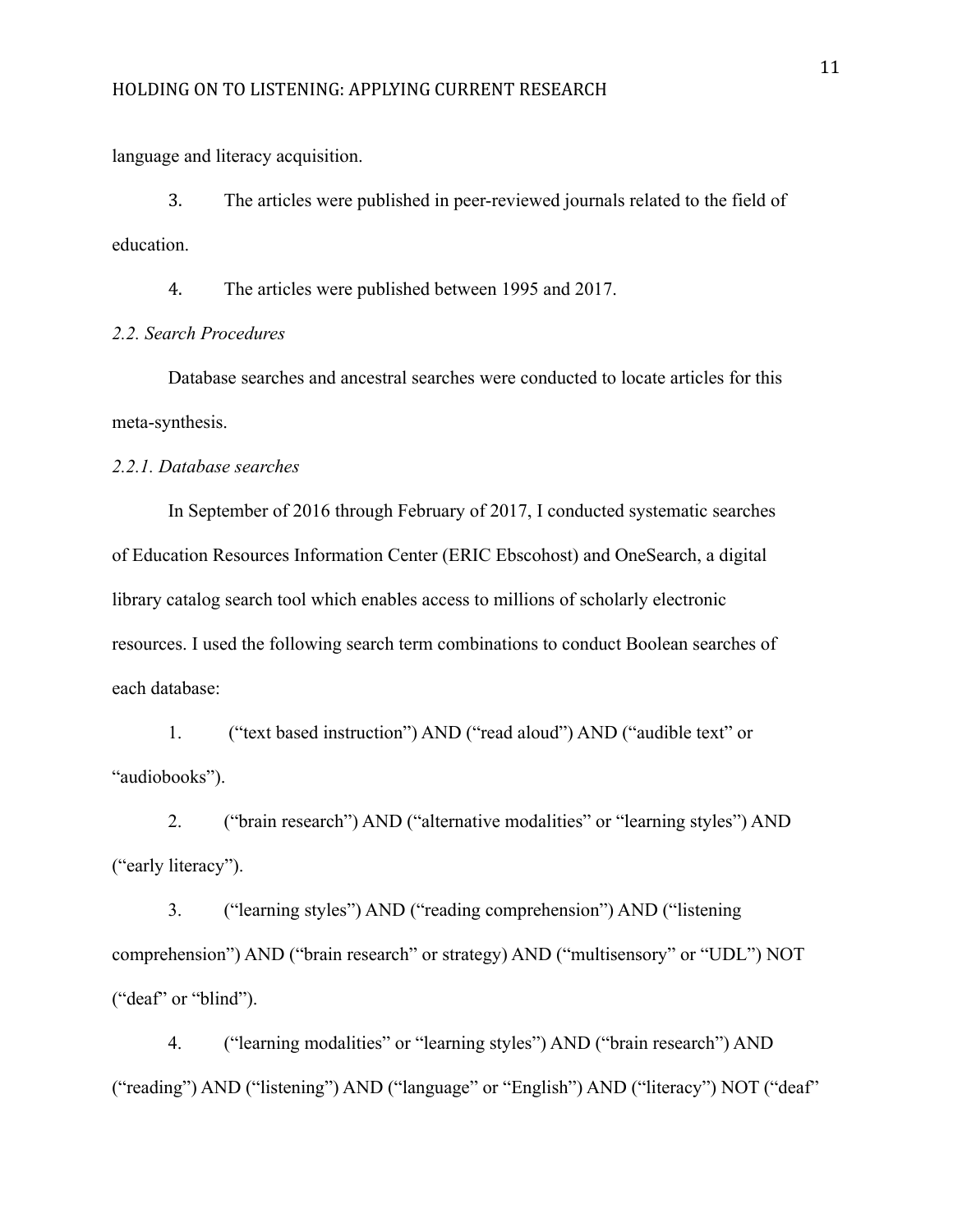language and literacy acquisition.

3. The articles were published in peer-reviewed journals related to the field of education.

4. The articles were published between 1995 and 2017.

*2.2. Search Procedures*

Database searches and ancestral searches were conducted to locate articles for this meta-synthesis.

*2.2.1. Database searches*

In September of 2016 through February of 2017, I conducted systematic searches of Education Resources Information Center (ERIC Ebscohost) and OneSearch, a digital library catalog search tool which enables access to millions of scholarly electronic resources. I used the following search term combinations to conduct Boolean searches of each database:

1. ("text based instruction") AND ("read aloud") AND ("audible text" or "audiobooks").

2. ("brain research") AND ("alternative modalities" or "learning styles") AND ("early literacy").

3. ("learning styles") AND ("reading comprehension") AND ("listening comprehension") AND ("brain research" or strategy) AND ("multisensory" or "UDL") NOT ("deaf" or "blind").

4. ("learning modalities" or "learning styles") AND ("brain research") AND ("reading") AND ("listening") AND ("language" or "English") AND ("literacy") NOT ("deaf"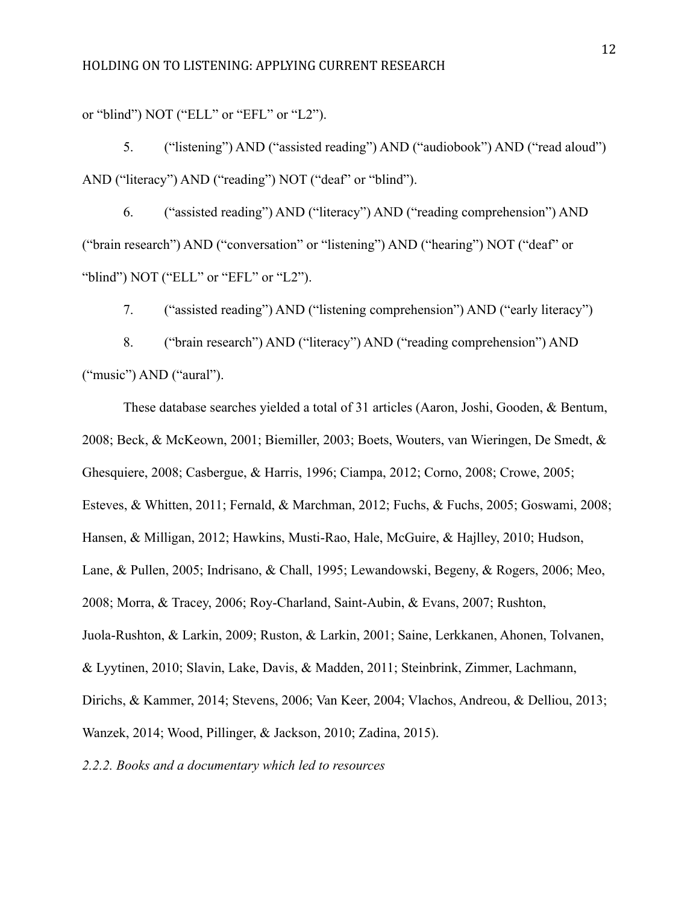or “blind”) NOT (“ELL” or “EFL” or “L2”).

5. (“listening”) AND (“assisted reading”) AND (“audiobook”) AND (“read aloud”) AND (“literacy”) AND (“reading”) NOT (“deaf” or “blind”).

6. (“assisted reading”) AND (“literacy”) AND (“reading comprehension”) AND (“brain research”) AND (“conversation” or “listening”) AND (“hearing”) NOT (“deaf” or “blind”) NOT (“ELL” or “EFL” or “L2”).

7. (“assisted reading”) AND (“listening comprehension”) AND (“early literacy”)

8. (“brain research”) AND (“literacy”) AND (“reading comprehension”) AND (“music”) AND (“aural”).

These database searches yielded a total of 31 articles (Aaron, Joshi, Gooden, & Bentum, 2008; Beck, & McKeown, 2001; Biemiller, 2003; Boets, Wouters, van Wieringen, De Smedt, & Ghesquiere, 2008; Casbergue, & Harris, 1996; Ciampa, 2012; Corno, 2008; Crowe, 2005; Esteves, & Whitten, 2011; Fernald, & Marchman, 2012; Fuchs, & Fuchs, 2005; Goswami, 2008; Hansen, & Milligan, 2012; Hawkins, Musti-Rao, Hale, McGuire, & Hajlley, 2010; Hudson, Lane, & Pullen, 2005; Indrisano, & Chall, 1995; Lewandowski, Begeny, & Rogers, 2006; Meo, 2008; Morra, & Tracey, 2006; Roy-Charland, Saint-Aubin, & Evans, 2007; Rushton, Juola-Rushton, & Larkin, 2009; Ruston, & Larkin, 2001; Saine, Lerkkanen, Ahonen, Tolvanen, & Lyytinen, 2010; Slavin, Lake, Davis, & Madden, 2011; Steinbrink, Zimmer, Lachmann, Dirichs, & Kammer, 2014; Stevens, 2006; Van Keer, 2004; Vlachos, Andreou, & Delliou, 2013; Wanzek, 2014; Wood, Pillinger, & Jackson, 2010; Zadina, 2015).

*2.2.2. Books and a documentary which led to resources*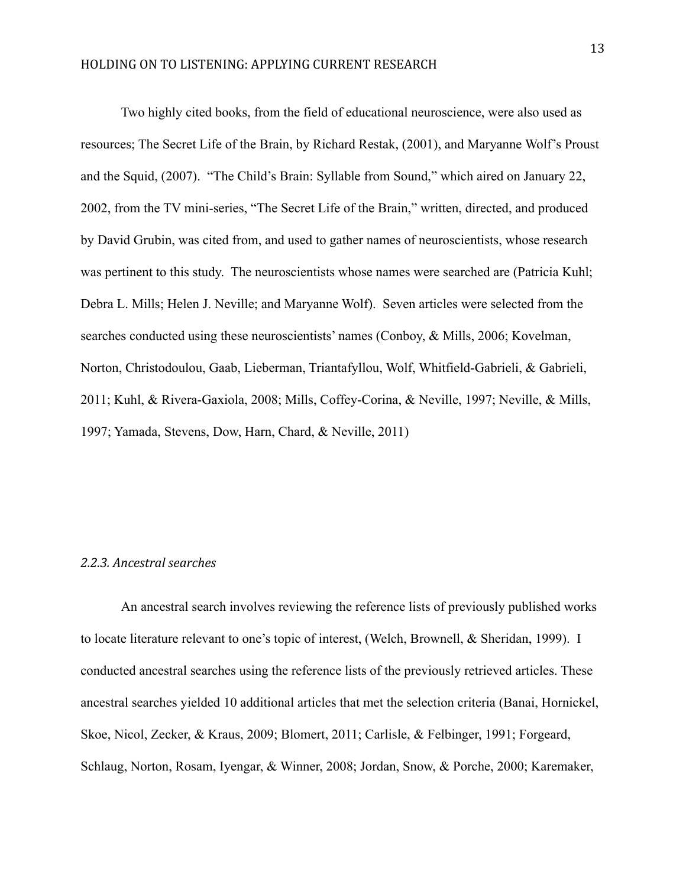Two highly cited books, from the field of educational neuroscience, were also used as resources; The Secret Life of the Brain, by Richard Restak, (2001), and Maryanne Wolf's Proust and the Squid, (2007). "The Child's Brain: Syllable from Sound," which aired on January 22, 2002, from the TV mini-series, "The Secret Life of the Brain," written, directed, and produced by David Grubin, was cited from, and used to gather names of neuroscientists, whose research was pertinent to this study. The neuroscientists whose names were searched are (Patricia Kuhl; Debra L. Mills; Helen J. Neville; and Maryanne Wolf). Seven articles were selected from the searches conducted using these neuroscientists' names (Conboy, & Mills, 2006; Kovelman, Norton, Christodoulou, Gaab, Lieberman, Triantafyllou, Wolf, Whitfield-Gabrieli, & Gabrieli, 2011; Kuhl, & Rivera-Gaxiola, 2008; Mills, Coffey-Corina, & Neville, 1997; Neville, & Mills, 1997; Yamada, Stevens, Dow, Harn, Chard, & Neville, 2011)

### *2.2.3. Ancestral searches*

An ancestral search involves reviewing the reference lists of previously published works to locate literature relevant to one's topic of interest, (Welch, Brownell, & Sheridan, 1999). I conducted ancestral searches using the reference lists of the previously retrieved articles. These ancestral searches yielded 10 additional articles that met the selection criteria (Banai, Hornickel, Skoe, Nicol, Zecker, & Kraus, 2009; Blomert, 2011; Carlisle, & Felbinger, 1991; Forgeard, Schlaug, Norton, Rosam, Iyengar, & Winner, 2008; Jordan, Snow, & Porche, 2000; Karemaker,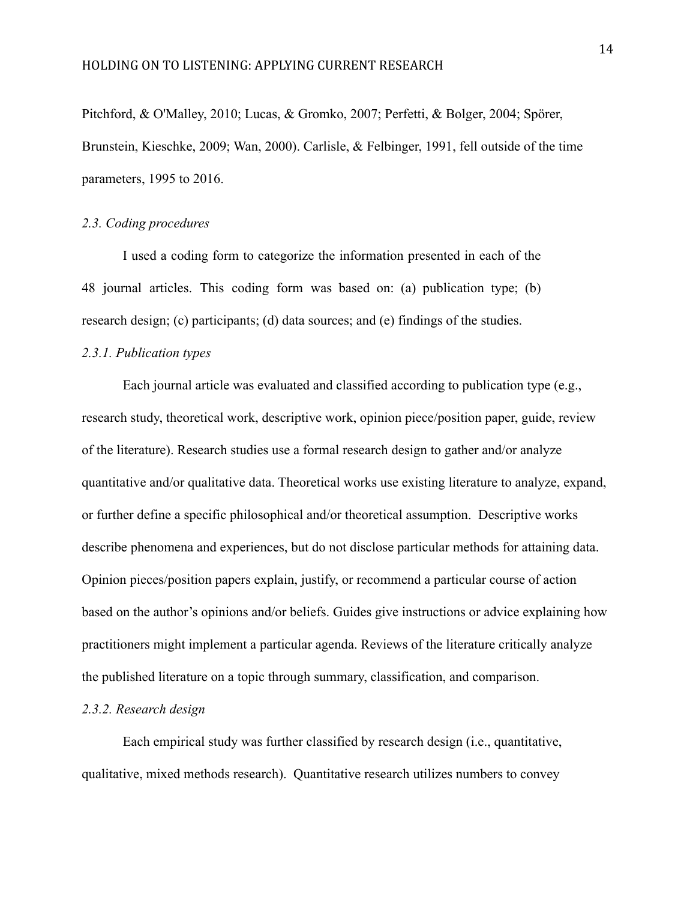Pitchford, & O'Malley, 2010; Lucas, & Gromko, 2007; Perfetti, & Bolger, 2004; Spörer, Brunstein, Kieschke, 2009; Wan, 2000). Carlisle, & Felbinger, 1991, fell outside of the time parameters, 1995 to 2016.

### *2.3. Coding procedures*

I used a coding form to categorize the information presented in each of the 48 journal articles. This coding form was based on: (a) publication type; (b) research design; (c) participants; (d) data sources; and (e) findings of the studies.

#### *2.3.1. Publication types*

Each journal article was evaluated and classified according to publication type (e.g., research study, theoretical work, descriptive work, opinion piece/position paper, guide, review of the literature). Research studies use a formal research design to gather and/or analyze quantitative and/or qualitative data. Theoretical works use existing literature to analyze, expand, or further define a specific philosophical and/or theoretical assumption. Descriptive works describe phenomena and experiences, but do not disclose particular methods for attaining data. Opinion pieces/position papers explain, justify, or recommend a particular course of action based on the author's opinions and/or beliefs. Guides give instructions or advice explaining how practitioners might implement a particular agenda. Reviews of the literature critically analyze the published literature on a topic through summary, classification, and comparison.

#### *2.3.2. Research design*

Each empirical study was further classified by research design (i.e., quantitative, qualitative, mixed methods research). Quantitative research utilizes numbers to convey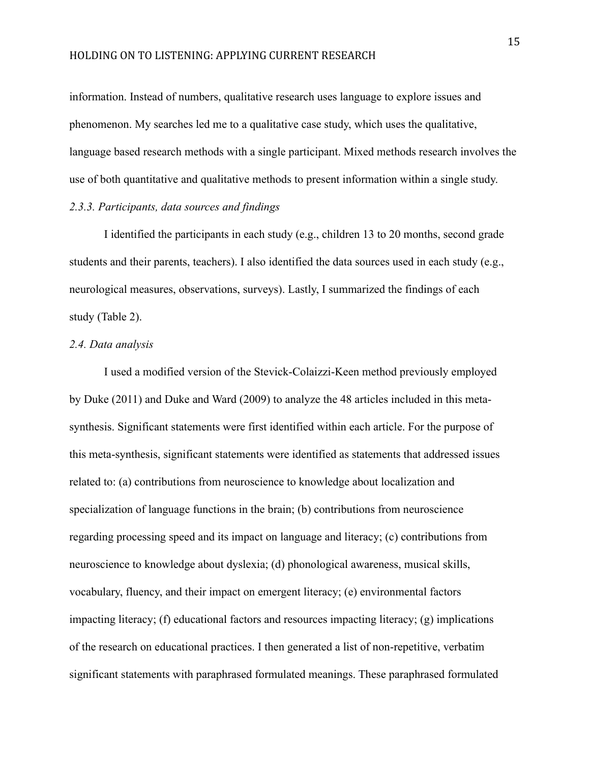information. Instead of numbers, qualitative research uses language to explore issues and phenomenon. My searches led me to a qualitative case study, which uses the qualitative, language based research methods with a single participant. Mixed methods research involves the use of both quantitative and qualitative methods to present information within a single study.

*2.3.3. Participants, data sources and findings*

I identified the participants in each study (e.g., children 13 to 20 months, second grade students and their parents, teachers). I also identified the data sources used in each study (e.g., neurological measures, observations, surveys). Lastly, I summarized the findings of each study (Table 2).

*2.4. Data analysis*

I used a modified version of the Stevick-Colaizzi-Keen method previously employed by Duke (2011) and Duke and Ward (2009) to analyze the 48 articles included in this meta-synthesis. Significant statements were first identified within each article. For the purpose of this meta-synthesis, significant statements were identified as statements that addressed issues related to: (a) contributions from neuroscience to knowledge about localization and specialization of language functions in the brain; (b) contributions from neuroscience regarding processing speed and its impact on language and literacy; (c) contributions from neuroscience to knowledge about dyslexia; (d) phonological awareness, musical skills, vocabulary, fluency, and their impact on emergent literacy; (e) environmental factors impacting literacy; (f) educational factors and resources impacting literacy; (g) implications of the research on educational practices. I then generated a list of non-repetitive, verbatim significant statements with paraphrased formulated meanings. These paraphrased formulated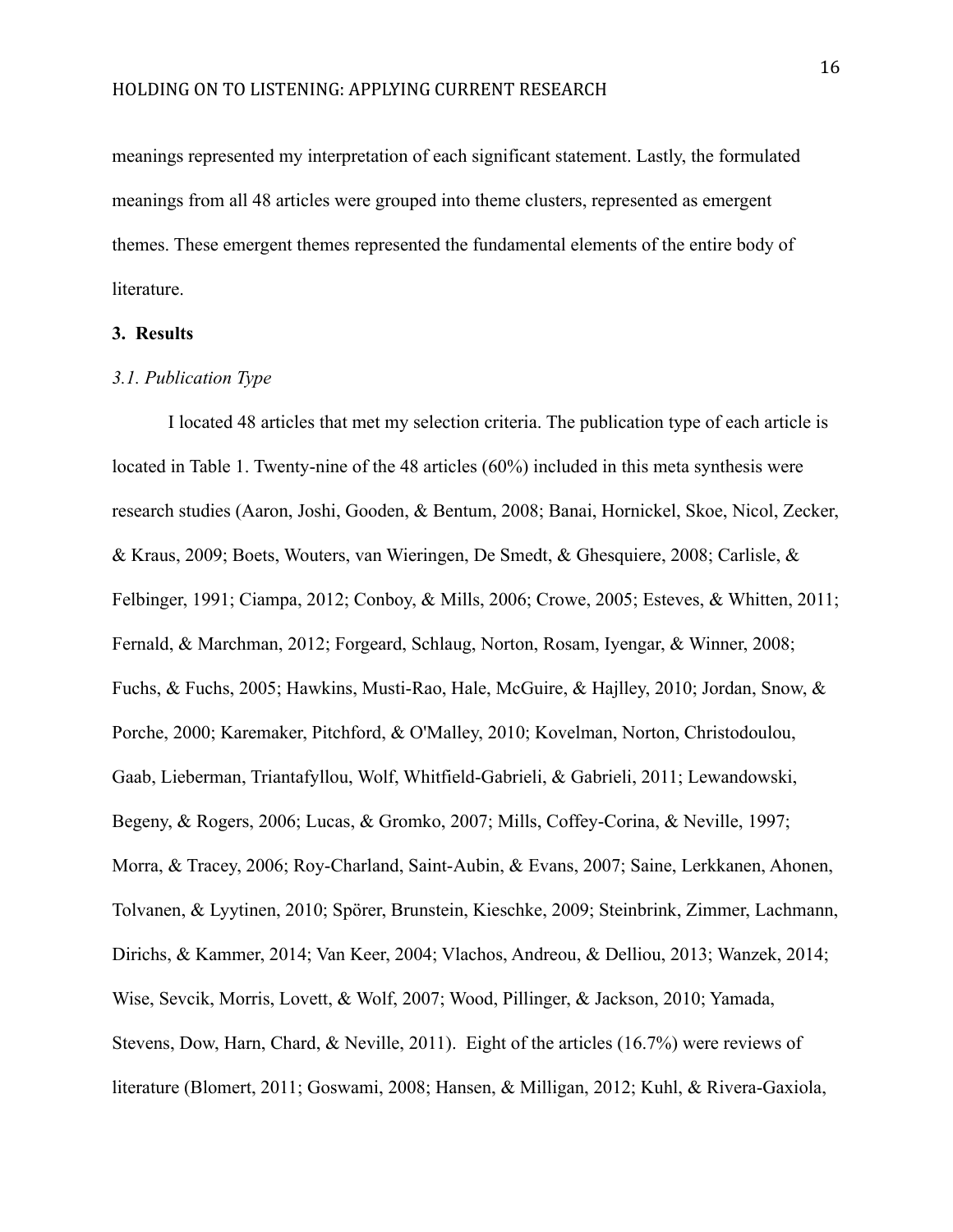meanings represented my interpretation of each significant statement. Lastly, the formulated meanings from all 48 articles were grouped into theme clusters, represented as emergent themes. These emergent themes represented the fundamental elements of the entire body of literature.

## 3. Results

### *3.1. Publication Type*

I located 48 articles that met my selection criteria. The publication type of each article is located in Table 1. Twenty-nine of the 48 articles (60%) included in this meta synthesis were research studies (Aaron, Joshi, Gooden, & Bentum, 2008; Banai, Hornickel, Skoe, Nicol, Zecker, & Kraus, 2009; Boets, Wouters, van Wieringen, De Smedt, & Ghesquiere, 2008; Carlisle, & Felbinger, 1991; Ciampa, 2012; Conboy, & Mills, 2006; Crowe, 2005; Esteves, & Whitten, 2011; Fernald, & Marchman, 2012; Forgeard, Schlaug, Norton, Rosam, Iyengar, & Winner, 2008; Fuchs, & Fuchs, 2005; Hawkins, Musti-Rao, Hale, McGuire, & Hajlley, 2010; Jordan, Snow, & Porche, 2000; Karemaker, Pitchford, & O'Malley, 2010; Kovelman, Norton, Christodoulou, Gaab, Lieberman, Triantafyllou, Wolf, Whitfield-Gabrieli, & Gabrieli, 2011; Lewandowski, Begeny, & Rogers, 2006; Lucas, & Gromko, 2007; Mills, Coffey-Corina, & Neville, 1997; Morra, & Tracey, 2006; Roy-Charland, Saint-Aubin, & Evans, 2007; Saine, Lerkkanen, Ahonen, Tolvanen, & Lyytinen, 2010; Spörer, Brunstein, Kieschke, 2009; Steinbrink, Zimmer, Lachmann, Dirichs, & Kammer, 2014; Van Keer, 2004; Vlachos, Andreou, & Delliou, 2013; Wanzek, 2014; Wise, Sevcik, Morris, Lovett, & Wolf, 2007; Wood, Pillinger, & Jackson, 2010; Yamada, Stevens, Dow, Harn, Chard, & Neville, 2011). Eight of the articles (16.7%) were reviews of literature (Blomert, 2011; Goswami, 2008; Hansen, & Milligan, 2012; Kuhl, & Rivera-Gaxiola,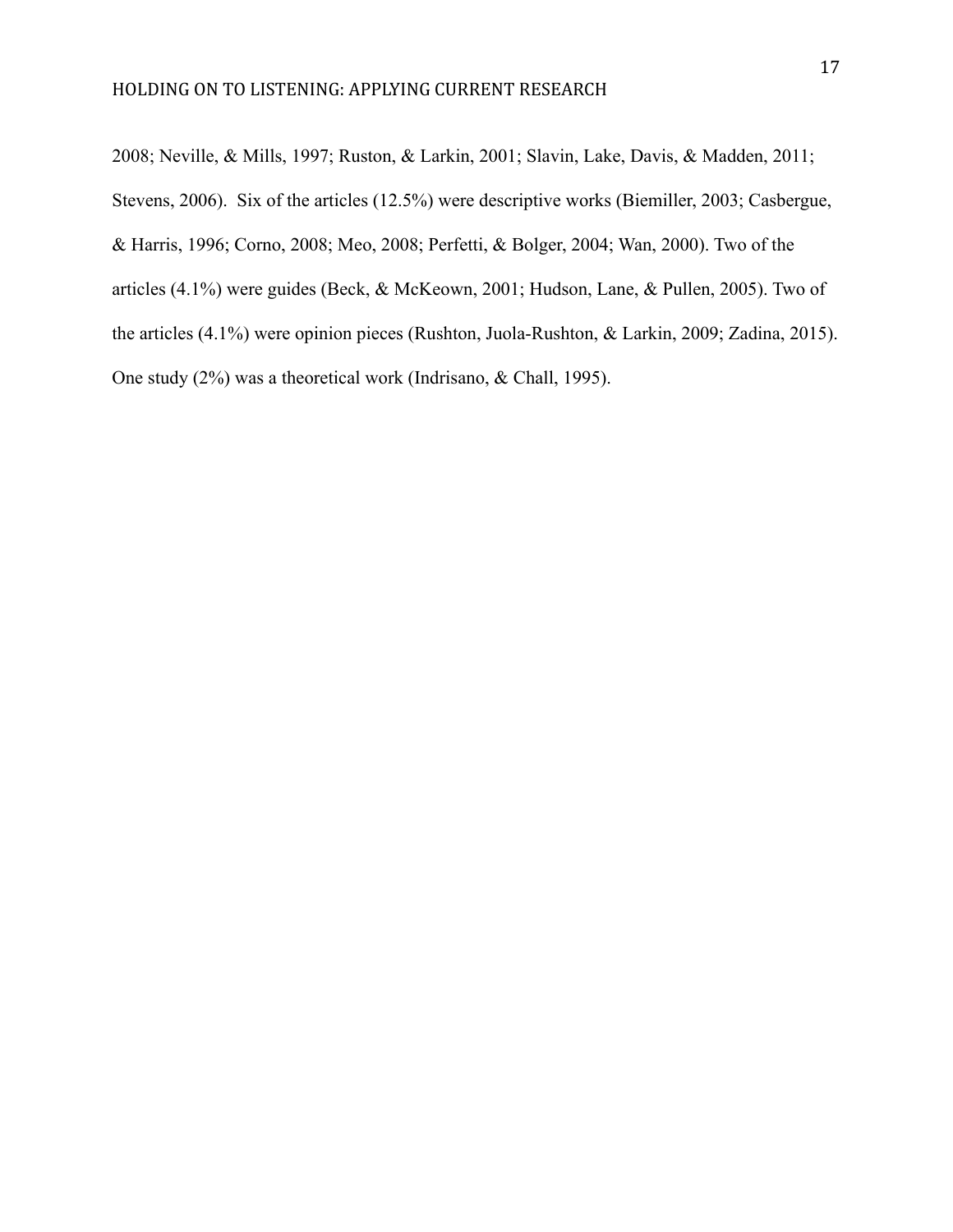2008; Neville, & Mills, 1997; Ruston, & Larkin, 2001; Slavin, Lake, Davis, & Madden, 2011; Stevens, 2006). Six of the articles (12.5%) were descriptive works (Biemiller, 2003; Casbergue, & Harris, 1996; Corno, 2008; Meo, 2008; Perfetti, & Bolger, 2004; Wan, 2000). Two of the articles (4.1%) were guides (Beck, & McKeown, 2001; Hudson, Lane, & Pullen, 2005). Two of the articles (4.1%) were opinion pieces (Rushton, Juola-Rushton, & Larkin, 2009; Zadina, 2015). One study (2%) was a theoretical work (Indrisano, & Chall, 1995).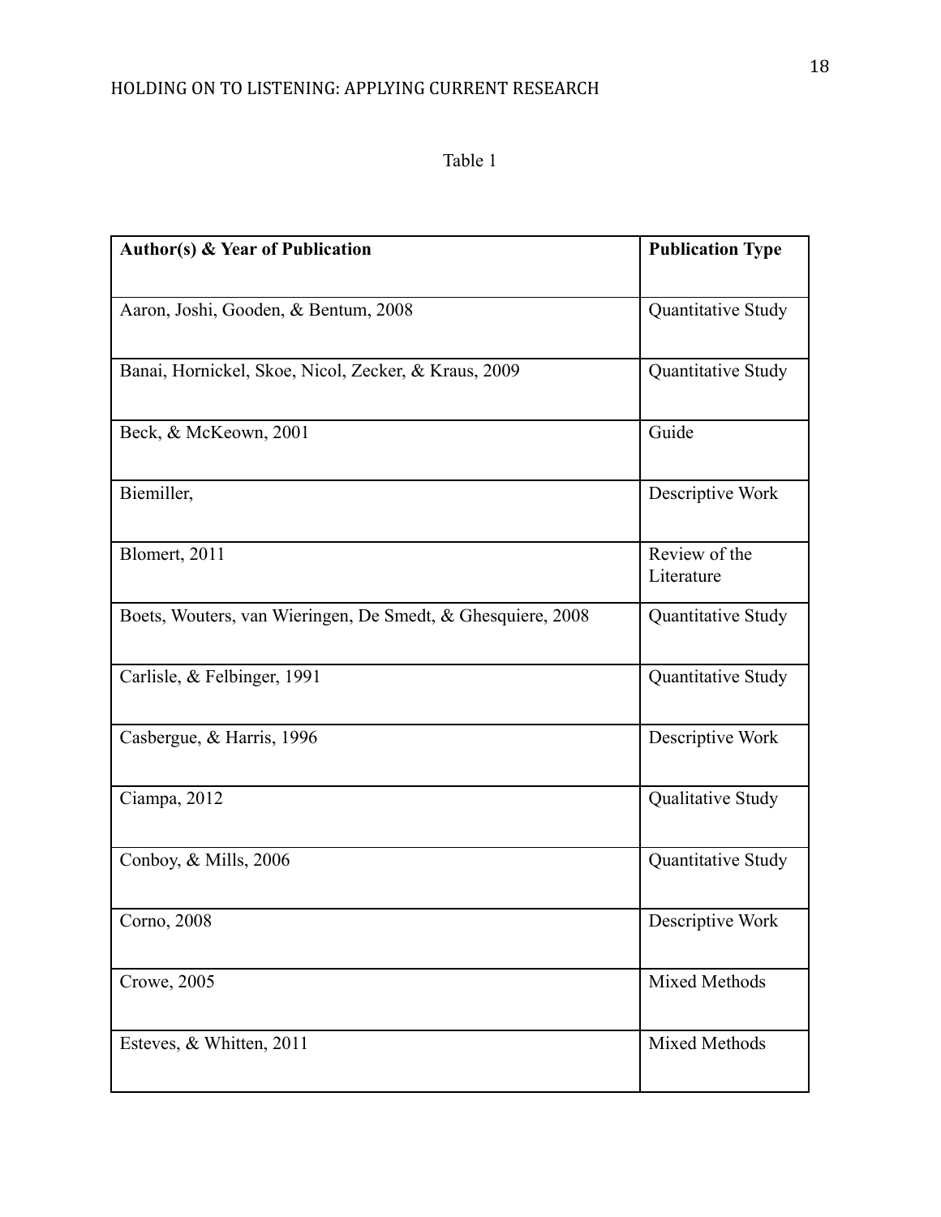Table 1

| Author(s) & Year of Publication | Publication Type |
|---|---|
| Aaron, Joshi, Gooden, & Bentum, 2008 | Quantitative Study |
| Banai, Hornickel, Skoe, Nicol, Zecker, & Kraus, 2009 | Quantitative Study |
| Beck, & McKeown, 2001 | Guide |
| Biemiller, | Descriptive Work |
| Blomert, 2011 | Review of the Literature |
| Boets, Wouters, van Wieringen, De Smedt, & Ghesquiere, 2008 | Quantitative Study |
| Carlisle, & Felbinger, 1991 | Quantitative Study |
| Casbergue, & Harris, 1996 | Descriptive Work |
| Ciampa, 2012 | Qualitative Study |
| Conboy, & Mills, 2006 | Quantitative Study |
| Corno, 2008 | Descriptive Work |
| Crowe, 2005 | Mixed Methods |
| Esteves, & Whitten, 2011 | Mixed Methods |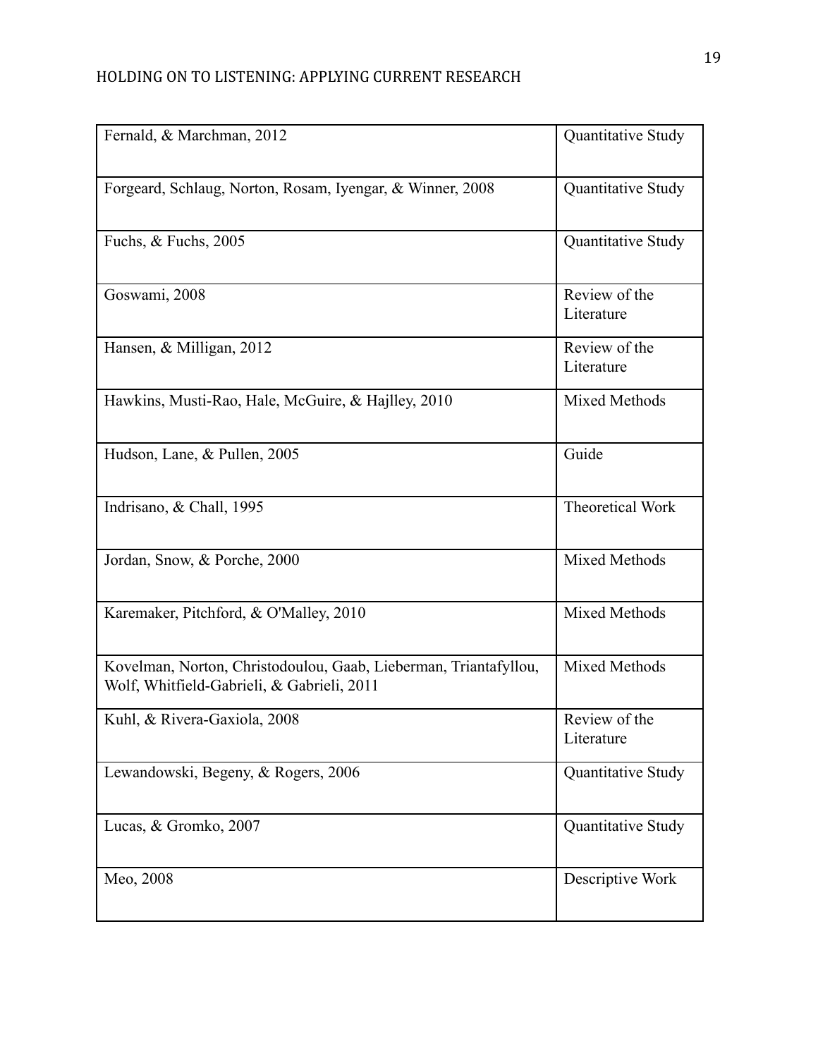| | |
|---|---|
| Fernald, & Marchman, 2012 | Quantitative Study |
| Forgeard, Schlaug, Norton, Rosam, Iyengar, & Winner, 2008 | Quantitative Study |
| Fuchs, & Fuchs, 2005 | Quantitative Study |
| Goswami, 2008 | Review of the Literature |
| Hansen, & Milligan, 2012 | Review of the Literature |
| Hawkins, Musti-Rao, Hale, McGuire, & Hajlley, 2010 | Mixed Methods |
| Hudson, Lane, & Pullen, 2005 | Guide |
| Indrisano, & Chall, 1995 | Theoretical Work |
| Jordan, Snow, & Porche, 2000 | Mixed Methods |
| Karemaker, Pitchford, & O'Malley, 2010 | Mixed Methods |
| Kovelman, Norton, Christodoulou, Gaab, Lieberman, Triantafyllou, Wolf, Whitfield-Gabrieli, & Gabrieli, 2011 | Mixed Methods |
| Kuhl, & Rivera-Gaxiola, 2008 | Review of the Literature |
| Lewandowski, Begeny, & Rogers, 2006 | Quantitative Study |
| Lucas, & Gromko, 2007 | Quantitative Study |
| Meo, 2008 | Descriptive Work |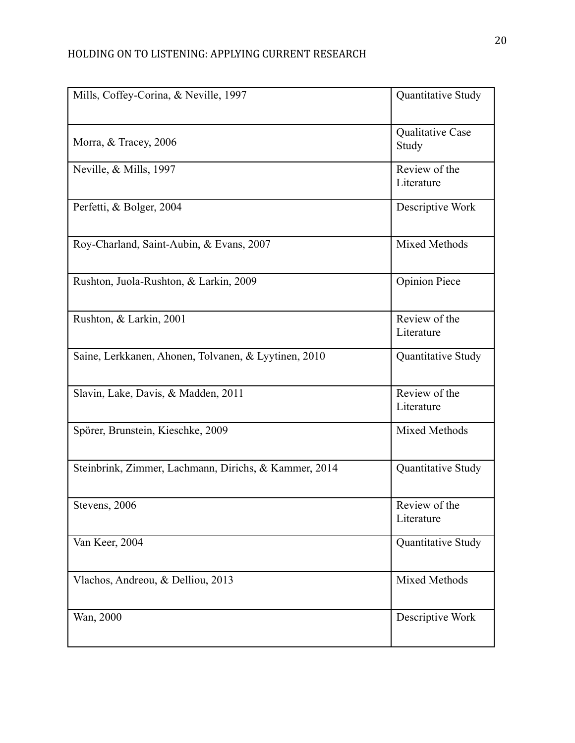| | |
|---|---|
| Mills, Coffey-Corina, & Neville, 1997 | Quantitative Study |
| Morra, & Tracey, 2006 | Qualitative Case Study |
| Neville, & Mills, 1997 | Review of the Literature |
| Perfetti, & Bolger, 2004 | Descriptive Work |
| Roy-Charland, Saint-Aubin, & Evans, 2007 | Mixed Methods |
| Rushton, Juola-Rushton, & Larkin, 2009 | Opinion Piece |
| Rushton, & Larkin, 2001 | Review of the Literature |
| Saine, Lerkkanen, Ahonen, Tolvanen, & Lyytinen, 2010 | Quantitative Study |
| Slavin, Lake, Davis, & Madden, 2011 | Review of the Literature |
| Spörer, Brunstein, Kieschke, 2009 | Mixed Methods |
| Steinbrink, Zimmer, Lachmann, Dirichs, & Kammer, 2014 | Quantitative Study |
| Stevens, 2006 | Review of the Literature |
| Van Keer, 2004 | Quantitative Study |
| Vlachos, Andreou, & Delliou, 2013 | Mixed Methods |
| Wan, 2000 | Descriptive Work |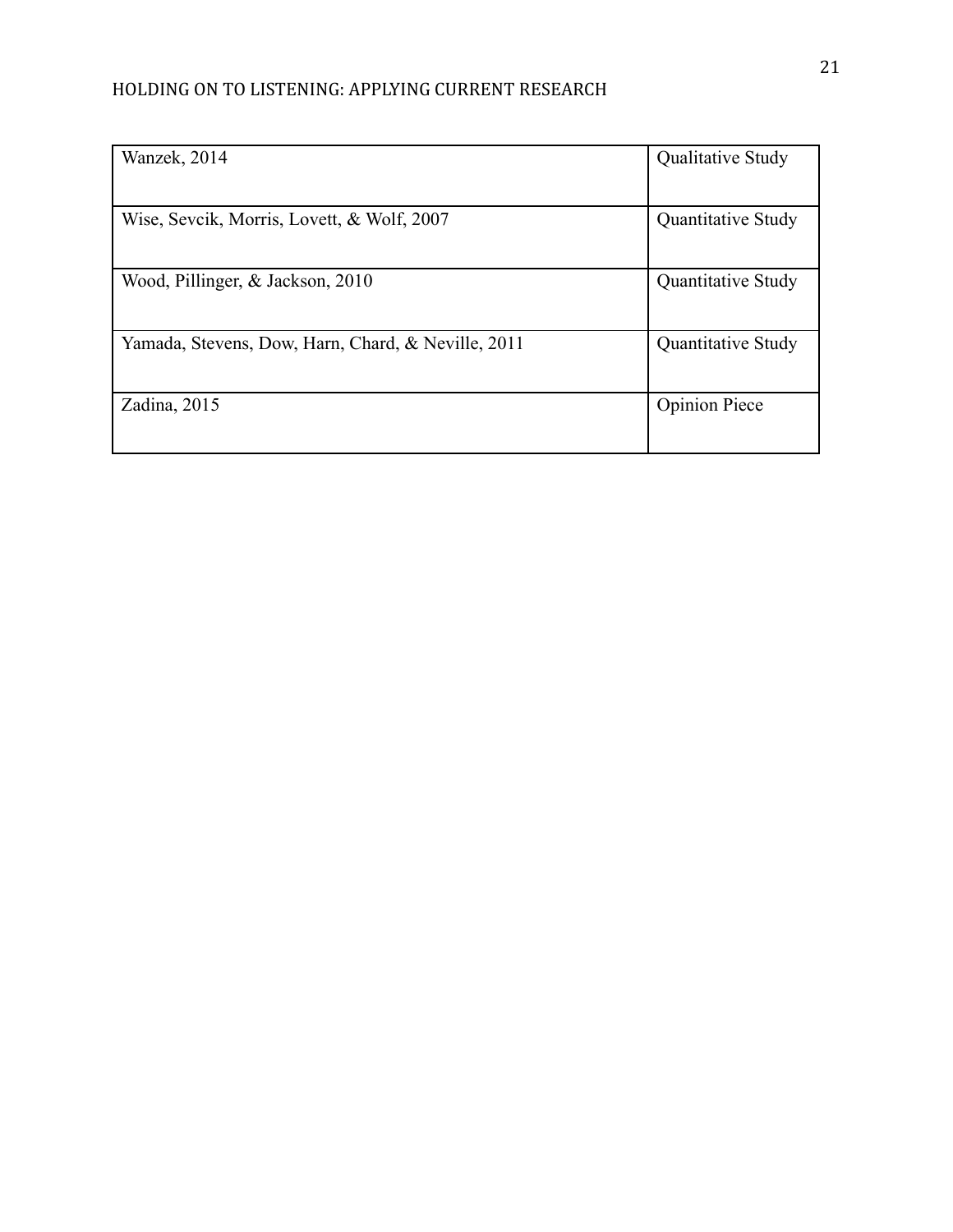| | |
|---|---|
| Wanzek, 2014 | Qualitative Study |
| Wise, Sevcik, Morris, Lovett, & Wolf, 2007 | Quantitative Study |
| Wood, Pillinger, & Jackson, 2010 | Quantitative Study |
| Yamada, Stevens, Dow, Harn, Chard, & Neville, 2011 | Quantitative Study |
| Zadina, 2015 | Opinion Piece |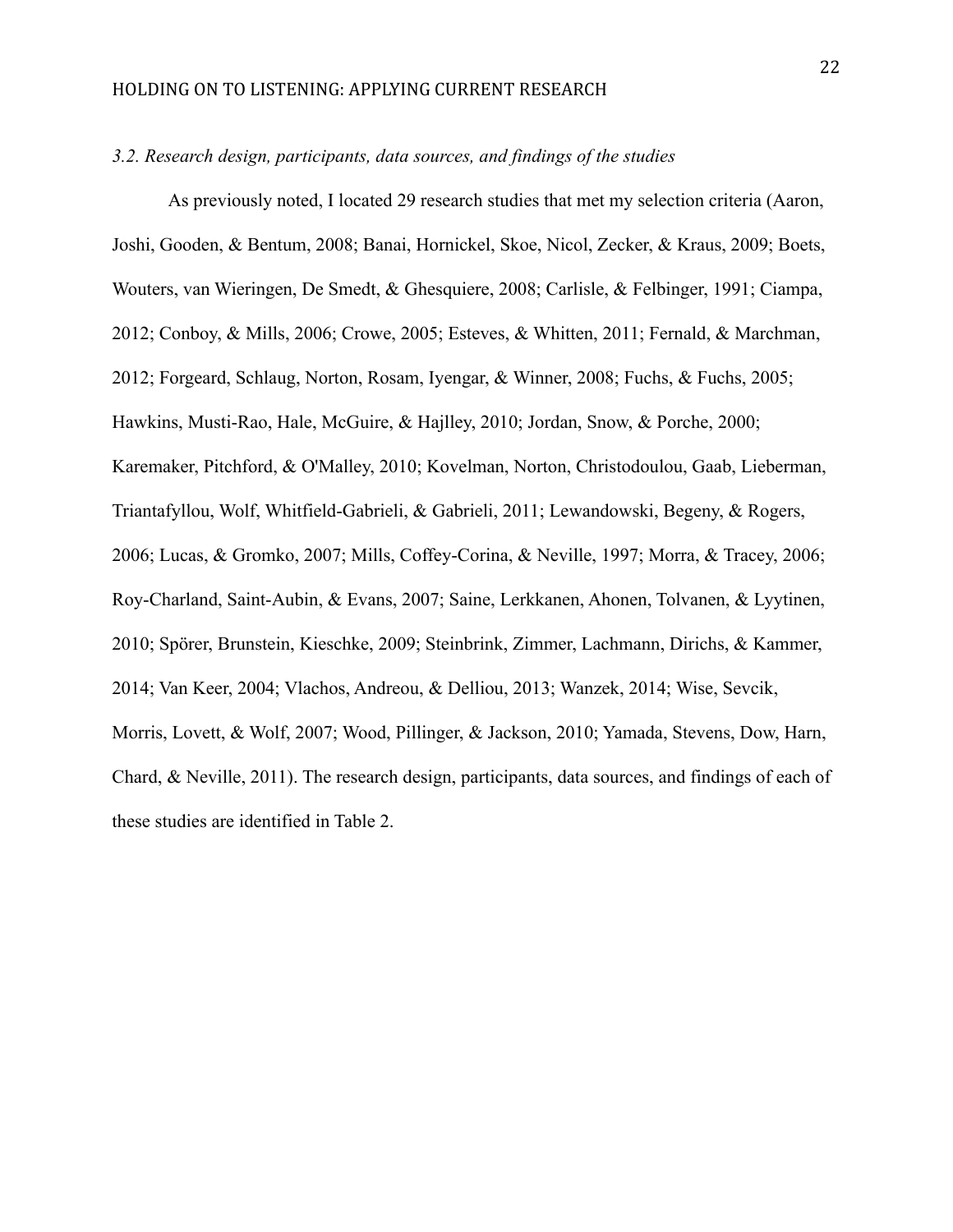*3.2. Research design, participants, data sources, and findings of the studies*

As previously noted, I located 29 research studies that met my selection criteria (Aaron, Joshi, Gooden, & Bentum, 2008; Banai, Hornickel, Skoe, Nicol, Zecker, & Kraus, 2009; Boets, Wouters, van Wieringen, De Smedt, & Ghesquiere, 2008; Carlisle, & Felbinger, 1991; Ciampa, 2012; Conboy, & Mills, 2006; Crowe, 2005; Esteves, & Whitten, 2011; Fernald, & Marchman, 2012; Forgeard, Schlaug, Norton, Rosam, Iyengar, & Winner, 2008; Fuchs, & Fuchs, 2005; Hawkins, Musti-Rao, Hale, McGuire, & Hajlley, 2010; Jordan, Snow, & Porche, 2000; Karemaker, Pitchford, & O'Malley, 2010; Kovelman, Norton, Christodoulou, Gaab, Lieberman, Triantafyllou, Wolf, Whitfield-Gabrieli, & Gabrieli, 2011; Lewandowski, Begeny, & Rogers, 2006; Lucas, & Gromko, 2007; Mills, Coffey-Corina, & Neville, 1997; Morra, & Tracey, 2006; Roy-Charland, Saint-Aubin, & Evans, 2007; Saine, Lerkkanen, Ahonen, Tolvanen, & Lyytinen, 2010; Spörer, Brunstein, Kieschke, 2009; Steinbrink, Zimmer, Lachmann, Dirichs, & Kammer, 2014; Van Keer, 2004; Vlachos, Andreou, & Delliou, 2013; Wanzek, 2014; Wise, Sevcik, Morris, Lovett, & Wolf, 2007; Wood, Pillinger, & Jackson, 2010; Yamada, Stevens, Dow, Harn, Chard, & Neville, 2011). The research design, participants, data sources, and findings of each of these studies are identified in Table 2.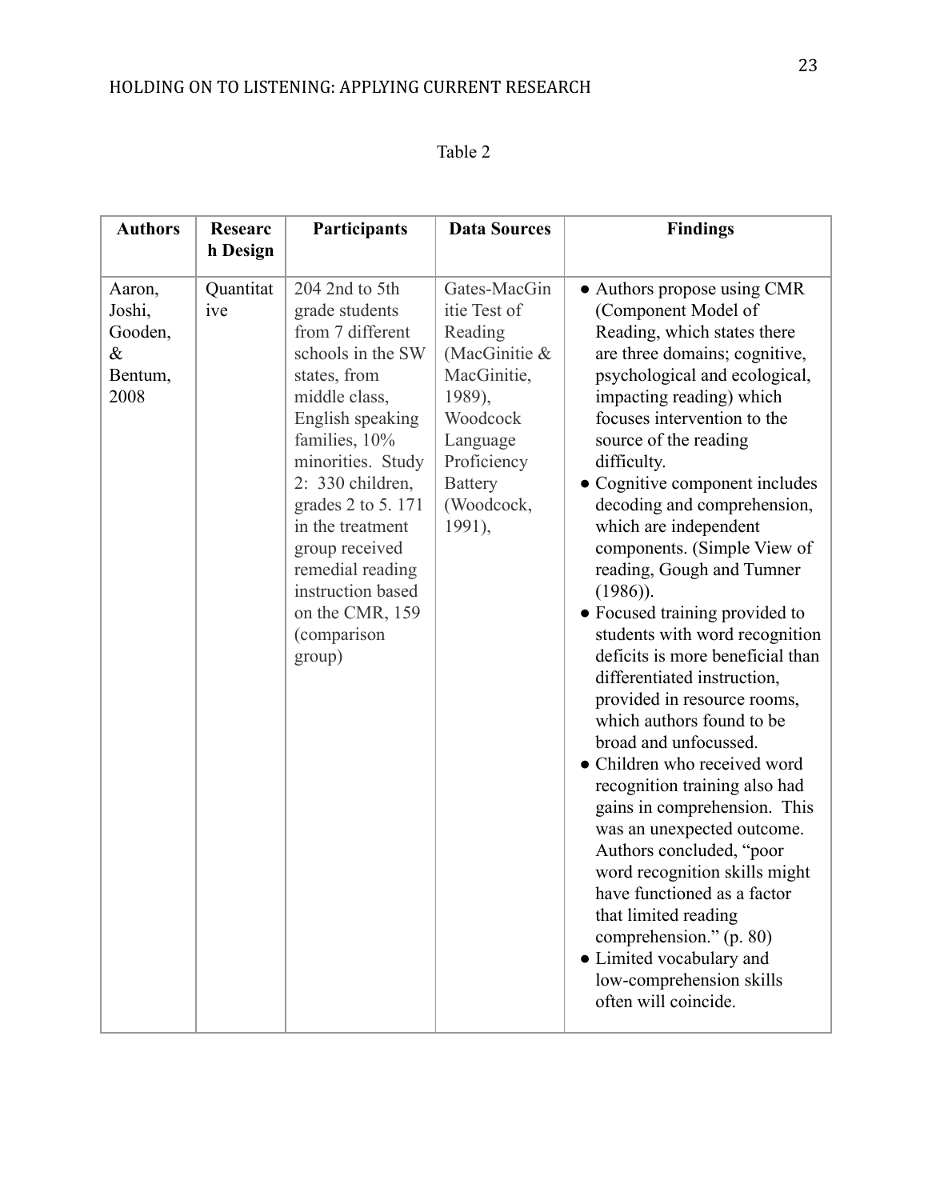Table 2

| Authors | Research Design | Participants | Data Sources | Findings |
|---|---|---|---|---|
| Aaron, Joshi, Gooden, & Bentum, 2008 | Quantitative | 204 2nd to 5th grade students from 7 different schools in the SW states, from middle class, English speaking families, 10% minorities. Study 2: 330 children, grades 2 to 5. 171 in the treatment group received remedial reading instruction based on the CMR, 159 (comparison group) | Gates-MacGinitie Test of Reading (MacGinitie & MacGinitie, 1989), Woodcock Language Proficiency Battery (Woodcock, 1991), | ● Authors propose using CMR (Component Model of Reading, which states there are three domains; cognitive, psychological and ecological, impacting reading) which focuses intervention to the source of the reading difficulty.<br>● Cognitive component includes decoding and comprehension, which are independent components. (Simple View of reading, Gough and Tumner (1986)).<br>● Focused training provided to students with word recognition deficits is more beneficial than differentiated instruction, provided in resource rooms, which authors found to be broad and unfocussed.<br>● Children who received word recognition training also had gains in comprehension. This was an unexpected outcome. Authors concluded, "poor word recognition skills might have functioned as a factor that limited reading comprehension." (p. 80)<br>● Limited vocabulary and low-comprehension skills often will coincide. |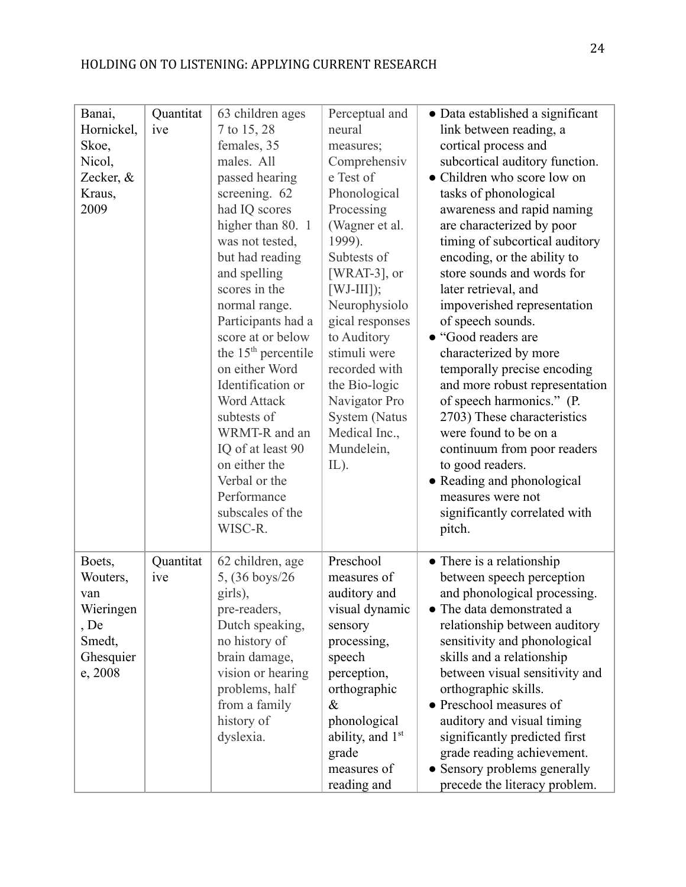| | | | | |
|---|---|---|---|---|
| Banai, Hornickel, Skoe, Nicol, Zecker, & Kraus, 2009 | Quantitative | 63 children ages 7 to 15, 28 females, 35 males. All passed hearing screening. 62 had IQ scores higher than 80. 1 was not tested, but had reading and spelling scores in the normal range. Participants had a score at or below the 15th percentile on either Word Identification or Word Attack subtests of WRMT-R and an IQ of at least 90 on either the Verbal or the Performance subscales of the WISC-R. | Perceptual and neural measures; Comprehensive Test of Phonological Processing (Wagner et al. 1999). Subtests of [WRAT-3], or [WJ-III]); Neurophysiological responses to Auditory stimuli were recorded with the Bio-logic Navigator Pro System (Natus Medical Inc., Mundelein, IL). | • Data established a significant link between reading, a cortical process and subcortical auditory function.<br>• Children who score low on tasks of phonological awareness and rapid naming are characterized by poor timing of subcortical auditory encoding, or the ability to store sounds and words for later retrieval, and impoverished representation of speech sounds.<br>• "Good readers are characterized by more temporally precise encoding and more robust representation of speech harmonics." (P. 2703) These characteristics were found to be on a continuum from poor readers to good readers.<br>• Reading and phonological measures were not significantly correlated with pitch. |
| Boets, Wouters, van Wieringen, De Smedt, Ghesquiere, 2008 | Quantitative | 62 children, age 5, (36 boys/26 girls), pre-readers, Dutch speaking, no history of brain damage, vision or hearing problems, half from a family history of dyslexia. | Preschool measures of auditory and visual dynamic sensory processing, speech perception, orthographic & phonological ability, and 1st grade measures of reading and | • There is a relationship between speech perception and phonological processing.<br>• The data demonstrated a relationship between auditory sensitivity and phonological skills and a relationship between visual sensitivity and orthographic skills.<br>• Preschool measures of auditory and visual timing significantly predicted first grade reading achievement.<br>• Sensory problems generally precede the literacy problem. |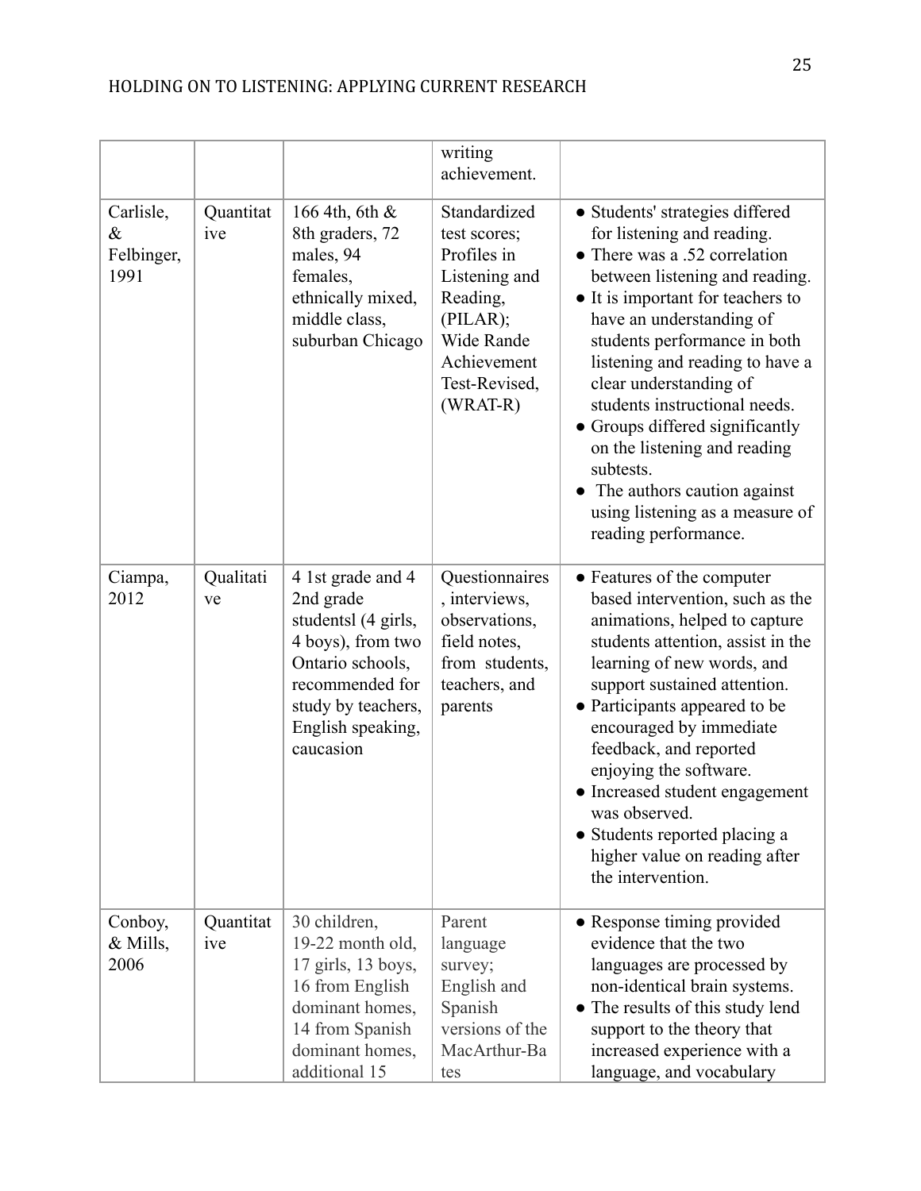| | | | | |
|---|---|---|---|---|
| | | | writing achievement. | |
| Carlisle, & Felbinger, 1991 | Quantitative | 166 4th, 6th & 8th graders, 72 males, 94 females, ethnically mixed, middle class, suburban Chicago | Standardized test scores; Profiles in Listening and Reading, (PILAR); Wide Rande Achievement Test-Revised, (WRAT-R) | ● Students' strategies differed for listening and reading.<br>● There was a .52 correlation between listening and reading.<br>● It is important for teachers to have an understanding of students performance in both listening and reading to have a clear understanding of students instructional needs.<br>● Groups differed significantly on the listening and reading subtests.<br>● The authors caution against using listening as a measure of reading performance. |
| Ciampa, 2012 | Qualitative | 4 1st grade and 4 2nd grade studentsl (4 girls, 4 boys), from two Ontario schools, recommended for study by teachers, English speaking, caucasion | Questionnaires, interviews, observations, field notes, from students, teachers, and parents | ● Features of the computer based intervention, such as the animations, helped to capture students attention, assist in the learning of new words, and support sustained attention.<br>● Participants appeared to be encouraged by immediate feedback, and reported enjoying the software.<br>● Increased student engagement was observed.<br>● Students reported placing a higher value on reading after the intervention. |
| Conboy, & Mills, 2006 | Quantitative | 30 children, 19-22 month old, 17 girls, 13 boys, 16 from English dominant homes, 14 from Spanish dominant homes, additional 15 | Parent language survey; English and Spanish versions of the MacArthur-Bates | ● Response timing provided evidence that the two languages are processed by non-identical brain systems.<br>● The results of this study lend support to the theory that increased experience with a language, and vocabulary |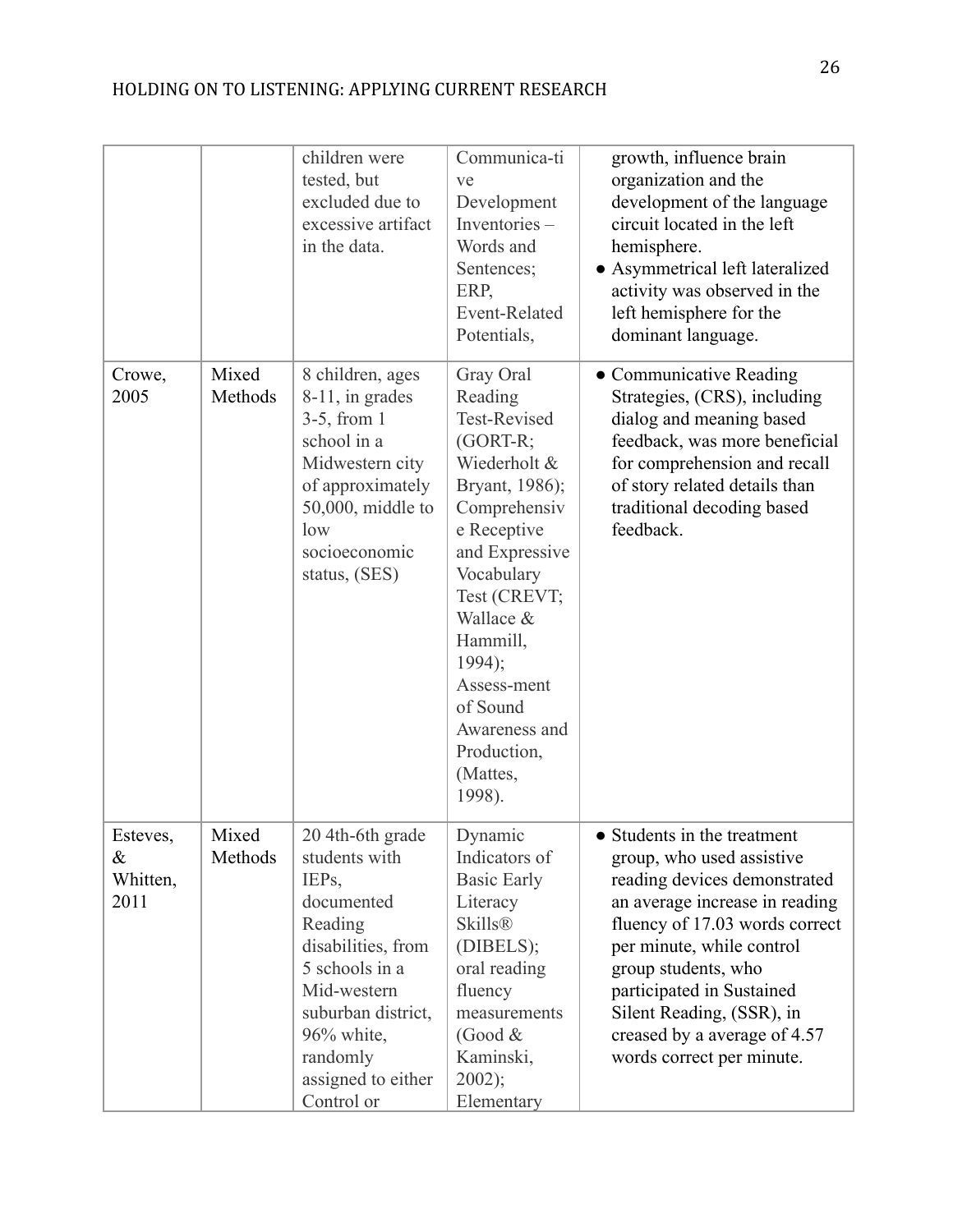| | | | | |
|---|---|---|---|---|
| | | children were tested, but excluded due to excessive artifact in the data. | Communicative Development Inventories – Words and Sentences; ERP, Event-Related Potentials, | growth, influence brain organization and the development of the language circuit located in the left hemisphere.<br>● Asymmetrical left lateralized activity was observed in the left hemisphere for the dominant language. |
| Crowe, 2005 | Mixed Methods | 8 children, ages 8-11, in grades 3-5, from 1 school in a Midwestern city of approximately 50,000, middle to low socioeconomic status, (SES) | Gray Oral Reading Test-Revised (GORT-R; Wiederholt & Bryant, 1986); Comprehensive Receptive and Expressive Vocabulary Test (CREVT; Wallace & Hammill, 1994); Assess-ment of Sound Awareness and Production, (Mattes, 1998). | ● Communicative Reading Strategies, (CRS), including dialog and meaning based feedback, was more beneficial for comprehension and recall of story related details than traditional decoding based feedback. |
| Esteves, & Whitten, 2011 | Mixed Methods | 20 4th-6th grade students with IEPs, documented Reading disabilities, from 5 schools in a Mid-western suburban district, 96% white, randomly assigned to either Control or | Dynamic Indicators of Basic Early Literacy Skills® (DIBELS); oral reading fluency measurements (Good & Kaminski, 2002); Elementary | ● Students in the treatment group, who used assistive reading devices demonstrated an average increase in reading fluency of 17.03 words correct per minute, while control group students, who participated in Sustained Silent Reading, (SSR), in creased by a average of 4.57 words correct per minute. |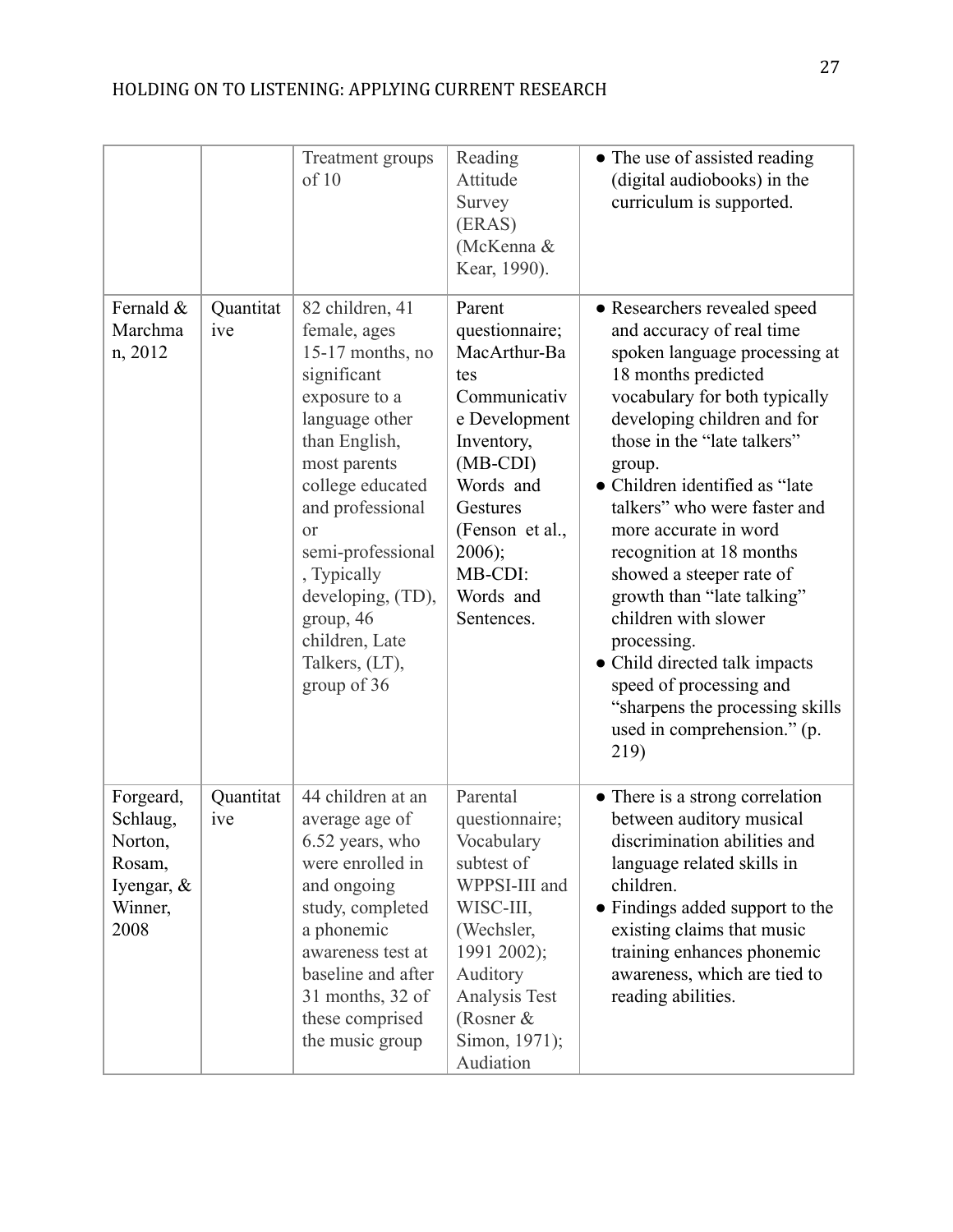| | | | | |
|---|---|---|---|---|
| | | Treatment groups of 10 | Reading Attitude Survey (ERAS) (McKenna & Kear, 1990). | • The use of assisted reading (digital audiobooks) in the curriculum is supported. |
| Fernald & Marchman, 2012 | Quantitative | 82 children, 41 female, ages 15-17 months, no significant exposure to a language other than English, most parents college educated and professional or semi-professional, Typically developing, (TD), group, 46 children, Late Talkers, (LT), group of 36 | Parent questionnaire; MacArthur-Bates Communicative Development Inventory, (MB-CDI) Words and Gestures (Fenson et al., 2006); MB-CDI: Words and Sentences. | • Researchers revealed speed and accuracy of real time spoken language processing at 18 months predicted vocabulary for both typically developing children and for those in the "late talkers" group.<br>• Children identified as "late talkers" who were faster and more accurate in word recognition at 18 months showed a steeper rate of growth than "late talking" children with slower processing.<br>• Child directed talk impacts speed of processing and "sharpens the processing skills used in comprehension." (p. 219) |
| Forgeard, Schlaug, Norton, Rosam, Iyengar, & Winner, 2008 | Quantitative | 44 children at an average age of 6.52 years, who were enrolled in and ongoing study, completed a phonemic awareness test at baseline and after 31 months, 32 of these comprised the music group | Parental questionnaire; Vocabulary subtest of WPPSI-III and WISC-III, (Wechsler, 1991 2002); Auditory Analysis Test (Rosner & Simon, 1971); Audiation | • There is a strong correlation between auditory musical discrimination abilities and language related skills in children.<br>• Findings added support to the existing claims that music training enhances phonemic awareness, which are tied to reading abilities. |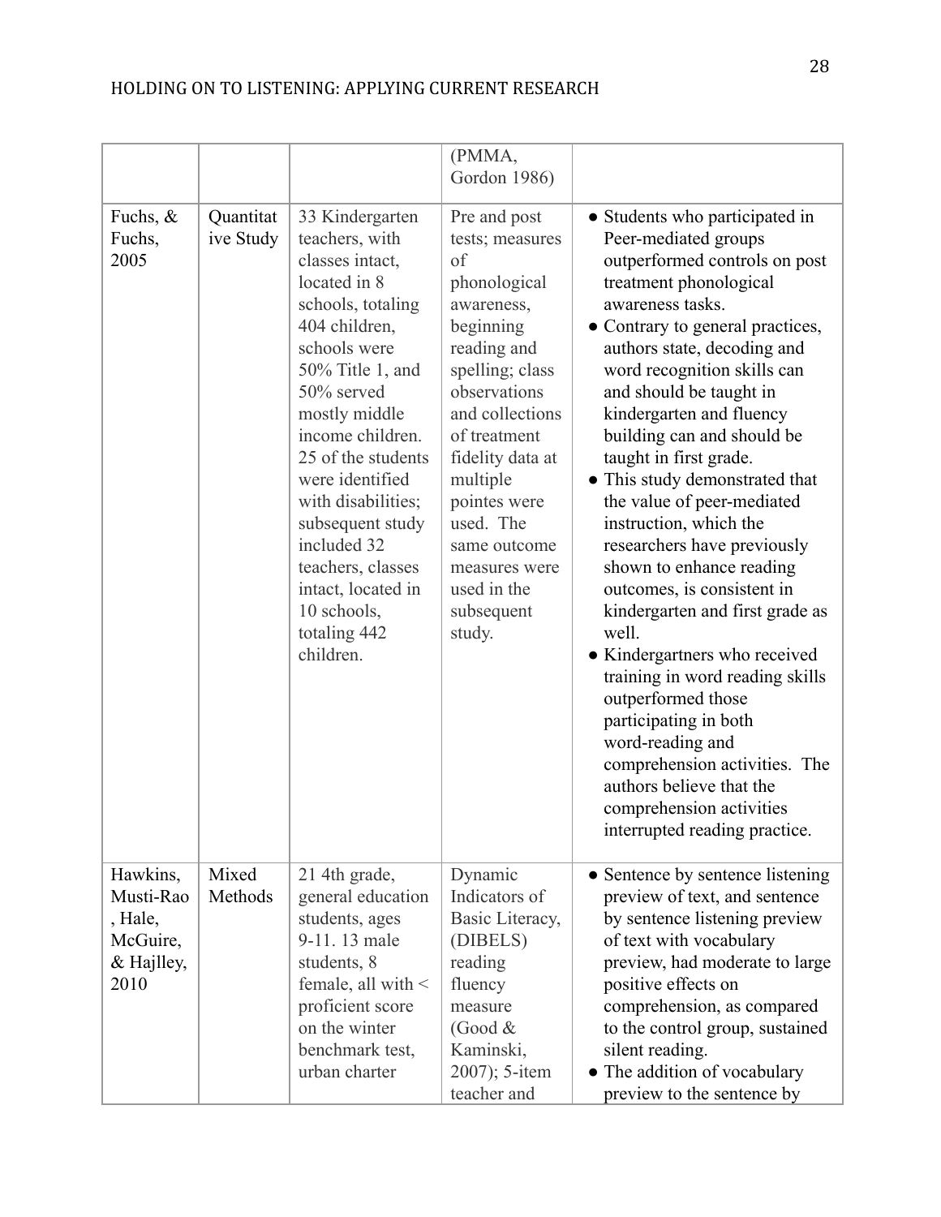| | | | | |
|---|---|---|---|---|
| | | | (PMMA, Gordon 1986) | |
| Fuchs, & Fuchs, 2005 | Quantitative Study | 33 Kindergarten teachers, with classes intact, located in 8 schools, totaling 404 children, schools were 50% Title 1, and 50% served mostly middle income children. 25 of the students were identified with disabilities; subsequent study included 32 teachers, classes intact, located in 10 schools, totaling 442 children. | Pre and post tests; measures of phonological awareness, beginning reading and spelling; class observations and collections of treatment fidelity data at multiple pointes were used. The same outcome measures were used in the subsequent study. | ● Students who participated in Peer-mediated groups outperformed controls on post treatment phonological awareness tasks.<br>● Contrary to general practices, authors state, decoding and word recognition skills can and should be taught in kindergarten and fluency building can and should be taught in first grade.<br>● This study demonstrated that the value of peer-mediated instruction, which the researchers have previously shown to enhance reading outcomes, is consistent in kindergarten and first grade as well.<br>● Kindergartners who received training in word reading skills outperformed those participating in both word-reading and comprehension activities. The authors believe that the comprehension activities interrupted reading practice. |
| Hawkins, Musti-Rao, Hale, McGuire, & Hajlley, 2010 | Mixed Methods | 21 4th grade, general education students, ages 9-11. 13 male students, 8 female, all with < proficient score on the winter benchmark test, urban charter | Dynamic Indicators of Basic Literacy, (DIBELS) reading fluency measure (Good & Kaminski, 2007); 5-item teacher and | ● Sentence by sentence listening preview of text, and sentence by sentence listening preview of text with vocabulary preview, had moderate to large positive effects on comprehension, as compared to the control group, sustained silent reading.<br>● The addition of vocabulary preview to the sentence by |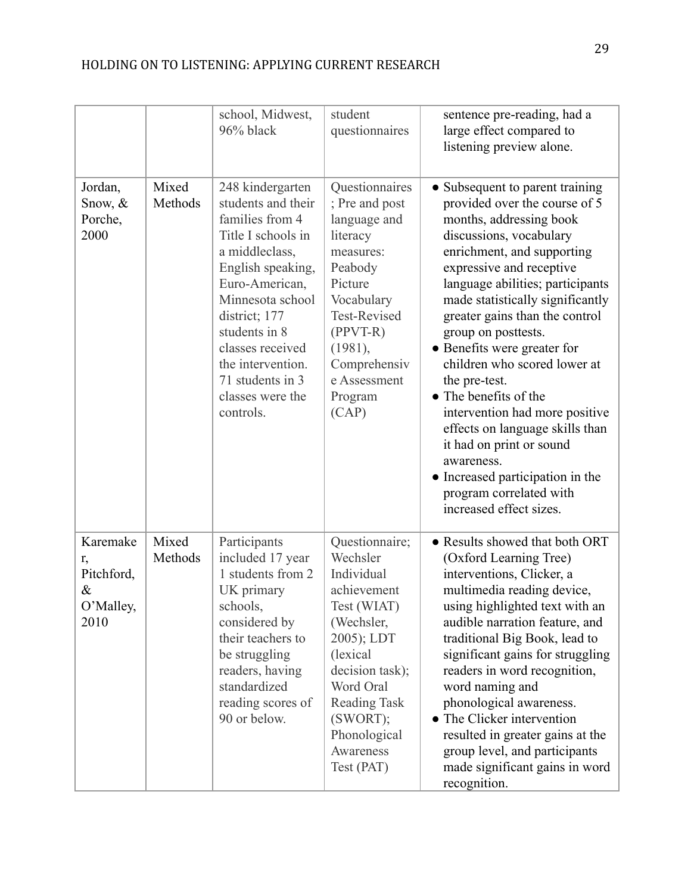| | | | | |
|---|---|---|---|---|
| | | school, Midwest, 96% black | student questionnaires | sentence pre-reading, had a large effect compared to listening preview alone. |
| Jordan, Snow, & Porche, 2000 | Mixed Methods | 248 kindergarten students and their families from 4 Title I schools in a middleclass, English speaking, Euro-American, Minnesota school district; 177 students in 8 classes received the intervention. 71 students in 3 classes were the controls. | Questionnaires; Pre and post language and literacy measures: Peabody Picture Vocabulary Test-Revised (PPVT-R) (1981), Comprehensive Assessment Program (CAP) | ● Subsequent to parent training provided over the course of 5 months, addressing book discussions, vocabulary enrichment, and supporting expressive and receptive language abilities; participants made statistically significantly greater gains than the control group on posttests.<br>● Benefits were greater for children who scored lower at the pre-test.<br>● The benefits of the intervention had more positive effects on language skills than it had on print or sound awareness.<br>● Increased participation in the program correlated with increased effect sizes. |
| Karemaker, Pitchford, & O'Malley, 2010 | Mixed Methods | Participants included 17 year 1 students from 2 UK primary schools, considered by their teachers to be struggling readers, having standardized reading scores of 90 or below. | Questionnaire; Wechsler Individual achievement Test (WIAT) (Wechsler, 2005); LDT (lexical decision task); Word Oral Reading Task (SWORT); Phonological Awareness Test (PAT) | ● Results showed that both ORT (Oxford Learning Tree) interventions, Clicker, a multimedia reading device, using highlighted text with an audible narration feature, and traditional Big Book, lead to significant gains for struggling readers in word recognition, word naming and phonological awareness.<br>● The Clicker intervention resulted in greater gains at the group level, and participants made significant gains in word recognition. |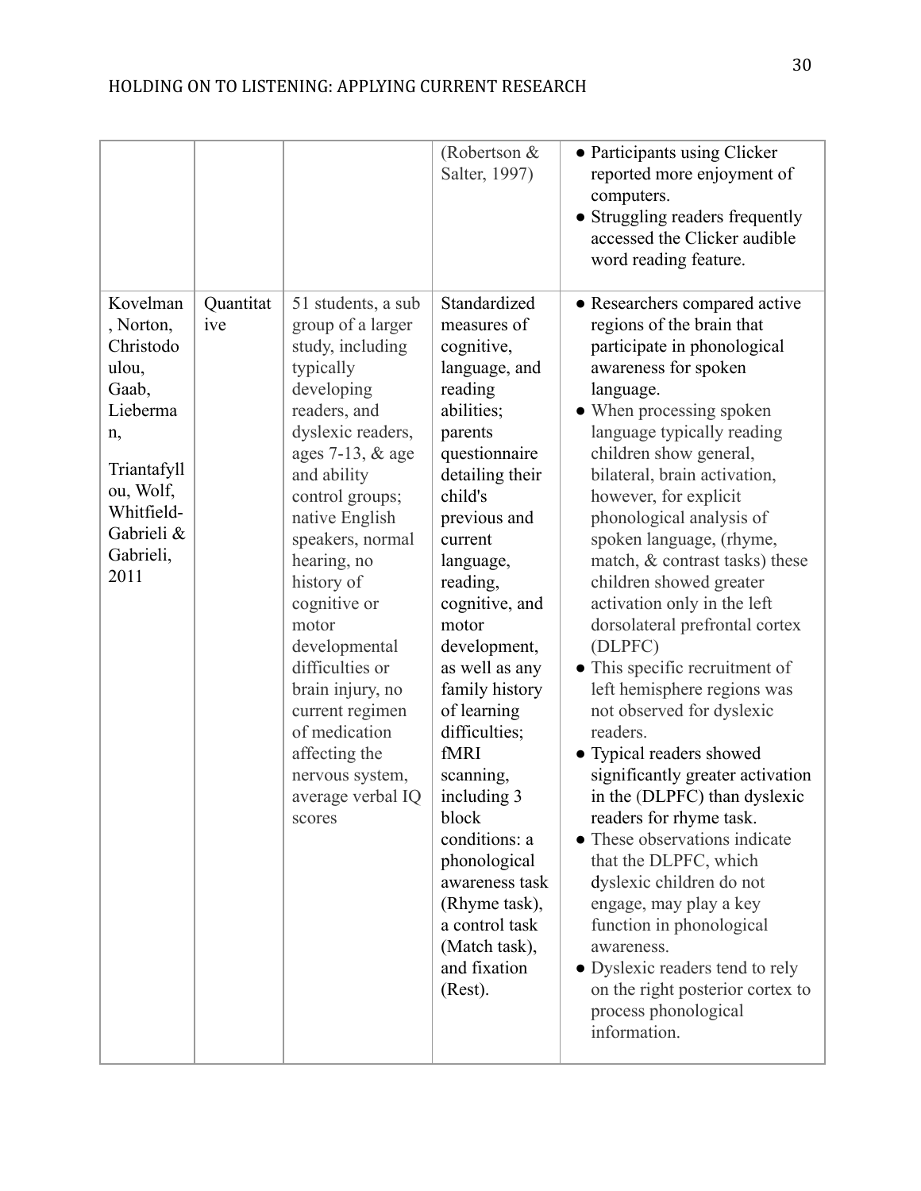| | | | | |
|---|---|---|---|---|
| | | | (Robertson & Salter, 1997) | ● Participants using Clicker reported more enjoyment of computers.<br>● Struggling readers frequently accessed the Clicker audible word reading feature. |
| Kovelman, Norton, Christodoulou, Gaab, Lieberman, Triantafyllou, Wolf, Whitfield-Gabrieli & Gabrieli, 2011 | Quantitative | 51 students, a sub group of a larger study, including typically developing readers, and dyslexic readers, ages 7-13, & age and ability control groups; native English speakers, normal hearing, no history of cognitive or motor developmental difficulties or brain injury, no current regimen of medication affecting the nervous system, average verbal IQ scores | Standardized measures of cognitive, language, and reading abilities; parents questionnaire detailing their child's previous and current language, reading, cognitive, and motor development, as well as any family history of learning difficulties; fMRI scanning, including 3 block conditions: a phonological awareness task (Rhyme task), a control task (Match task), and fixation (Rest). | ● Researchers compared active regions of the brain that participate in phonological awareness for spoken language.<br>● When processing spoken language typically reading children show general, bilateral, brain activation, however, for explicit phonological analysis of spoken language, (rhyme, match, & contrast tasks) these children showed greater activation only in the left dorsolateral prefrontal cortex (DLPFC)<br>● This specific recruitment of left hemisphere regions was not observed for dyslexic readers.<br>● Typical readers showed significantly greater activation in the (DLPFC) than dyslexic readers for rhyme task.<br>● These observations indicate that the DLPFC, which dyslexic children do not engage, may play a key function in phonological awareness.<br>● Dyslexic readers tend to rely on the right posterior cortex to process phonological information. |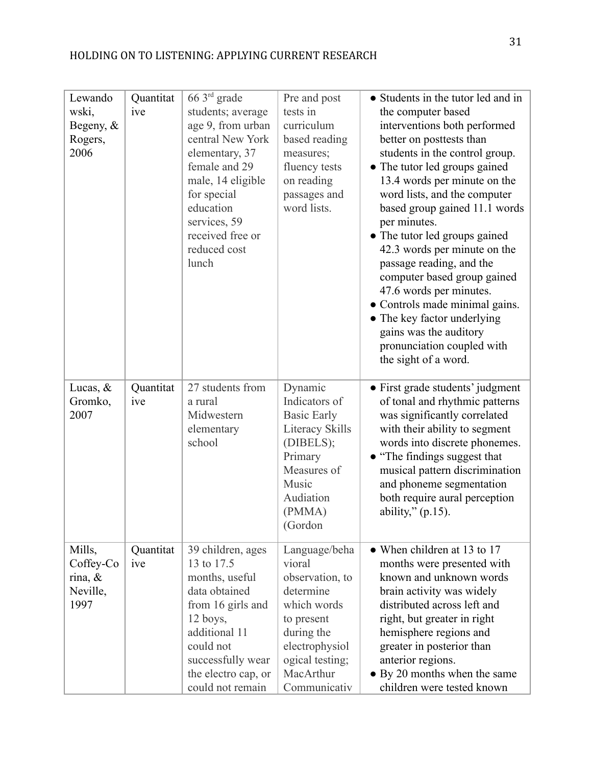| | | | | |
|---|---|---|---|---|
| Lewandowski, Begeny, & Rogers, 2006 | Quantitative | 66 3rd grade students; average age 9, from urban central New York elementary, 37 female and 29 male, 14 eligible for special education services, 59 received free or reduced cost lunch | Pre and post tests in curriculum based reading measures; fluency tests on reading passages and word lists. | • Students in the tutor led and in the computer based interventions both performed better on posttests than students in the control group.<br>• The tutor led groups gained 13.4 words per minute on the word lists, and the computer based group gained 11.1 words per minutes.<br>• The tutor led groups gained 42.3 words per minute on the passage reading, and the computer based group gained 47.6 words per minutes.<br>• Controls made minimal gains.<br>• The key factor underlying gains was the auditory pronunciation coupled with the sight of a word. |
| Lucas, & Gromko, 2007 | Quantitative | 27 students from a rural Midwestern elementary school | Dynamic Indicators of Basic Early Literacy Skills (DIBELS); Primary Measures of Music Audiation (PMMA) (Gordon | • First grade students' judgment of tonal and rhythmic patterns was significantly correlated with their ability to segment words into discrete phonemes.<br>• "The findings suggest that musical pattern discrimination and phoneme segmentation both require aural perception ability," (p.15). |
| Mills, Coffey-Corina, & Neville, 1997 | Quantitative | 39 children, ages 13 to 17.5 months, useful data obtained from 16 girls and 12 boys, additional 11 could not successfully wear the electro cap, or could not remain | Language/behavioral observation, to determine which words to present during the electrophysiological testing; MacArthur Communicativ | • When children at 13 to 17 months were presented with known and unknown words brain activity was widely distributed across left and right, but greater in right hemisphere regions and greater in posterior than anterior regions.<br>• By 20 months when the same children were tested known |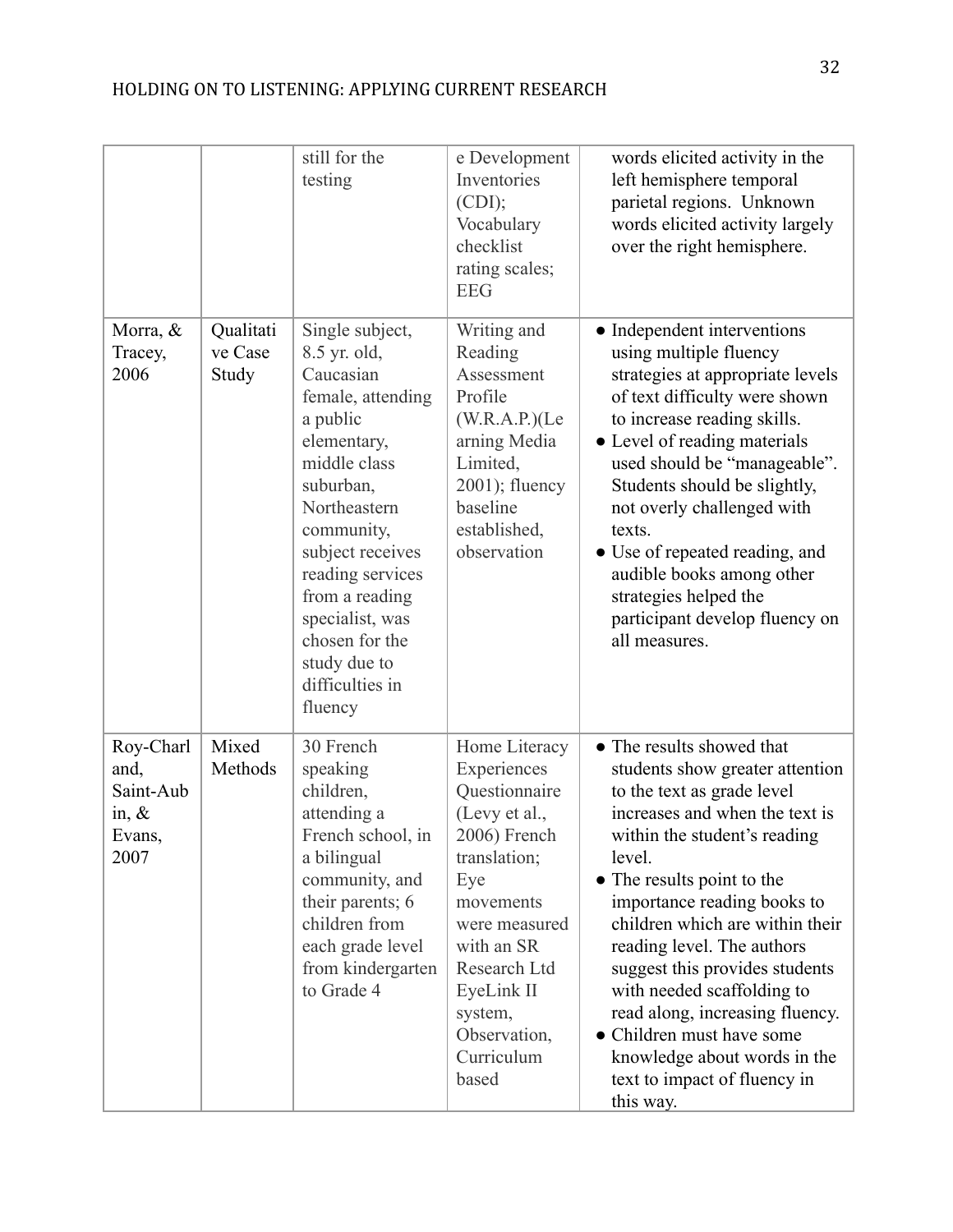| | | | | |
|---|---|---|---|---|
| | | still for the testing | e Development Inventories (CDI); Vocabulary checklist rating scales; EEG | words elicited activity in the left hemisphere temporal parietal regions. Unknown words elicited activity largely over the right hemisphere. |
| Morra, & Tracey, 2006 | Qualitative Case Study | Single subject, 8.5 yr. old, Caucasian female, attending a public elementary, middle class suburban, Northeastern community, subject receives reading services from a reading specialist, was chosen for the study due to difficulties in fluency | Writing and Reading Assessment Profile (W.R.A.P.)(Learning Media Limited, 2001); fluency baseline established, observation | ● Independent interventions using multiple fluency strategies at appropriate levels of text difficulty were shown to increase reading skills. ● Level of reading materials used should be "manageable". Students should be slightly, not overly challenged with texts. ● Use of repeated reading, and audible books among other strategies helped the participant develop fluency on all measures. |
| Roy-Charland, Saint-Aubin, & Evans, 2007 | Mixed Methods | 30 French speaking children, attending a French school, in a bilingual community, and their parents; 6 children from each grade level from kindergarten to Grade 4 | Home Literacy Experiences Questionnaire (Levy et al., 2006) French translation; Eye movements were measured with an SR Research Ltd EyeLink II system, Observation, Curriculum based | ● The results showed that students show greater attention to the text as grade level increases and when the text is within the student's reading level. ● The results point to the importance reading books to children which are within their reading level. The authors suggest this provides students with needed scaffolding to read along, increasing fluency. ● Children must have some knowledge about words in the text to impact of fluency in this way. |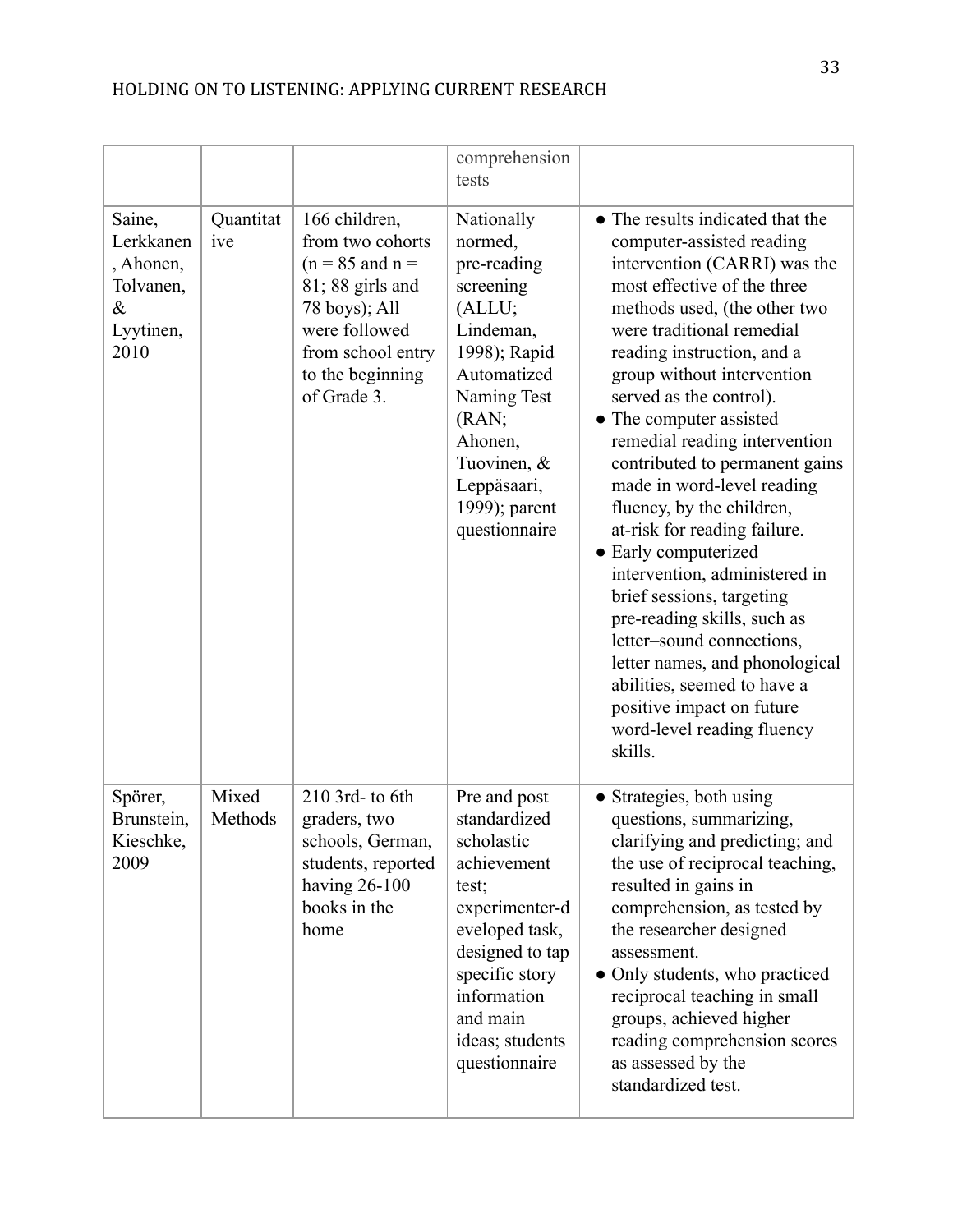| | | | comprehension tests | |
|---|---|---|---|---|
| Saine, Lerkkanen, Ahonen, Tolvanen, & Lyytinen, 2010 | Quantitative | 166 children, from two cohorts (n = 85 and n = 81; 88 girls and 78 boys); All were followed from school entry to the beginning of Grade 3. | Nationally normed, pre-reading screening (ALLU; Lindeman, 1998); Rapid Automatized Naming Test (RAN; Ahonen, Tuovinen, & Leppäsaari, 1999); parent questionnaire | ● The results indicated that the computer-assisted reading intervention (CARRI) was the most effective of the three methods used, (the other two were traditional remedial reading instruction, and a group without intervention served as the control).<br>● The computer assisted remedial reading intervention contributed to permanent gains made in word-level reading fluency, by the children, at-risk for reading failure.<br>● Early computerized intervention, administered in brief sessions, targeting pre-reading skills, such as letter–sound connections, letter names, and phonological abilities, seemed to have a positive impact on future word-level reading fluency skills. |
| Spörer, Brunstein, Kieschke, 2009 | Mixed Methods | 210 3rd- to 6th graders, two schools, German, students, reported having 26-100 books in the home | Pre and post standardized scholastic achievement test; experimenter-developed task, designed to tap specific story information and main ideas; students questionnaire | ● Strategies, both using questions, summarizing, clarifying and predicting; and the use of reciprocal teaching, resulted in gains in comprehension, as tested by the researcher designed assessment.<br>● Only students, who practiced reciprocal teaching in small groups, achieved higher reading comprehension scores as assessed by the standardized test. |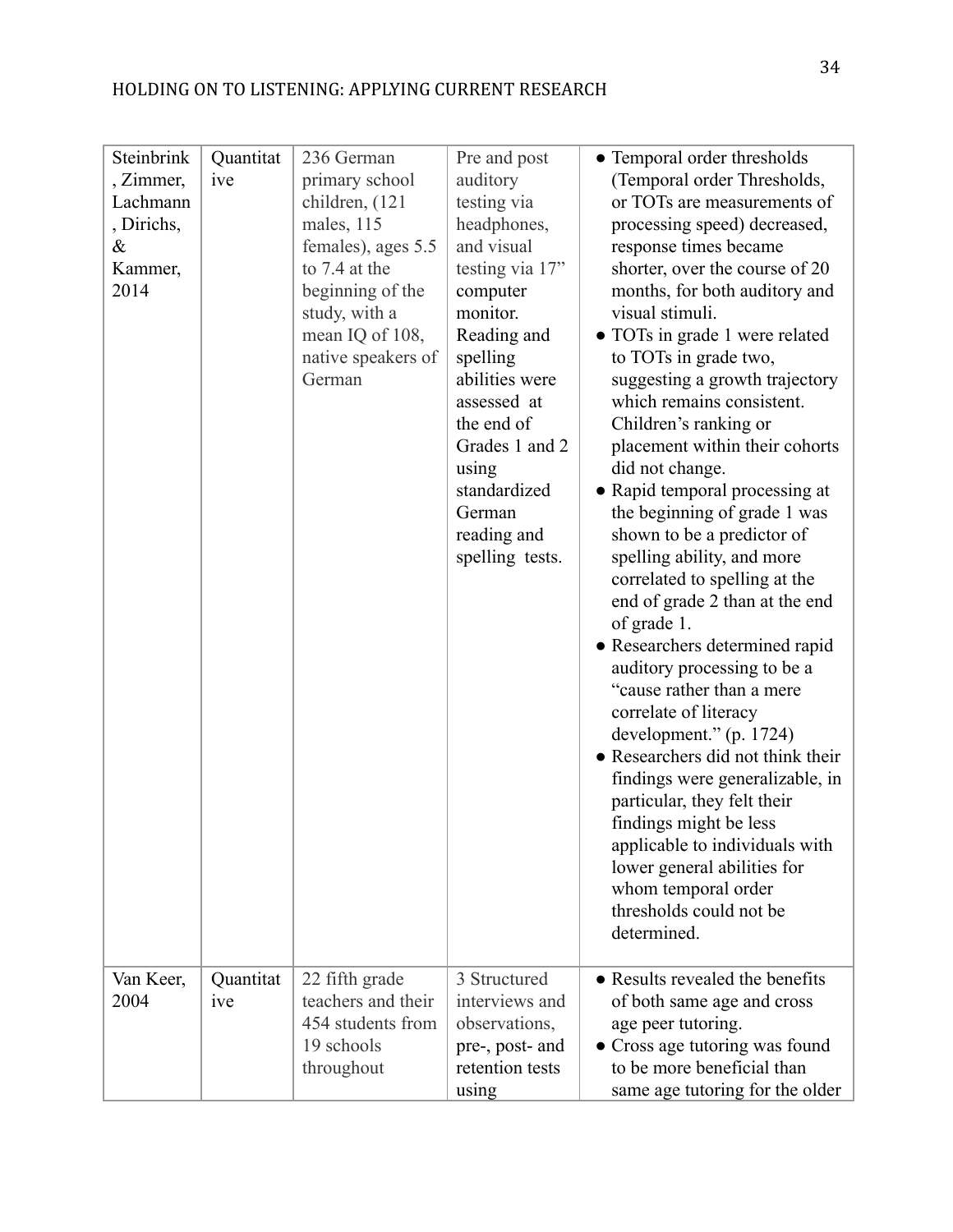| | | | | |
|---|---|---|---|---|
| Steinbrink, Zimmer, Lachmann, Dirichs, & Kammer, 2014 | Quantitative | 236 German primary school children, (121 males, 115 females), ages 5.5 to 7.4 at the beginning of the study, with a mean IQ of 108, native speakers of German | Pre and post auditory testing via headphones, and visual testing via 17" computer monitor. Reading and spelling abilities were assessed at the end of Grades 1 and 2 using standardized German reading and spelling tests. | ● Temporal order thresholds (Temporal order Thresholds, or TOTs are measurements of processing speed) decreased, response times became shorter, over the course of 20 months, for both auditory and visual stimuli.<br>● TOTs in grade 1 were related to TOTs in grade two, suggesting a growth trajectory which remains consistent. Children's ranking or placement within their cohorts did not change.<br>● Rapid temporal processing at the beginning of grade 1 was shown to be a predictor of spelling ability, and more correlated to spelling at the end of grade 2 than at the end of grade 1.<br>● Researchers determined rapid auditory processing to be a "cause rather than a mere correlate of literacy development." (p. 1724)<br>● Researchers did not think their findings were generalizable, in particular, they felt their findings might be less applicable to individuals with lower general abilities for whom temporal order thresholds could not be determined. |
| Van Keer, 2004 | Quantitative | 22 fifth grade teachers and their 454 students from 19 schools throughout | 3 Structured interviews and observations, pre-, post- and retention tests using | ● Results revealed the benefits of both same age and cross age peer tutoring.<br>● Cross age tutoring was found to be more beneficial than same age tutoring for the older |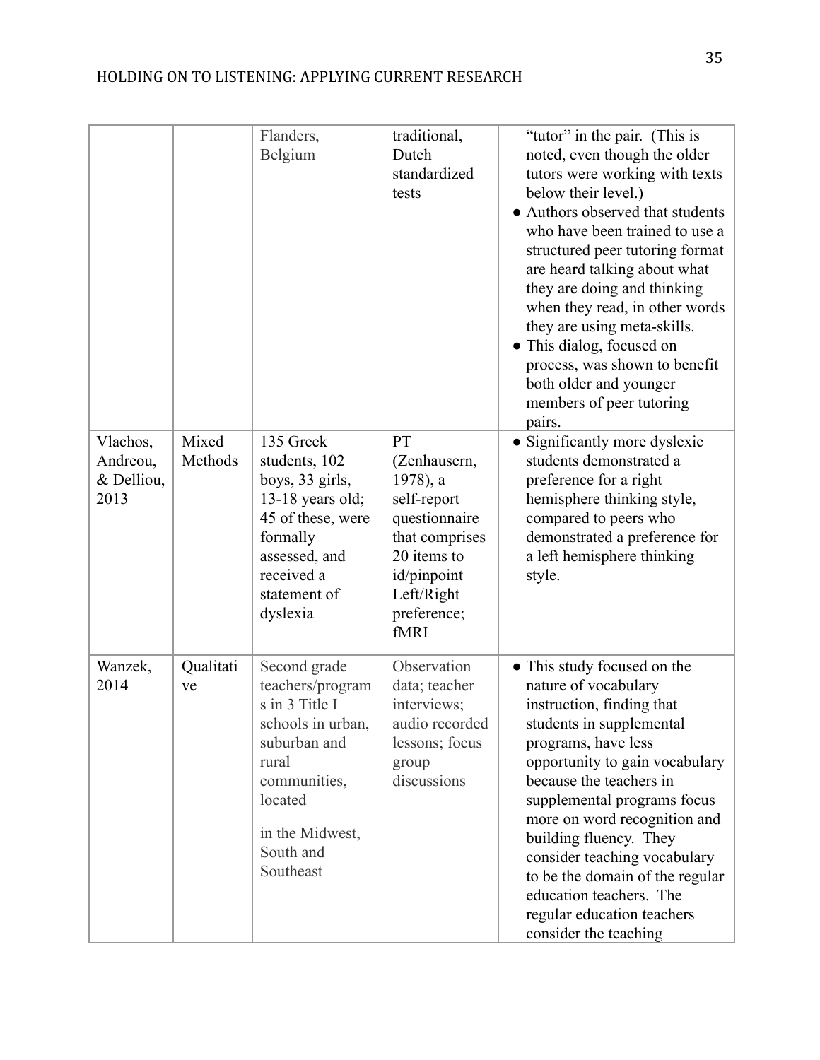| | | | | |
|---|---|---|---|---|
| | | Flanders, Belgium | traditional, Dutch standardized tests | ● "tutor" in the pair. (This is noted, even though the older tutors were working with texts below their level.)<br>● Authors observed that students who have been trained to use a structured peer tutoring format are heard talking about what they are doing and thinking when they read, in other words they are using meta-skills.<br>● This dialog, focused on process, was shown to benefit both older and younger members of peer tutoring pairs. |
| Vlachos, Andreou, & Delliou, 2013 | Mixed Methods | 135 Greek students, 102 boys, 33 girls, 13-18 years old; 45 of these, were formally assessed, and received a statement of dyslexia | PT (Zenhausern, 1978), a self-report questionnaire that comprises 20 items to id/pinpoint Left/Right preference; fMRI | ● Significantly more dyslexic students demonstrated a preference for a right hemisphere thinking style, compared to peers who demonstrated a preference for a left hemisphere thinking style. |
| Wanzek, 2014 | Qualitative | Second grade teachers/programs in 3 Title I schools in urban, suburban and rural communities, located in the Midwest, South and Southeast | Observation data; teacher interviews; audio recorded lessons; focus group discussions | ● This study focused on the nature of vocabulary instruction, finding that students in supplemental programs, have less opportunity to gain vocabulary because the teachers in supplemental programs focus more on word recognition and building fluency. They consider teaching vocabulary to be the domain of the regular education teachers. The regular education teachers consider the teaching |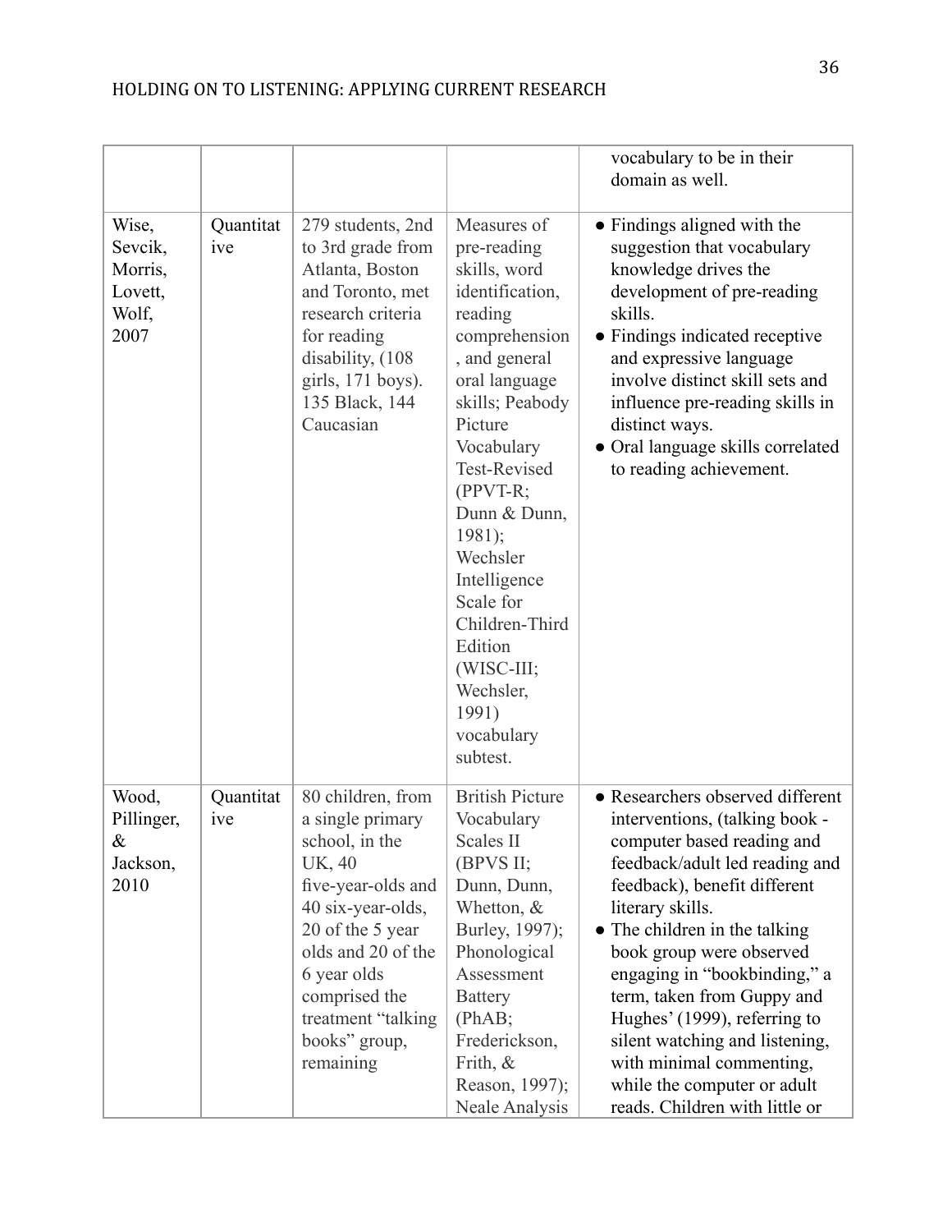| | | | | |
|---|---|---|---|---|
| | | | | vocabulary to be in their domain as well. |
| Wise, Sevcik, Morris, Lovett, Wolf, 2007 | Quantitative | 279 students, 2nd to 3rd grade from Atlanta, Boston and Toronto, met research criteria for reading disability, (108 girls, 171 boys). 135 Black, 144 Caucasian | Measures of pre-reading skills, word identification, reading comprehension, and general oral language skills; Peabody Picture Vocabulary Test-Revised (PPVT-R; Dunn & Dunn, 1981); Wechsler Intelligence Scale for Children-Third Edition (WISC-III; Wechsler, 1991) vocabulary subtest. | ● Findings aligned with the suggestion that vocabulary knowledge drives the development of pre-reading skills.<br>● Findings indicated receptive and expressive language involve distinct skill sets and influence pre-reading skills in distinct ways.<br>● Oral language skills correlated to reading achievement. |
| Wood, Pillinger, & Jackson, 2010 | Quantitative | 80 children, from a single primary school, in the UK, 40 five-year-olds and 40 six-year-olds, 20 of the 5 year olds and 20 of the 6 year olds comprised the treatment "talking books" group, remaining | British Picture Vocabulary Scales II (BPVS II; Dunn, Dunn, Whetton, & Burley, 1997); Phonological Assessment Battery (PhAB; Frederickson, Frith, & Reason, 1997); Neale Analysis | ● Researchers observed different interventions, (talking book - computer based reading and feedback/adult led reading and feedback), benefit different literary skills.<br>● The children in the talking book group were observed engaging in "bookbinding," a term, taken from Guppy and Hughes' (1999), referring to silent watching and listening, with minimal commenting, while the computer or adult reads. Children with little or |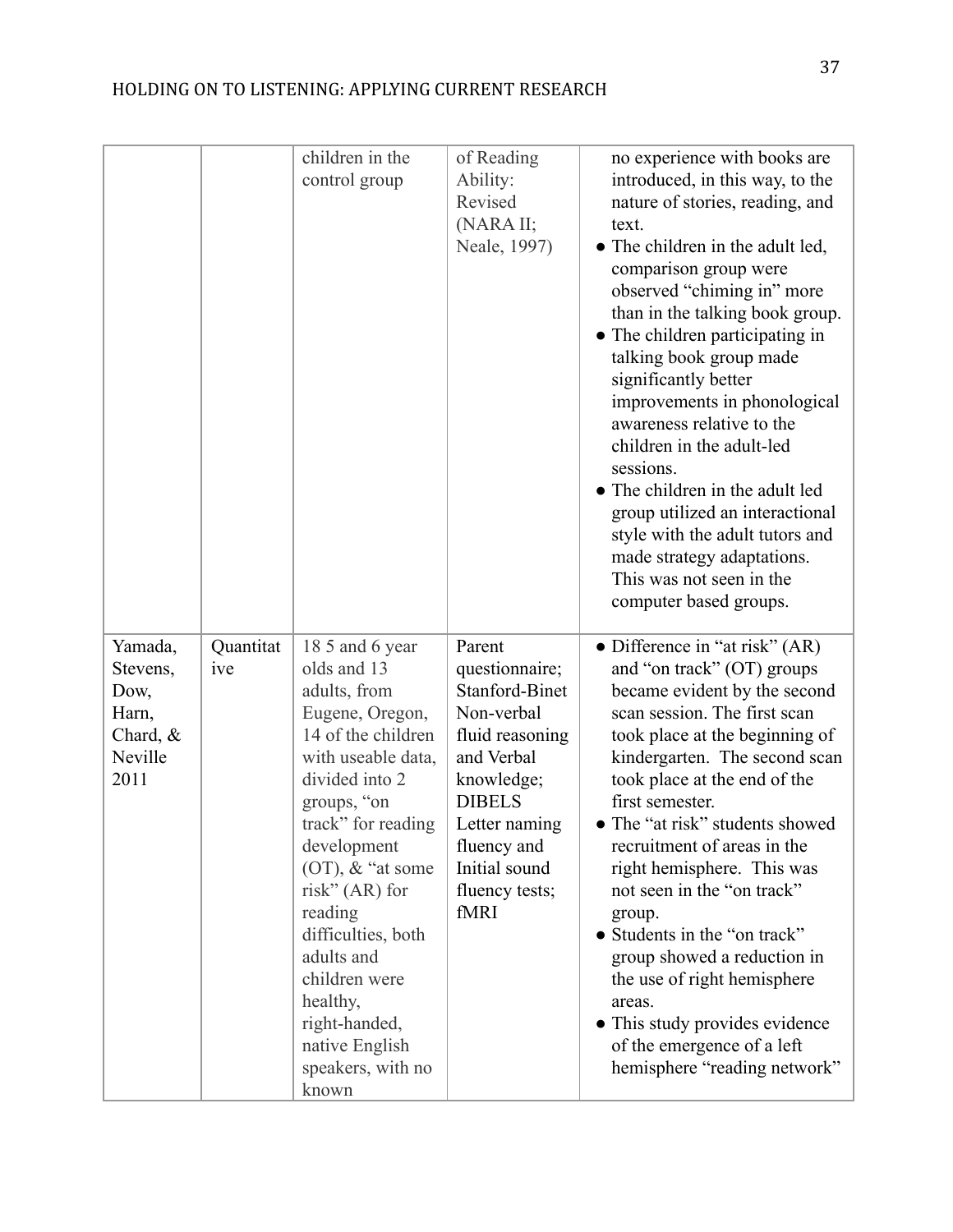| | | | | |
|---|---|---|---|---|
| | | children in the control group | of Reading Ability: Revised (NARA II; Neale, 1997) | no experience with books are introduced, in this way, to the nature of stories, reading, and text.<br>● The children in the adult led, comparison group were observed "chiming in" more than in the talking book group.<br>● The children participating in talking book group made significantly better improvements in phonological awareness relative to the children in the adult-led sessions.<br>● The children in the adult led group utilized an interactional style with the adult tutors and made strategy adaptations. This was not seen in the computer based groups. |
| Yamada, Stevens, Dow, Harn, Chard, & Neville 2011 | Quantitative | 18 5 and 6 year olds and 13 adults, from Eugene, Oregon, 14 of the children with useable data, divided into 2 groups, "on track" for reading development (OT), & "at some risk" (AR) for reading difficulties, both adults and children were healthy, right-handed, native English speakers, with no known | Parent questionnaire; Stanford-Binet Non-verbal fluid reasoning and Verbal knowledge; DIBELS Letter naming fluency and Initial sound fluency tests; fMRI | ● Difference in "at risk" (AR) and "on track" (OT) groups became evident by the second scan session. The first scan took place at the beginning of kindergarten. The second scan took place at the end of the first semester.<br>● The "at risk" students showed recruitment of areas in the right hemisphere. This was not seen in the "on track" group.<br>● Students in the "on track" group showed a reduction in the use of right hemisphere areas.<br>● This study provides evidence of the emergence of a left hemisphere "reading network" |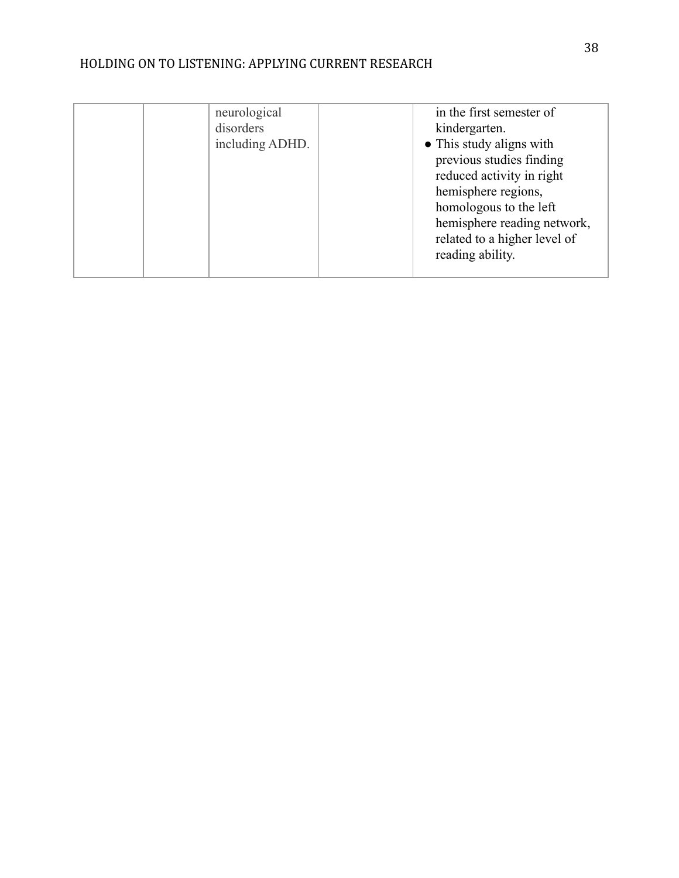| | | | | |
|---|---|---|---|---|
| | | neurological disorders including ADHD. | | in the first semester of kindergarten.<br>● This study aligns with previous studies finding reduced activity in right hemisphere regions, homologous to the left hemisphere reading network, related to a higher level of reading ability. |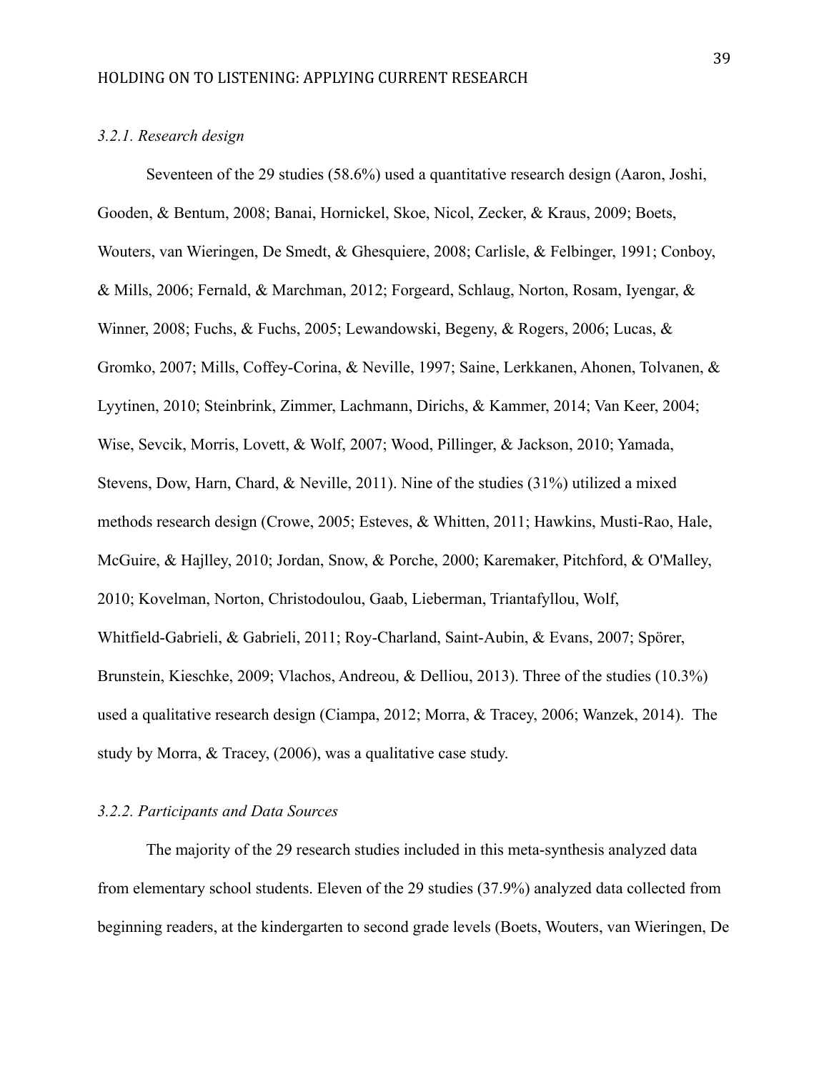*3.2.1. Research design*

Seventeen of the 29 studies (58.6%) used a quantitative research design (Aaron, Joshi, Gooden, & Bentum, 2008; Banai, Hornickel, Skoe, Nicol, Zecker, & Kraus, 2009; Boets, Wouters, van Wieringen, De Smedt, & Ghesquiere, 2008; Carlisle, & Felbinger, 1991; Conboy, & Mills, 2006; Fernald, & Marchman, 2012; Forgeard, Schlaug, Norton, Rosam, Iyengar, & Winner, 2008; Fuchs, & Fuchs, 2005; Lewandowski, Begeny, & Rogers, 2006; Lucas, & Gromko, 2007; Mills, Coffey-Corina, & Neville, 1997; Saine, Lerkkanen, Ahonen, Tolvanen, & Lyytinen, 2010; Steinbrink, Zimmer, Lachmann, Dirichs, & Kammer, 2014; Van Keer, 2004; Wise, Sevcik, Morris, Lovett, & Wolf, 2007; Wood, Pillinger, & Jackson, 2010; Yamada, Stevens, Dow, Harn, Chard, & Neville, 2011). Nine of the studies (31%) utilized a mixed methods research design (Crowe, 2005; Esteves, & Whitten, 2011; Hawkins, Musti-Rao, Hale, McGuire, & Hajlley, 2010; Jordan, Snow, & Porche, 2000; Karemaker, Pitchford, & O'Malley, 2010; Kovelman, Norton, Christodoulou, Gaab, Lieberman, Triantafyllou, Wolf, Whitfield-Gabrieli, & Gabrieli, 2011; Roy-Charland, Saint-Aubin, & Evans, 2007; Spörer, Brunstein, Kieschke, 2009; Vlachos, Andreou, & Delliou, 2013). Three of the studies (10.3%) used a qualitative research design (Ciampa, 2012; Morra, & Tracey, 2006; Wanzek, 2014). The study by Morra, & Tracey, (2006), was a qualitative case study.

*3.2.2. Participants and Data Sources*

The majority of the 29 research studies included in this meta-synthesis analyzed data from elementary school students. Eleven of the 29 studies (37.9%) analyzed data collected from beginning readers, at the kindergarten to second grade levels (Boets, Wouters, van Wieringen, De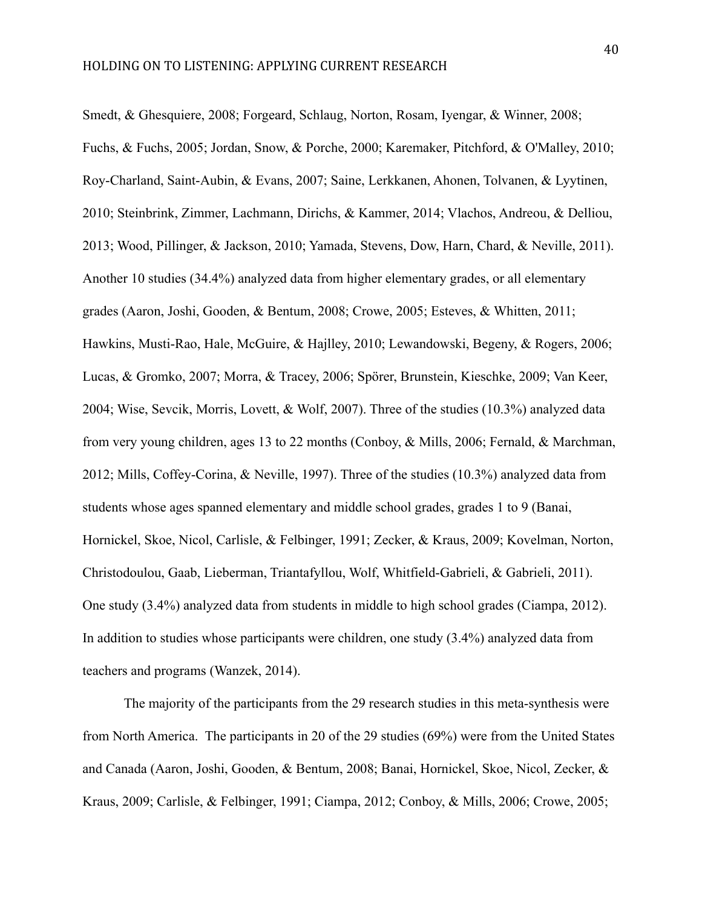Smedt, & Ghesquiere, 2008; Forgeard, Schlaug, Norton, Rosam, Iyengar, & Winner, 2008; Fuchs, & Fuchs, 2005; Jordan, Snow, & Porche, 2000; Karemaker, Pitchford, & O'Malley, 2010; Roy-Charland, Saint-Aubin, & Evans, 2007; Saine, Lerkkanen, Ahonen, Tolvanen, & Lyytinen, 2010; Steinbrink, Zimmer, Lachmann, Dirichs, & Kammer, 2014; Vlachos, Andreou, & Delliou, 2013; Wood, Pillinger, & Jackson, 2010; Yamada, Stevens, Dow, Harn, Chard, & Neville, 2011). Another 10 studies (34.4%) analyzed data from higher elementary grades, or all elementary grades (Aaron, Joshi, Gooden, & Bentum, 2008; Crowe, 2005; Esteves, & Whitten, 2011; Hawkins, Musti-Rao, Hale, McGuire, & Hajlley, 2010; Lewandowski, Begeny, & Rogers, 2006; Lucas, & Gromko, 2007; Morra, & Tracey, 2006; Spörer, Brunstein, Kieschke, 2009; Van Keer, 2004; Wise, Sevcik, Morris, Lovett, & Wolf, 2007). Three of the studies (10.3%) analyzed data from very young children, ages 13 to 22 months (Conboy, & Mills, 2006; Fernald, & Marchman, 2012; Mills, Coffey-Corina, & Neville, 1997). Three of the studies (10.3%) analyzed data from students whose ages spanned elementary and middle school grades, grades 1 to 9 (Banai, Hornickel, Skoe, Nicol, Carlisle, & Felbinger, 1991; Zecker, & Kraus, 2009; Kovelman, Norton, Christodoulou, Gaab, Lieberman, Triantafyllou, Wolf, Whitfield-Gabrieli, & Gabrieli, 2011). One study (3.4%) analyzed data from students in middle to high school grades (Ciampa, 2012). In addition to studies whose participants were children, one study (3.4%) analyzed data from teachers and programs (Wanzek, 2014).

The majority of the participants from the 29 research studies in this meta-synthesis were from North America. The participants in 20 of the 29 studies (69%) were from the United States and Canada (Aaron, Joshi, Gooden, & Bentum, 2008; Banai, Hornickel, Skoe, Nicol, Zecker, & Kraus, 2009; Carlisle, & Felbinger, 1991; Ciampa, 2012; Conboy, & Mills, 2006; Crowe, 2005;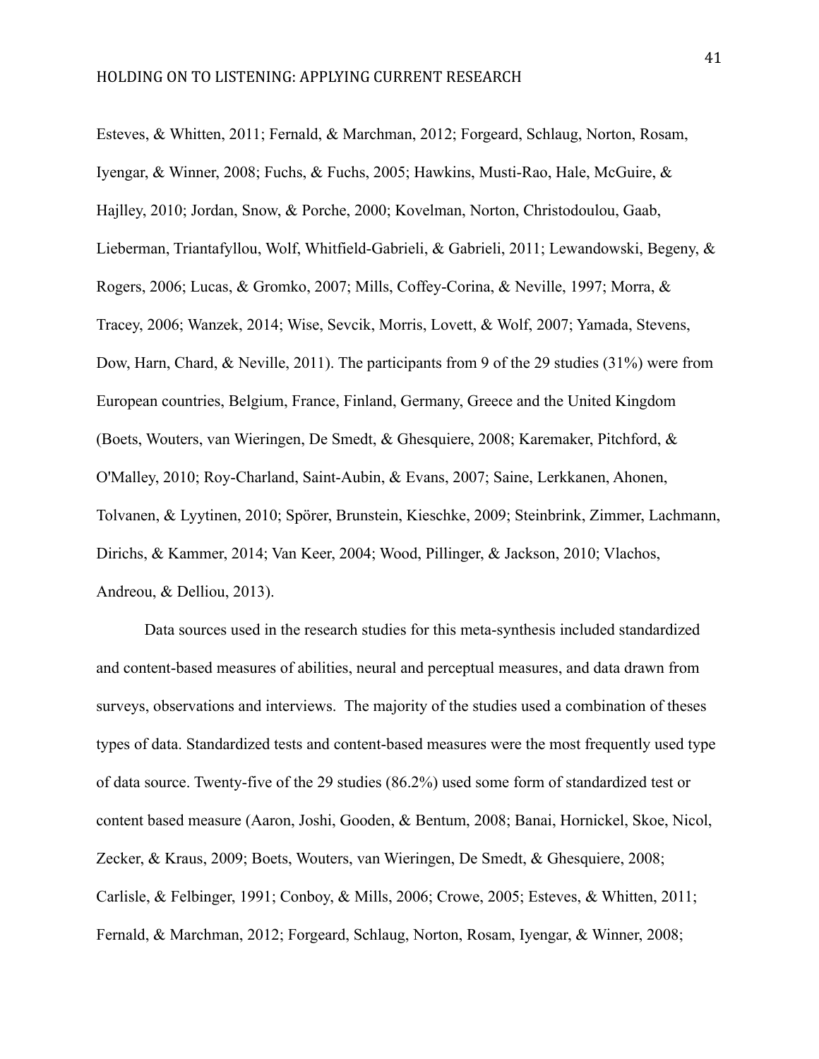Esteves, & Whitten, 2011; Fernald, & Marchman, 2012; Forgeard, Schlaug, Norton, Rosam, Iyengar, & Winner, 2008; Fuchs, & Fuchs, 2005; Hawkins, Musti-Rao, Hale, McGuire, & Hajlley, 2010; Jordan, Snow, & Porche, 2000; Kovelman, Norton, Christodoulou, Gaab, Lieberman, Triantafyllou, Wolf, Whitfield-Gabrieli, & Gabrieli, 2011; Lewandowski, Begeny, & Rogers, 2006; Lucas, & Gromko, 2007; Mills, Coffey-Corina, & Neville, 1997; Morra, & Tracey, 2006; Wanzek, 2014; Wise, Sevcik, Morris, Lovett, & Wolf, 2007; Yamada, Stevens, Dow, Harn, Chard, & Neville, 2011). The participants from 9 of the 29 studies (31%) were from European countries, Belgium, France, Finland, Germany, Greece and the United Kingdom (Boets, Wouters, van Wieringen, De Smedt, & Ghesquiere, 2008; Karemaker, Pitchford, & O'Malley, 2010; Roy-Charland, Saint-Aubin, & Evans, 2007; Saine, Lerkkanen, Ahonen, Tolvanen, & Lyytinen, 2010; Spörer, Brunstein, Kieschke, 2009; Steinbrink, Zimmer, Lachmann, Dirichs, & Kammer, 2014; Van Keer, 2004; Wood, Pillinger, & Jackson, 2010; Vlachos, Andreou, & Delliou, 2013).

Data sources used in the research studies for this meta-synthesis included standardized and content-based measures of abilities, neural and perceptual measures, and data drawn from surveys, observations and interviews. The majority of the studies used a combination of theses types of data. Standardized tests and content-based measures were the most frequently used type of data source. Twenty-five of the 29 studies (86.2%) used some form of standardized test or content based measure (Aaron, Joshi, Gooden, & Bentum, 2008; Banai, Hornickel, Skoe, Nicol, Zecker, & Kraus, 2009; Boets, Wouters, van Wieringen, De Smedt, & Ghesquiere, 2008; Carlisle, & Felbinger, 1991; Conboy, & Mills, 2006; Crowe, 2005; Esteves, & Whitten, 2011; Fernald, & Marchman, 2012; Forgeard, Schlaug, Norton, Rosam, Iyengar, & Winner, 2008;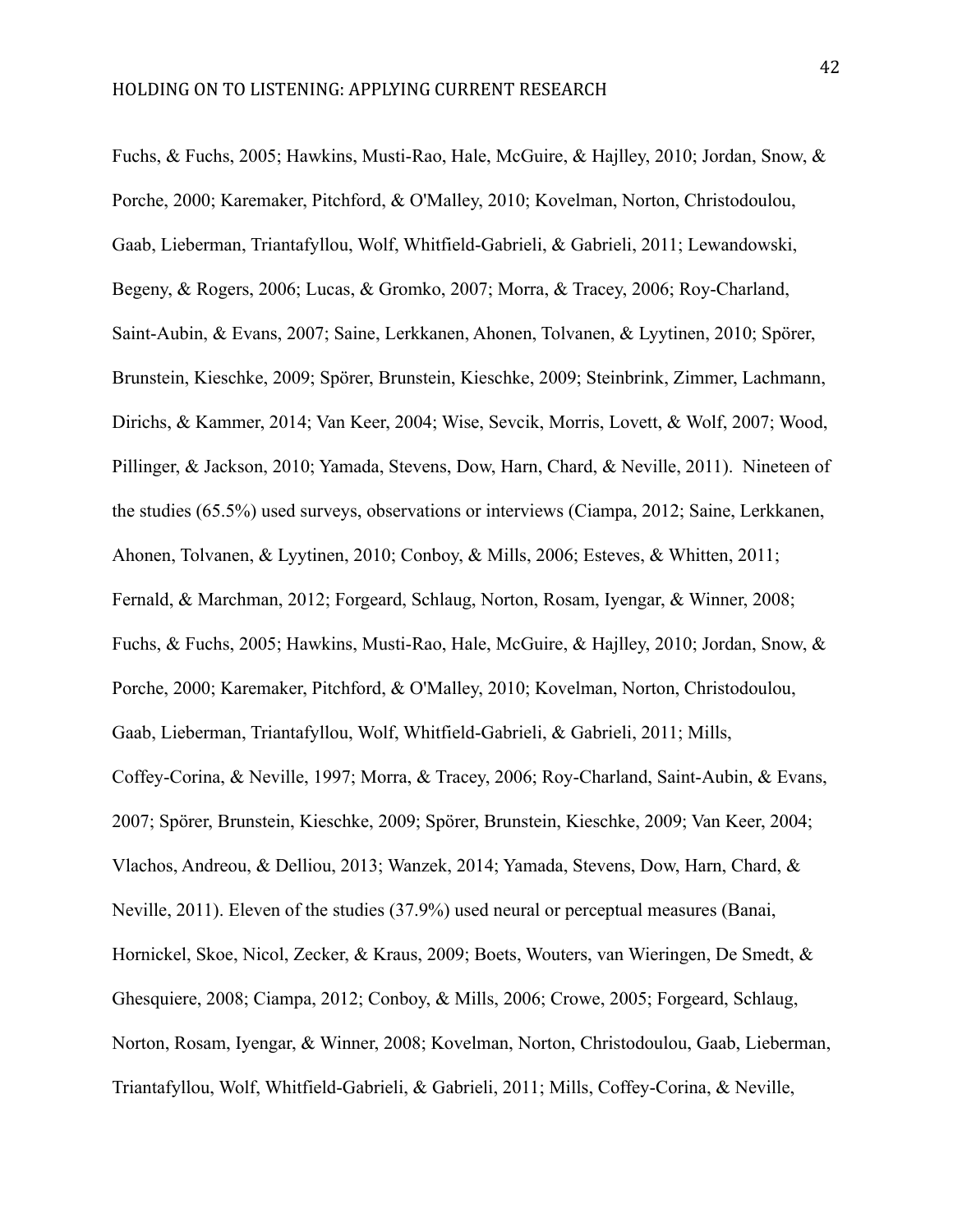Fuchs, & Fuchs, 2005; Hawkins, Musti-Rao, Hale, McGuire, & Hajlley, 2010; Jordan, Snow, & Porche, 2000; Karemaker, Pitchford, & O'Malley, 2010; Kovelman, Norton, Christodoulou, Gaab, Lieberman, Triantafyllou, Wolf, Whitfield-Gabrieli, & Gabrieli, 2011; Lewandowski, Begeny, & Rogers, 2006; Lucas, & Gromko, 2007; Morra, & Tracey, 2006; Roy-Charland, Saint-Aubin, & Evans, 2007; Saine, Lerkkanen, Ahonen, Tolvanen, & Lyytinen, 2010; Spörer, Brunstein, Kieschke, 2009; Spörer, Brunstein, Kieschke, 2009; Steinbrink, Zimmer, Lachmann, Dirichs, & Kammer, 2014; Van Keer, 2004; Wise, Sevcik, Morris, Lovett, & Wolf, 2007; Wood, Pillinger, & Jackson, 2010; Yamada, Stevens, Dow, Harn, Chard, & Neville, 2011). Nineteen of the studies (65.5%) used surveys, observations or interviews (Ciampa, 2012; Saine, Lerkkanen, Ahonen, Tolvanen, & Lyytinen, 2010; Conboy, & Mills, 2006; Esteves, & Whitten, 2011; Fernald, & Marchman, 2012; Forgeard, Schlaug, Norton, Rosam, Iyengar, & Winner, 2008; Fuchs, & Fuchs, 2005; Hawkins, Musti-Rao, Hale, McGuire, & Hajlley, 2010; Jordan, Snow, & Porche, 2000; Karemaker, Pitchford, & O'Malley, 2010; Kovelman, Norton, Christodoulou, Gaab, Lieberman, Triantafyllou, Wolf, Whitfield-Gabrieli, & Gabrieli, 2011; Mills, Coffey-Corina, & Neville, 1997; Morra, & Tracey, 2006; Roy-Charland, Saint-Aubin, & Evans, 2007; Spörer, Brunstein, Kieschke, 2009; Spörer, Brunstein, Kieschke, 2009; Van Keer, 2004; Vlachos, Andreou, & Delliou, 2013; Wanzek, 2014; Yamada, Stevens, Dow, Harn, Chard, & Neville, 2011). Eleven of the studies (37.9%) used neural or perceptual measures (Banai, Hornickel, Skoe, Nicol, Zecker, & Kraus, 2009; Boets, Wouters, van Wieringen, De Smedt, & Ghesquiere, 2008; Ciampa, 2012; Conboy, & Mills, 2006; Crowe, 2005; Forgeard, Schlaug, Norton, Rosam, Iyengar, & Winner, 2008; Kovelman, Norton, Christodoulou, Gaab, Lieberman, Triantafyllou, Wolf, Whitfield-Gabrieli, & Gabrieli, 2011; Mills, Coffey-Corina, & Neville,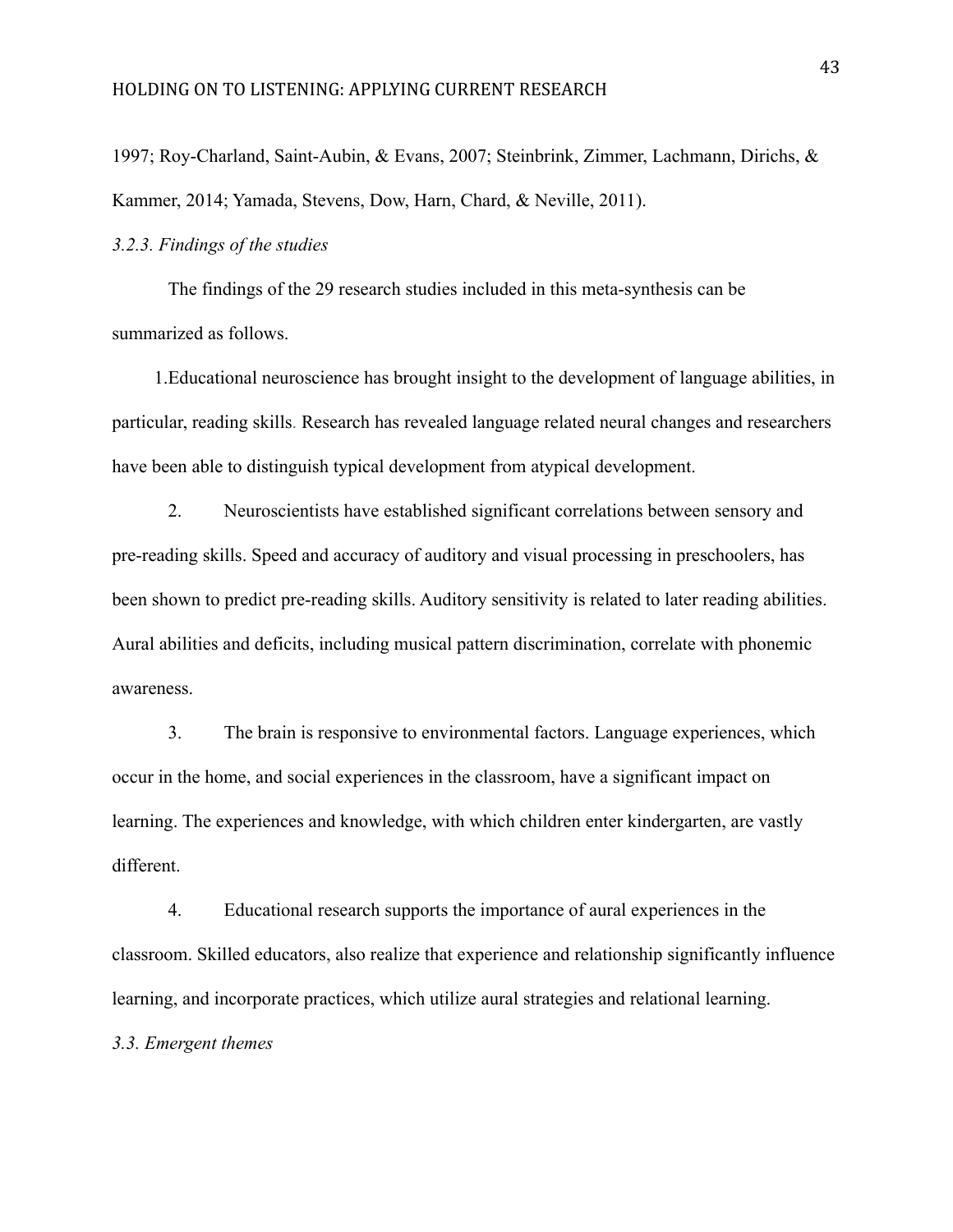1997; Roy-Charland, Saint-Aubin, & Evans, 2007; Steinbrink, Zimmer, Lachmann, Dirichs, & Kammer, 2014; Yamada, Stevens, Dow, Harn, Chard, & Neville, 2011).

*3.2.3. Findings of the studies*

The findings of the 29 research studies included in this meta-synthesis can be summarized as follows.

1. Educational neuroscience has brought insight to the development of language abilities, in particular, reading skills. Research has revealed language related neural changes and researchers have been able to distinguish typical development from atypical development.

2. Neuroscientists have established significant correlations between sensory and pre-reading skills. Speed and accuracy of auditory and visual processing in preschoolers, has been shown to predict pre-reading skills. Auditory sensitivity is related to later reading abilities. Aural abilities and deficits, including musical pattern discrimination, correlate with phonemic awareness.

3. The brain is responsive to environmental factors. Language experiences, which occur in the home, and social experiences in the classroom, have a significant impact on learning. The experiences and knowledge, with which children enter kindergarten, are vastly different.

4. Educational research supports the importance of aural experiences in the classroom. Skilled educators, also realize that experience and relationship significantly influence learning, and incorporate practices, which utilize aural strategies and relational learning.

*3.3. Emergent themes*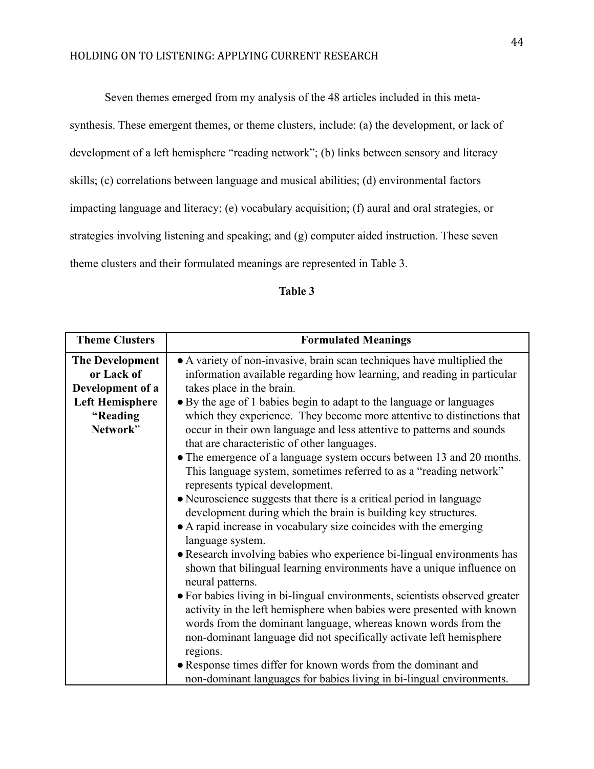Seven themes emerged from my analysis of the 48 articles included in this meta-synthesis. These emergent themes, or theme clusters, include: (a) the development, or lack of development of a left hemisphere "reading network"; (b) links between sensory and literacy skills; (c) correlations between language and musical abilities; (d) environmental factors impacting language and literacy; (e) vocabulary acquisition; (f) aural and oral strategies, or strategies involving listening and speaking; and (g) computer aided instruction. These seven theme clusters and their formulated meanings are represented in Table 3.

**Table 3**

| Theme Clusters | Formulated Meanings |
|---|---|
| **The Development or Lack of Development of a Left Hemisphere "Reading Network"** | ● A variety of non-invasive, brain scan techniques have multiplied the information available regarding how learning, and reading in particular takes place in the brain.<br>● By the age of 1 babies begin to adapt to the language or languages which they experience. They become more attentive to distinctions that occur in their own language and less attentive to patterns and sounds that are characteristic of other languages.<br>● The emergence of a language system occurs between 13 and 20 months. This language system, sometimes referred to as a "reading network" represents typical development.<br>● Neuroscience suggests that there is a critical period in language development during which the brain is building key structures.<br>● A rapid increase in vocabulary size coincides with the emerging language system.<br>● Research involving babies who experience bi-lingual environments has shown that bilingual learning environments have a unique influence on neural patterns.<br>● For babies living in bi-lingual environments, scientists observed greater activity in the left hemisphere when babies were presented with known words from the dominant language, whereas known words from the non-dominant language did not specifically activate left hemisphere regions.<br>● Response times differ for known words from the dominant and non-dominant languages for babies living in bi-lingual environments. |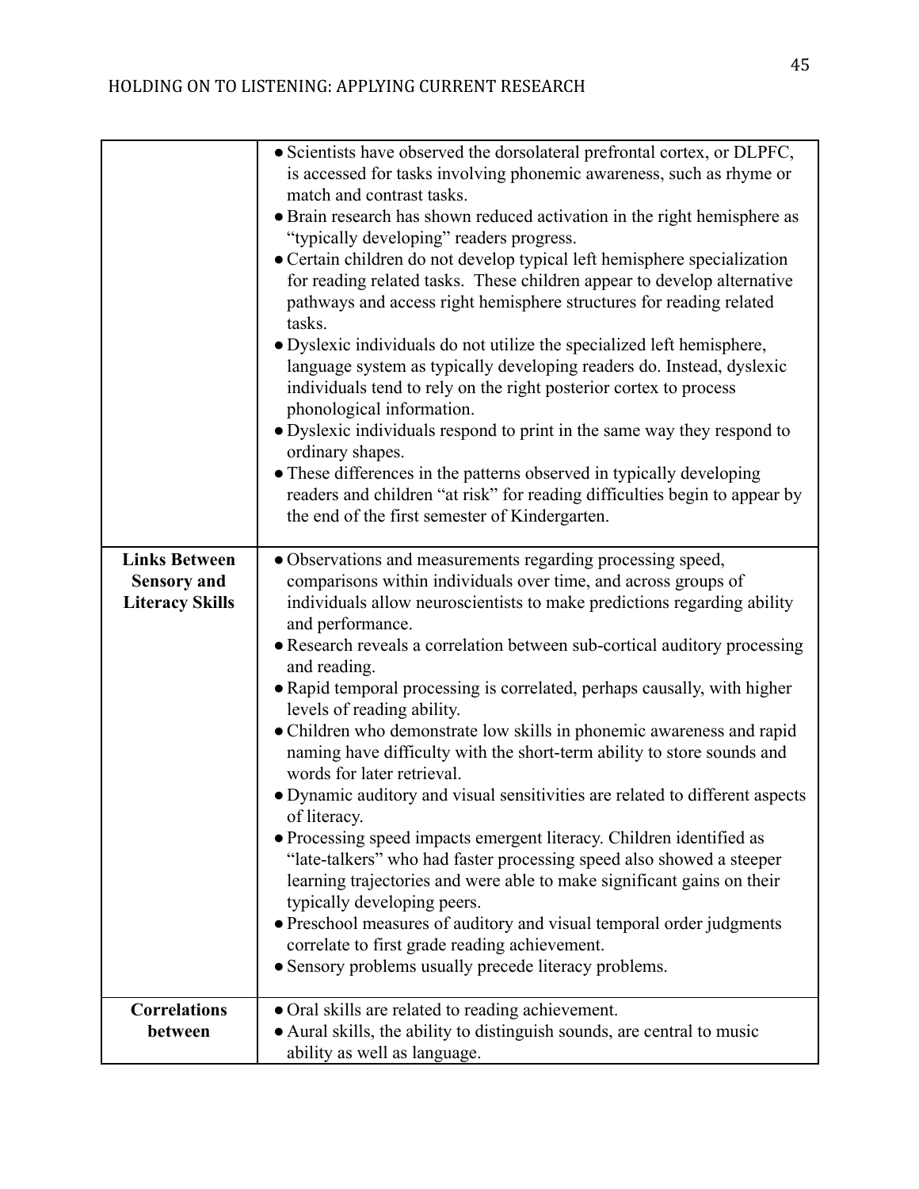| | |
|---|---|
| | ● Scientists have observed the dorsolateral prefrontal cortex, or DLPFC, is accessed for tasks involving phonemic awareness, such as rhyme or match and contrast tasks.<br>● Brain research has shown reduced activation in the right hemisphere as "typically developing" readers progress.<br>● Certain children do not develop typical left hemisphere specialization for reading related tasks. These children appear to develop alternative pathways and access right hemisphere structures for reading related tasks.<br>● Dyslexic individuals do not utilize the specialized left hemisphere, language system as typically developing readers do. Instead, dyslexic individuals tend to rely on the right posterior cortex to process phonological information.<br>● Dyslexic individuals respond to print in the same way they respond to ordinary shapes.<br>● These differences in the patterns observed in typically developing readers and children "at risk" for reading difficulties begin to appear by the end of the first semester of Kindergarten. |
| **Links Between Sensory and Literacy Skills** | ● Observations and measurements regarding processing speed, comparisons within individuals over time, and across groups of individuals allow neuroscientists to make predictions regarding ability and performance.<br>● Research reveals a correlation between sub-cortical auditory processing and reading.<br>● Rapid temporal processing is correlated, perhaps causally, with higher levels of reading ability.<br>● Children who demonstrate low skills in phonemic awareness and rapid naming have difficulty with the short-term ability to store sounds and words for later retrieval.<br>● Dynamic auditory and visual sensitivities are related to different aspects of literacy.<br>● Processing speed impacts emergent literacy. Children identified as "late-talkers" who had faster processing speed also showed a steeper learning trajectories and were able to make significant gains on their typically developing peers.<br>● Preschool measures of auditory and visual temporal order judgments correlate to first grade reading achievement.<br>● Sensory problems usually precede literacy problems. |
| **Correlations between** | ● Oral skills are related to reading achievement.<br>● Aural skills, the ability to distinguish sounds, are central to music ability as well as language. |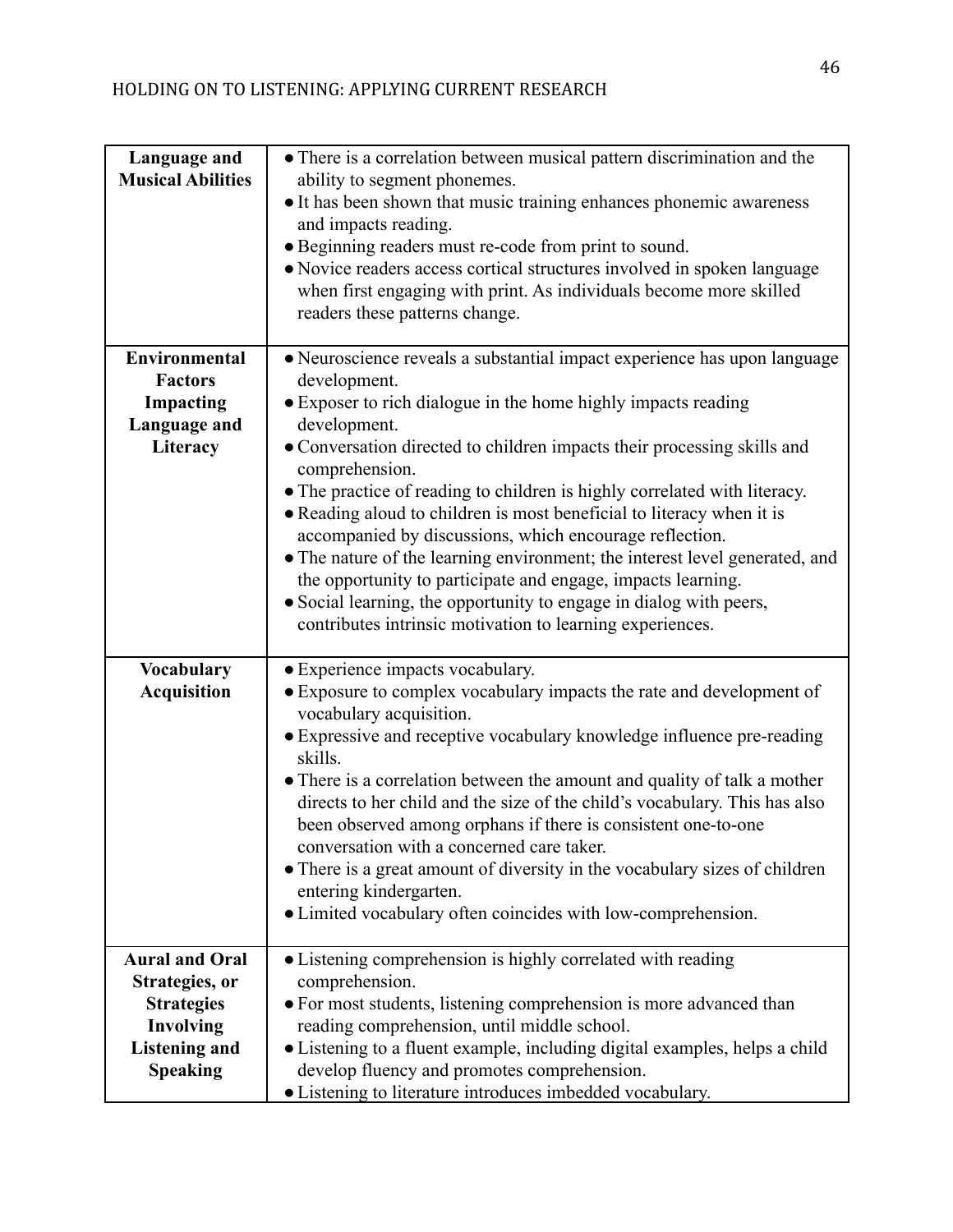| | |
|---|---|
| **Language and Musical Abilities** | ● There is a correlation between musical pattern discrimination and the ability to segment phonemes.<br>● It has been shown that music training enhances phonemic awareness and impacts reading.<br>● Beginning readers must re-code from print to sound.<br>● Novice readers access cortical structures involved in spoken language when first engaging with print. As individuals become more skilled readers these patterns change. |
| **Environmental Factors Impacting Language and Literacy** | ● Neuroscience reveals a substantial impact experience has upon language development.<br>● Exposer to rich dialogue in the home highly impacts reading development.<br>● Conversation directed to children impacts their processing skills and comprehension.<br>● The practice of reading to children is highly correlated with literacy.<br>● Reading aloud to children is most beneficial to literacy when it is accompanied by discussions, which encourage reflection.<br>● The nature of the learning environment; the interest level generated, and the opportunity to participate and engage, impacts learning.<br>● Social learning, the opportunity to engage in dialog with peers, contributes intrinsic motivation to learning experiences. |
| **Vocabulary Acquisition** | ● Experience impacts vocabulary.<br>● Exposure to complex vocabulary impacts the rate and development of vocabulary acquisition.<br>● Expressive and receptive vocabulary knowledge influence pre-reading skills.<br>● There is a correlation between the amount and quality of talk a mother directs to her child and the size of the child's vocabulary. This has also been observed among orphans if there is consistent one-to-one conversation with a concerned care taker.<br>● There is a great amount of diversity in the vocabulary sizes of children entering kindergarten.<br>● Limited vocabulary often coincides with low-comprehension. |
| **Aural and Oral Strategies, or Strategies Involving Listening and Speaking** | ● Listening comprehension is highly correlated with reading comprehension.<br>● For most students, listening comprehension is more advanced than reading comprehension, until middle school.<br>● Listening to a fluent example, including digital examples, helps a child develop fluency and promotes comprehension.<br>● Listening to literature introduces imbedded vocabulary. |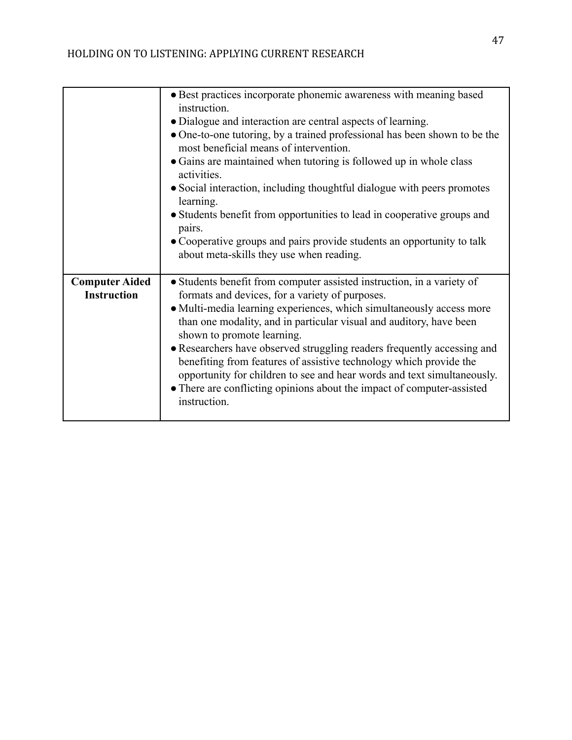| | |
|---|---|
| | • Best practices incorporate phonemic awareness with meaning based instruction.<br>• Dialogue and interaction are central aspects of learning.<br>• One-to-one tutoring, by a trained professional has been shown to be the most beneficial means of intervention.<br>• Gains are maintained when tutoring is followed up in whole class activities.<br>• Social interaction, including thoughtful dialogue with peers promotes learning.<br>• Students benefit from opportunities to lead in cooperative groups and pairs.<br>• Cooperative groups and pairs provide students an opportunity to talk about meta-skills they use when reading. |
| **Computer Aided Instruction** | • Students benefit from computer assisted instruction, in a variety of formats and devices, for a variety of purposes.<br>• Multi-media learning experiences, which simultaneously access more than one modality, and in particular visual and auditory, have been shown to promote learning.<br>• Researchers have observed struggling readers frequently accessing and benefiting from features of assistive technology which provide the opportunity for children to see and hear words and text simultaneously.<br>• There are conflicting opinions about the impact of computer-assisted instruction. |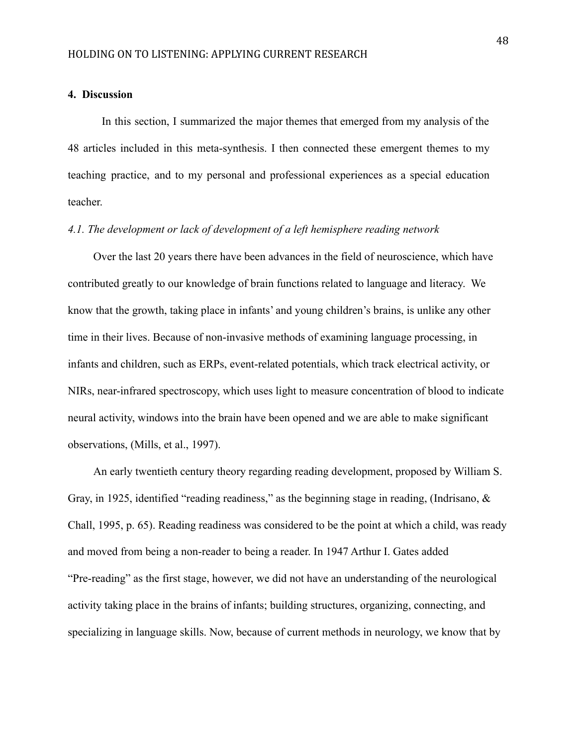## 4. Discussion

In this section, I summarized the major themes that emerged from my analysis of the 48 articles included in this meta-synthesis. I then connected these emergent themes to my teaching practice, and to my personal and professional experiences as a special education teacher.

### *4.1. The development or lack of development of a left hemisphere reading network*

Over the last 20 years there have been advances in the field of neuroscience, which have contributed greatly to our knowledge of brain functions related to language and literacy. We know that the growth, taking place in infants' and young children's brains, is unlike any other time in their lives. Because of non-invasive methods of examining language processing, in infants and children, such as ERPs, event-related potentials, which track electrical activity, or NIRs, near-infrared spectroscopy, which uses light to measure concentration of blood to indicate neural activity, windows into the brain have been opened and we are able to make significant observations, (Mills, et al., 1997).

An early twentieth century theory regarding reading development, proposed by William S. Gray, in 1925, identified "reading readiness," as the beginning stage in reading, (Indrisano, & Chall, 1995, p. 65). Reading readiness was considered to be the point at which a child, was ready and moved from being a non-reader to being a reader. In 1947 Arthur I. Gates added "Pre-reading" as the first stage, however, we did not have an understanding of the neurological activity taking place in the brains of infants; building structures, organizing, connecting, and specializing in language skills. Now, because of current methods in neurology, we know that by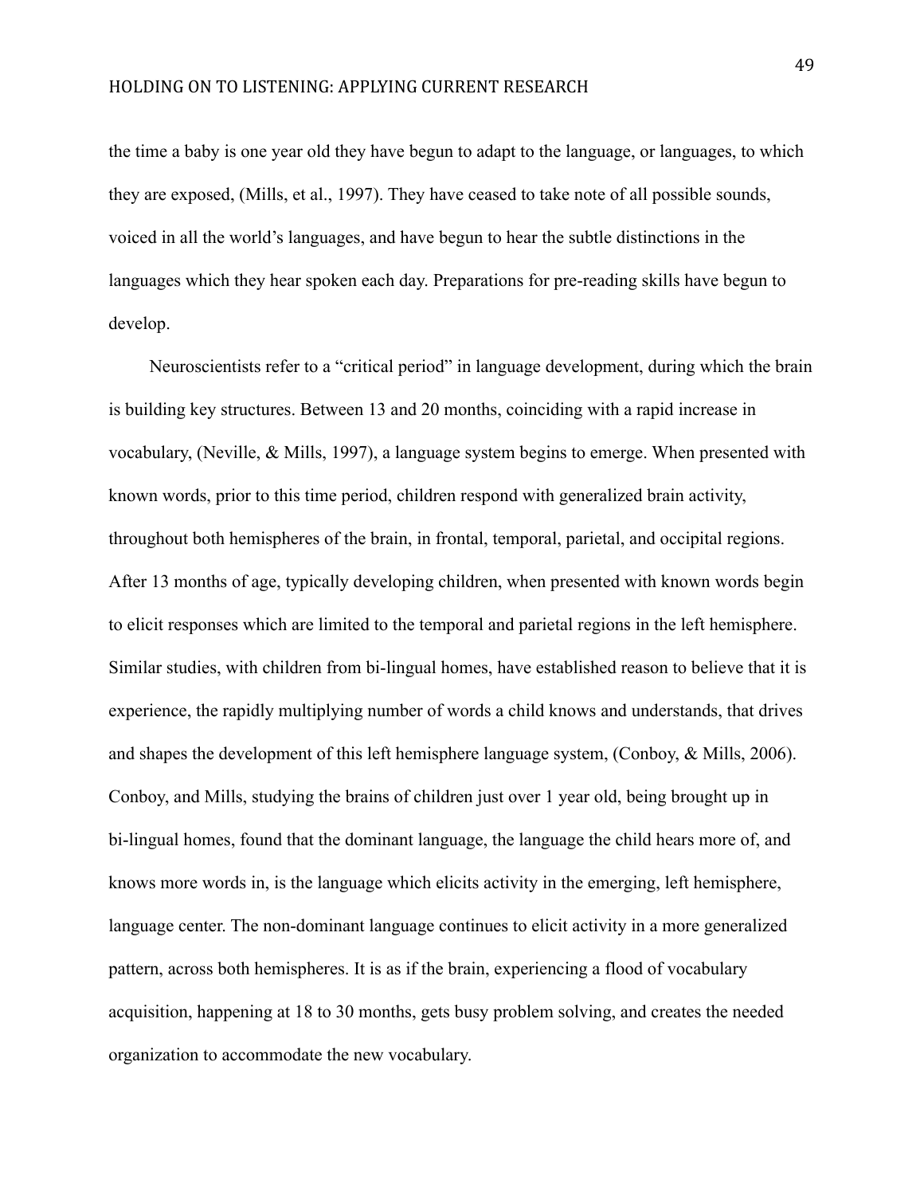the time a baby is one year old they have begun to adapt to the language, or languages, to which they are exposed, (Mills, et al., 1997). They have ceased to take note of all possible sounds, voiced in all the world's languages, and have begun to hear the subtle distinctions in the languages which they hear spoken each day. Preparations for pre-reading skills have begun to develop.

Neuroscientists refer to a "critical period" in language development, during which the brain is building key structures. Between 13 and 20 months, coinciding with a rapid increase in vocabulary, (Neville, & Mills, 1997), a language system begins to emerge. When presented with known words, prior to this time period, children respond with generalized brain activity, throughout both hemispheres of the brain, in frontal, temporal, parietal, and occipital regions. After 13 months of age, typically developing children, when presented with known words begin to elicit responses which are limited to the temporal and parietal regions in the left hemisphere. Similar studies, with children from bi-lingual homes, have established reason to believe that it is experience, the rapidly multiplying number of words a child knows and understands, that drives and shapes the development of this left hemisphere language system, (Conboy, & Mills, 2006). Conboy, and Mills, studying the brains of children just over 1 year old, being brought up in bi-lingual homes, found that the dominant language, the language the child hears more of, and knows more words in, is the language which elicits activity in the emerging, left hemisphere, language center. The non-dominant language continues to elicit activity in a more generalized pattern, across both hemispheres. It is as if the brain, experiencing a flood of vocabulary acquisition, happening at 18 to 30 months, gets busy problem solving, and creates the needed organization to accommodate the new vocabulary.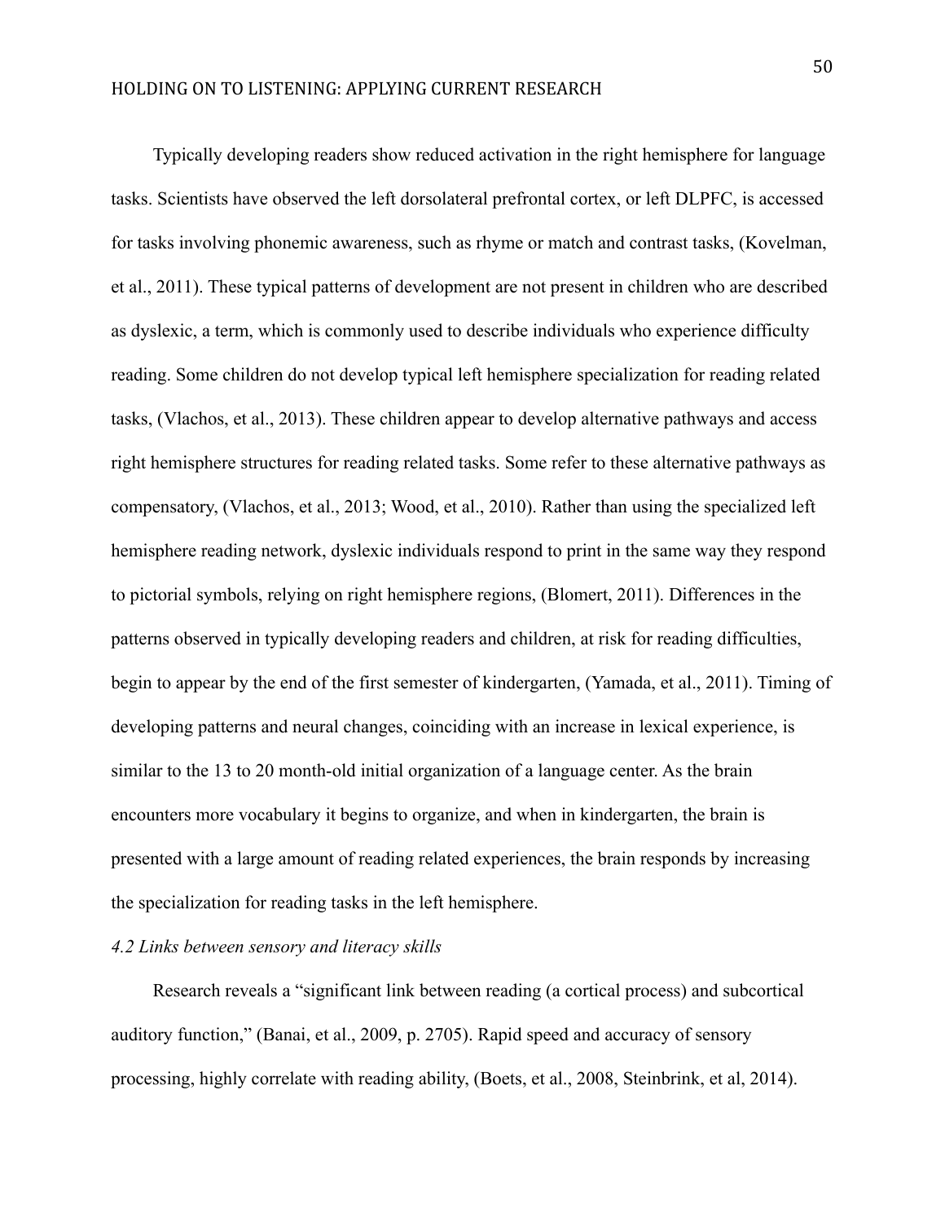Typically developing readers show reduced activation in the right hemisphere for language tasks. Scientists have observed the left dorsolateral prefrontal cortex, or left DLPFC, is accessed for tasks involving phonemic awareness, such as rhyme or match and contrast tasks, (Kovelman, et al., 2011). These typical patterns of development are not present in children who are described as dyslexic, a term, which is commonly used to describe individuals who experience difficulty reading. Some children do not develop typical left hemisphere specialization for reading related tasks, (Vlachos, et al., 2013). These children appear to develop alternative pathways and access right hemisphere structures for reading related tasks. Some refer to these alternative pathways as compensatory, (Vlachos, et al., 2013; Wood, et al., 2010). Rather than using the specialized left hemisphere reading network, dyslexic individuals respond to print in the same way they respond to pictorial symbols, relying on right hemisphere regions, (Blomert, 2011). Differences in the patterns observed in typically developing readers and children, at risk for reading difficulties, begin to appear by the end of the first semester of kindergarten, (Yamada, et al., 2011). Timing of developing patterns and neural changes, coinciding with an increase in lexical experience, is similar to the 13 to 20 month-old initial organization of a language center. As the brain encounters more vocabulary it begins to organize, and when in kindergarten, the brain is presented with a large amount of reading related experiences, the brain responds by increasing the specialization for reading tasks in the left hemisphere.

### *4.2 Links between sensory and literacy skills*

Research reveals a "significant link between reading (a cortical process) and subcortical auditory function," (Banai, et al., 2009, p. 2705). Rapid speed and accuracy of sensory processing, highly correlate with reading ability, (Boets, et al., 2008, Steinbrink, et al, 2014).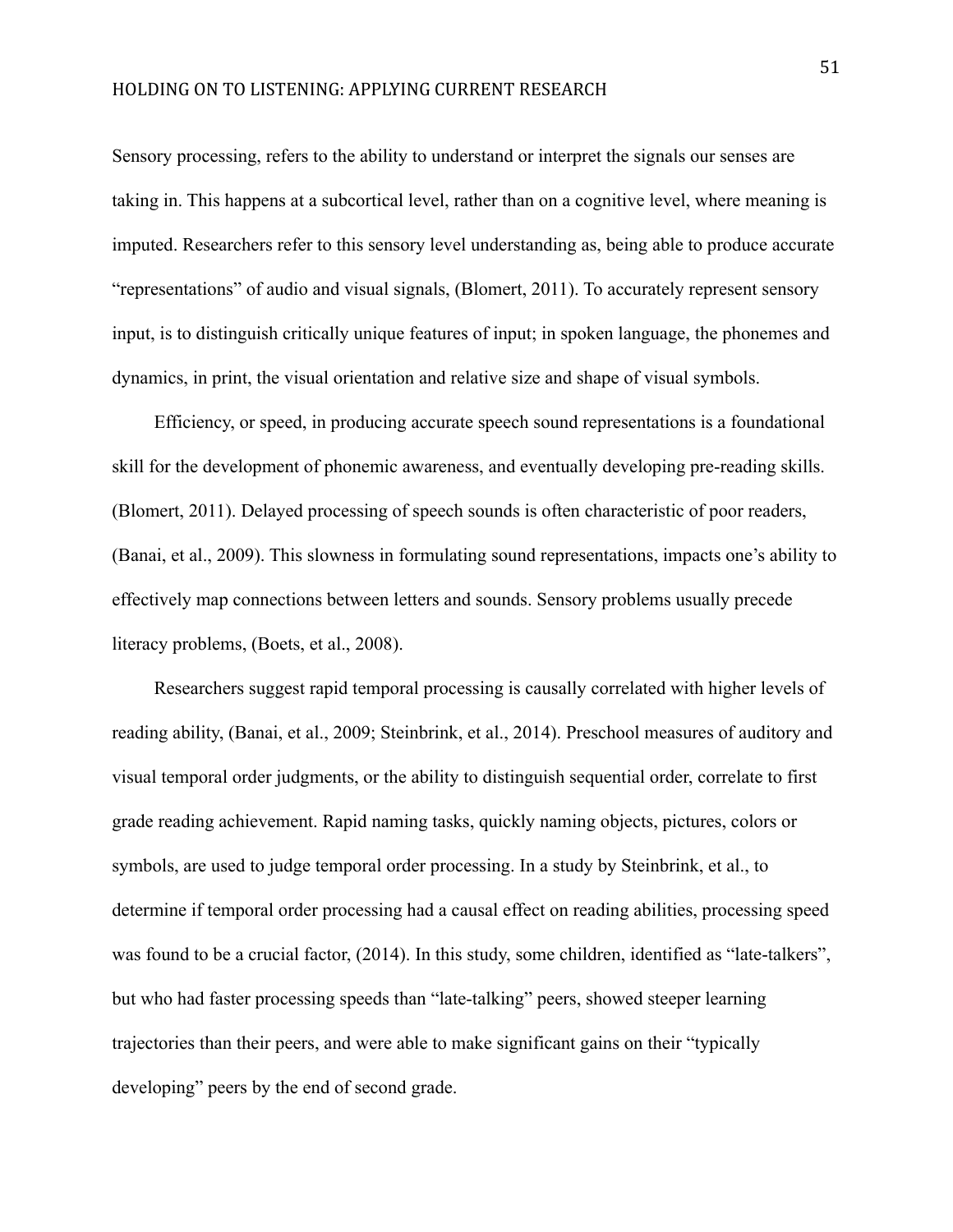Sensory processing, refers to the ability to understand or interpret the signals our senses are taking in. This happens at a subcortical level, rather than on a cognitive level, where meaning is imputed. Researchers refer to this sensory level understanding as, being able to produce accurate "representations" of audio and visual signals, (Blomert, 2011). To accurately represent sensory input, is to distinguish critically unique features of input; in spoken language, the phonemes and dynamics, in print, the visual orientation and relative size and shape of visual symbols.

Efficiency, or speed, in producing accurate speech sound representations is a foundational skill for the development of phonemic awareness, and eventually developing pre-reading skills. (Blomert, 2011). Delayed processing of speech sounds is often characteristic of poor readers, (Banai, et al., 2009). This slowness in formulating sound representations, impacts one's ability to effectively map connections between letters and sounds. Sensory problems usually precede literacy problems, (Boets, et al., 2008).

Researchers suggest rapid temporal processing is causally correlated with higher levels of reading ability, (Banai, et al., 2009; Steinbrink, et al., 2014). Preschool measures of auditory and visual temporal order judgments, or the ability to distinguish sequential order, correlate to first grade reading achievement. Rapid naming tasks, quickly naming objects, pictures, colors or symbols, are used to judge temporal order processing. In a study by Steinbrink, et al., to determine if temporal order processing had a causal effect on reading abilities, processing speed was found to be a crucial factor, (2014). In this study, some children, identified as "late-talkers", but who had faster processing speeds than "late-talking" peers, showed steeper learning trajectories than their peers, and were able to make significant gains on their "typically developing" peers by the end of second grade.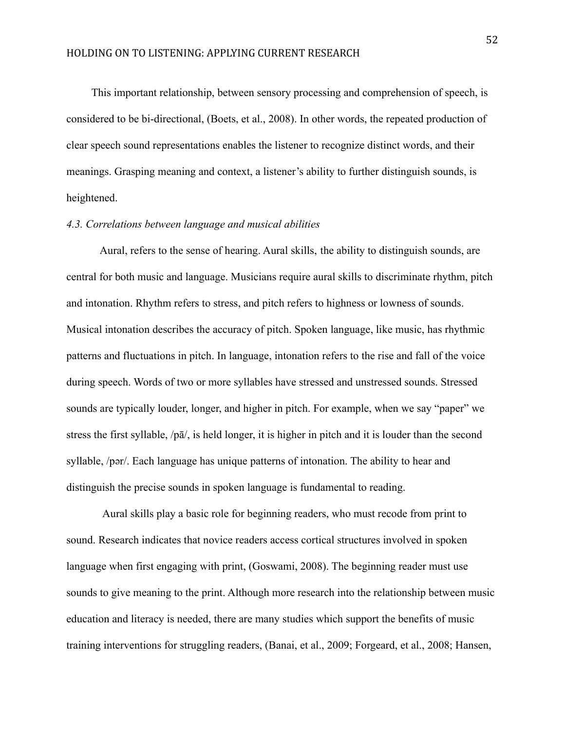This important relationship, between sensory processing and comprehension of speech, is considered to be bi-directional, (Boets, et al., 2008). In other words, the repeated production of clear speech sound representations enables the listener to recognize distinct words, and their meanings. Grasping meaning and context, a listener's ability to further distinguish sounds, is heightened.

### *4.3. Correlations between language and musical abilities*

Aural, refers to the sense of hearing. Aural skills, the ability to distinguish sounds, are central for both music and language. Musicians require aural skills to discriminate rhythm, pitch and intonation. Rhythm refers to stress, and pitch refers to highness or lowness of sounds. Musical intonation describes the accuracy of pitch. Spoken language, like music, has rhythmic patterns and fluctuations in pitch. In language, intonation refers to the rise and fall of the voice during speech. Words of two or more syllables have stressed and unstressed sounds. Stressed sounds are typically louder, longer, and higher in pitch. For example, when we say "paper" we stress the first syllable, /pā/, is held longer, it is higher in pitch and it is louder than the second syllable, /pər/. Each language has unique patterns of intonation. The ability to hear and distinguish the precise sounds in spoken language is fundamental to reading.

Aural skills play a basic role for beginning readers, who must recode from print to sound. Research indicates that novice readers access cortical structures involved in spoken language when first engaging with print, (Goswami, 2008). The beginning reader must use sounds to give meaning to the print. Although more research into the relationship between music education and literacy is needed, there are many studies which support the benefits of music training interventions for struggling readers, (Banai, et al., 2009; Forgeard, et al., 2008; Hansen,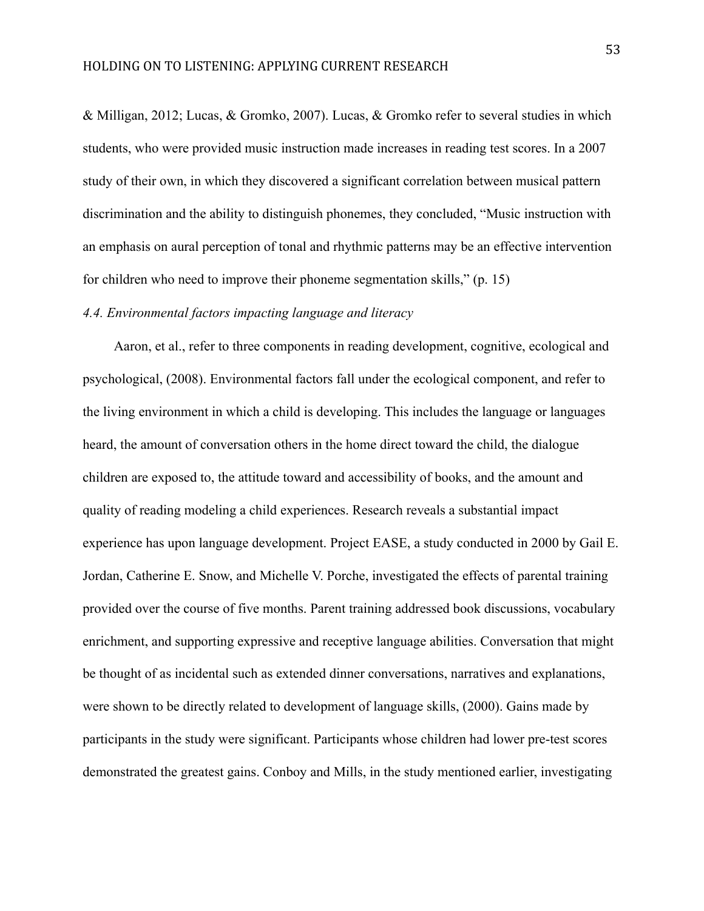& Milligan, 2012; Lucas, & Gromko, 2007). Lucas, & Gromko refer to several studies in which students, who were provided music instruction made increases in reading test scores. In a 2007 study of their own, in which they discovered a significant correlation between musical pattern discrimination and the ability to distinguish phonemes, they concluded, "Music instruction with an emphasis on aural perception of tonal and rhythmic patterns may be an effective intervention for children who need to improve their phoneme segmentation skills," (p. 15)

### *4.4. Environmental factors impacting language and literacy*

Aaron, et al., refer to three components in reading development, cognitive, ecological and psychological, (2008). Environmental factors fall under the ecological component, and refer to the living environment in which a child is developing. This includes the language or languages heard, the amount of conversation others in the home direct toward the child, the dialogue children are exposed to, the attitude toward and accessibility of books, and the amount and quality of reading modeling a child experiences. Research reveals a substantial impact experience has upon language development. Project EASE, a study conducted in 2000 by Gail E. Jordan, Catherine E. Snow, and Michelle V. Porche, investigated the effects of parental training provided over the course of five months. Parent training addressed book discussions, vocabulary enrichment, and supporting expressive and receptive language abilities. Conversation that might be thought of as incidental such as extended dinner conversations, narratives and explanations, were shown to be directly related to development of language skills, (2000). Gains made by participants in the study were significant. Participants whose children had lower pre-test scores demonstrated the greatest gains. Conboy and Mills, in the study mentioned earlier, investigating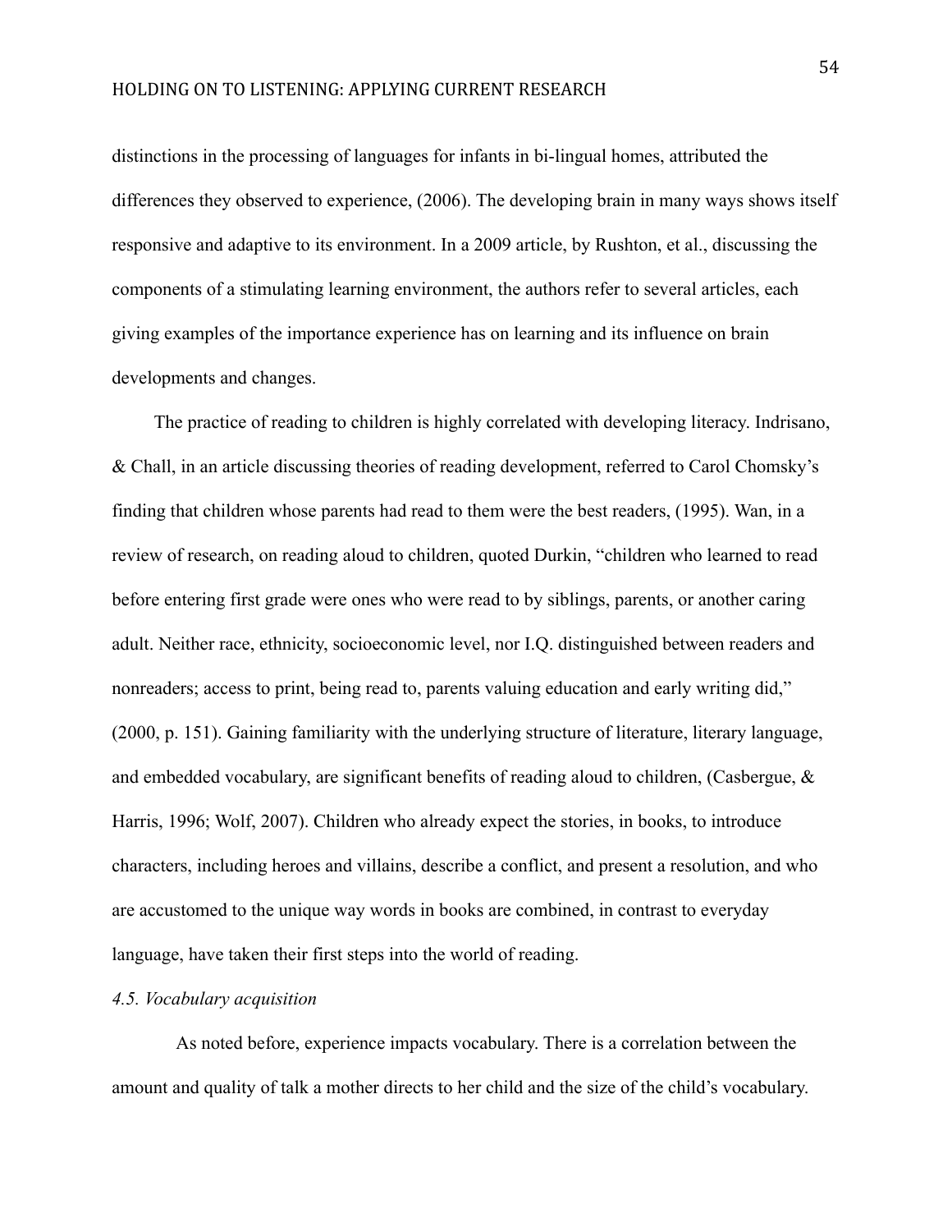distinctions in the processing of languages for infants in bi-lingual homes, attributed the differences they observed to experience, (2006). The developing brain in many ways shows itself responsive and adaptive to its environment. In a 2009 article, by Rushton, et al., discussing the components of a stimulating learning environment, the authors refer to several articles, each giving examples of the importance experience has on learning and its influence on brain developments and changes.

The practice of reading to children is highly correlated with developing literacy. Indrisano, & Chall, in an article discussing theories of reading development, referred to Carol Chomsky's finding that children whose parents had read to them were the best readers, (1995). Wan, in a review of research, on reading aloud to children, quoted Durkin, "children who learned to read before entering first grade were ones who were read to by siblings, parents, or another caring adult. Neither race, ethnicity, socioeconomic level, nor I.Q. distinguished between readers and nonreaders; access to print, being read to, parents valuing education and early writing did," (2000, p. 151). Gaining familiarity with the underlying structure of literature, literary language, and embedded vocabulary, are significant benefits of reading aloud to children, (Casbergue, & Harris, 1996; Wolf, 2007). Children who already expect the stories, in books, to introduce characters, including heroes and villains, describe a conflict, and present a resolution, and who are accustomed to the unique way words in books are combined, in contrast to everyday language, have taken their first steps into the world of reading.

*4.5. Vocabulary acquisition*

As noted before, experience impacts vocabulary. There is a correlation between the amount and quality of talk a mother directs to her child and the size of the child's vocabulary.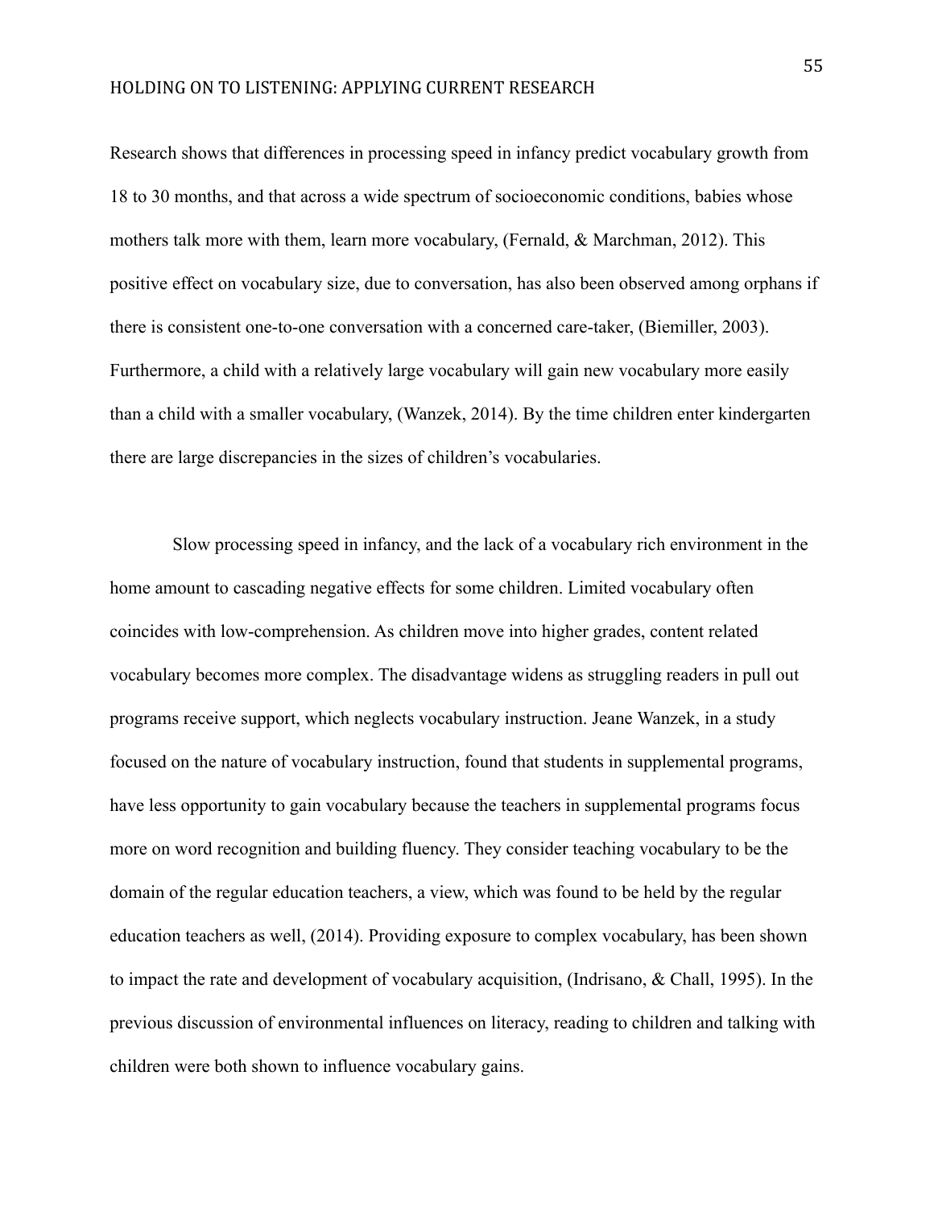Research shows that differences in processing speed in infancy predict vocabulary growth from 18 to 30 months, and that across a wide spectrum of socioeconomic conditions, babies whose mothers talk more with them, learn more vocabulary, (Fernald, & Marchman, 2012). This positive effect on vocabulary size, due to conversation, has also been observed among orphans if there is consistent one-to-one conversation with a concerned care-taker, (Biemiller, 2003). Furthermore, a child with a relatively large vocabulary will gain new vocabulary more easily than a child with a smaller vocabulary, (Wanzek, 2014). By the time children enter kindergarten there are large discrepancies in the sizes of children's vocabularies.

Slow processing speed in infancy, and the lack of a vocabulary rich environment in the home amount to cascading negative effects for some children. Limited vocabulary often coincides with low-comprehension. As children move into higher grades, content related vocabulary becomes more complex. The disadvantage widens as struggling readers in pull out programs receive support, which neglects vocabulary instruction. Jeane Wanzek, in a study focused on the nature of vocabulary instruction, found that students in supplemental programs, have less opportunity to gain vocabulary because the teachers in supplemental programs focus more on word recognition and building fluency. They consider teaching vocabulary to be the domain of the regular education teachers, a view, which was found to be held by the regular education teachers as well, (2014). Providing exposure to complex vocabulary, has been shown to impact the rate and development of vocabulary acquisition, (Indrisano, & Chall, 1995). In the previous discussion of environmental influences on literacy, reading to children and talking with children were both shown to influence vocabulary gains.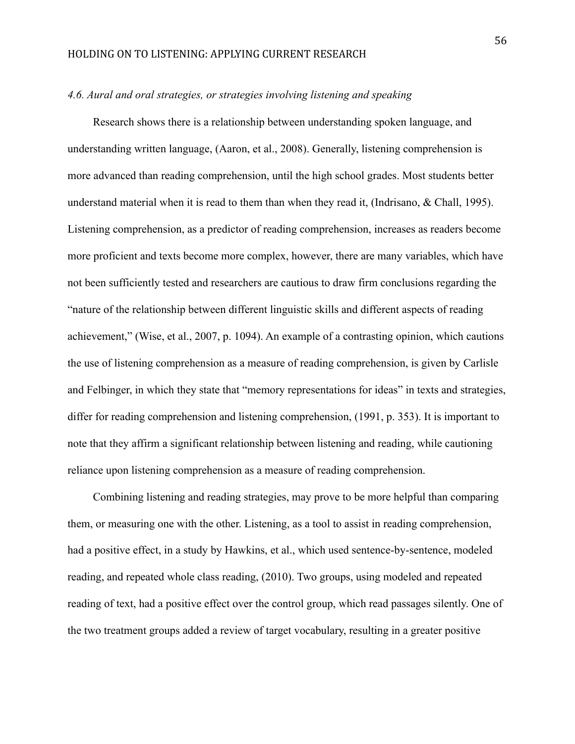### *4.6. Aural and oral strategies, or strategies involving listening and speaking*

Research shows there is a relationship between understanding spoken language, and understanding written language, (Aaron, et al., 2008). Generally, listening comprehension is more advanced than reading comprehension, until the high school grades. Most students better understand material when it is read to them than when they read it, (Indrisano, & Chall, 1995). Listening comprehension, as a predictor of reading comprehension, increases as readers become more proficient and texts become more complex, however, there are many variables, which have not been sufficiently tested and researchers are cautious to draw firm conclusions regarding the "nature of the relationship between different linguistic skills and different aspects of reading achievement," (Wise, et al., 2007, p. 1094). An example of a contrasting opinion, which cautions the use of listening comprehension as a measure of reading comprehension, is given by Carlisle and Felbinger, in which they state that "memory representations for ideas" in texts and strategies, differ for reading comprehension and listening comprehension, (1991, p. 353). It is important to note that they affirm a significant relationship between listening and reading, while cautioning reliance upon listening comprehension as a measure of reading comprehension.

Combining listening and reading strategies, may prove to be more helpful than comparing them, or measuring one with the other. Listening, as a tool to assist in reading comprehension, had a positive effect, in a study by Hawkins, et al., which used sentence-by-sentence, modeled reading, and repeated whole class reading, (2010). Two groups, using modeled and repeated reading of text, had a positive effect over the control group, which read passages silently. One of the two treatment groups added a review of target vocabulary, resulting in a greater positive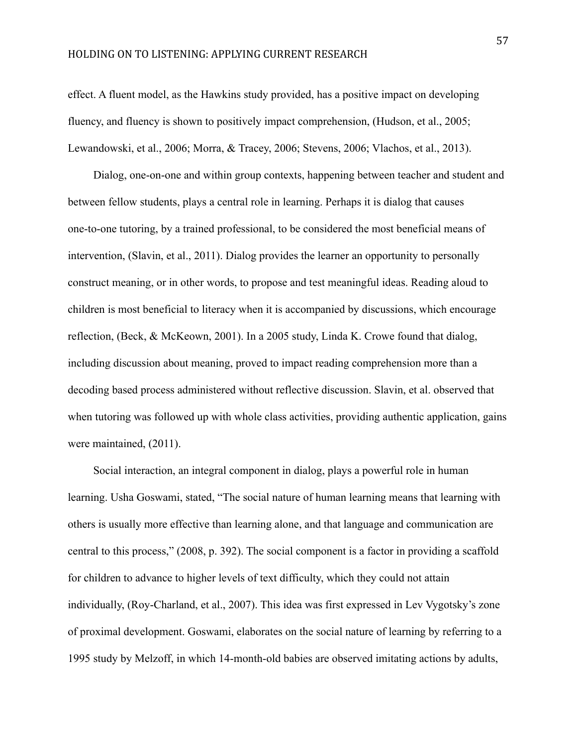effect. A fluent model, as the Hawkins study provided, has a positive impact on developing fluency, and fluency is shown to positively impact comprehension, (Hudson, et al., 2005; Lewandowski, et al., 2006; Morra, & Tracey, 2006; Stevens, 2006; Vlachos, et al., 2013).

Dialog, one-on-one and within group contexts, happening between teacher and student and between fellow students, plays a central role in learning. Perhaps it is dialog that causes one-to-one tutoring, by a trained professional, to be considered the most beneficial means of intervention, (Slavin, et al., 2011). Dialog provides the learner an opportunity to personally construct meaning, or in other words, to propose and test meaningful ideas. Reading aloud to children is most beneficial to literacy when it is accompanied by discussions, which encourage reflection, (Beck, & McKeown, 2001). In a 2005 study, Linda K. Crowe found that dialog, including discussion about meaning, proved to impact reading comprehension more than a decoding based process administered without reflective discussion. Slavin, et al. observed that when tutoring was followed up with whole class activities, providing authentic application, gains were maintained, (2011).

Social interaction, an integral component in dialog, plays a powerful role in human learning. Usha Goswami, stated, "The social nature of human learning means that learning with others is usually more effective than learning alone, and that language and communication are central to this process," (2008, p. 392). The social component is a factor in providing a scaffold for children to advance to higher levels of text difficulty, which they could not attain individually, (Roy-Charland, et al., 2007). This idea was first expressed in Lev Vygotsky's zone of proximal development. Goswami, elaborates on the social nature of learning by referring to a 1995 study by Melzoff, in which 14-month-old babies are observed imitating actions by adults,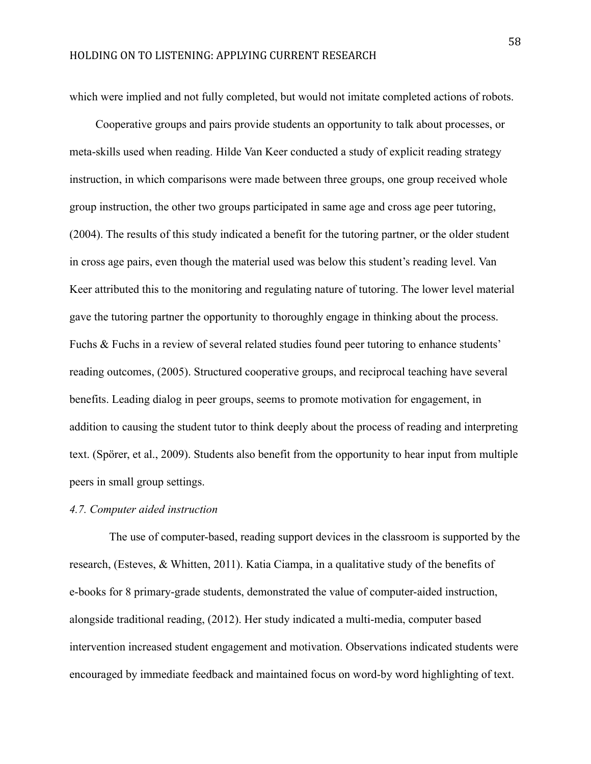which were implied and not fully completed, but would not imitate completed actions of robots.

Cooperative groups and pairs provide students an opportunity to talk about processes, or meta-skills used when reading. Hilde Van Keer conducted a study of explicit reading strategy instruction, in which comparisons were made between three groups, one group received whole group instruction, the other two groups participated in same age and cross age peer tutoring, (2004). The results of this study indicated a benefit for the tutoring partner, or the older student in cross age pairs, even though the material used was below this student's reading level. Van Keer attributed this to the monitoring and regulating nature of tutoring. The lower level material gave the tutoring partner the opportunity to thoroughly engage in thinking about the process. Fuchs & Fuchs in a review of several related studies found peer tutoring to enhance students' reading outcomes, (2005). Structured cooperative groups, and reciprocal teaching have several benefits. Leading dialog in peer groups, seems to promote motivation for engagement, in addition to causing the student tutor to think deeply about the process of reading and interpreting text. (Spörer, et al., 2009). Students also benefit from the opportunity to hear input from multiple peers in small group settings.

*4.7. Computer aided instruction*

The use of computer-based, reading support devices in the classroom is supported by the research, (Esteves, & Whitten, 2011). Katia Ciampa, in a qualitative study of the benefits of e-books for 8 primary-grade students, demonstrated the value of computer-aided instruction, alongside traditional reading, (2012). Her study indicated a multi-media, computer based intervention increased student engagement and motivation. Observations indicated students were encouraged by immediate feedback and maintained focus on word-by word highlighting of text.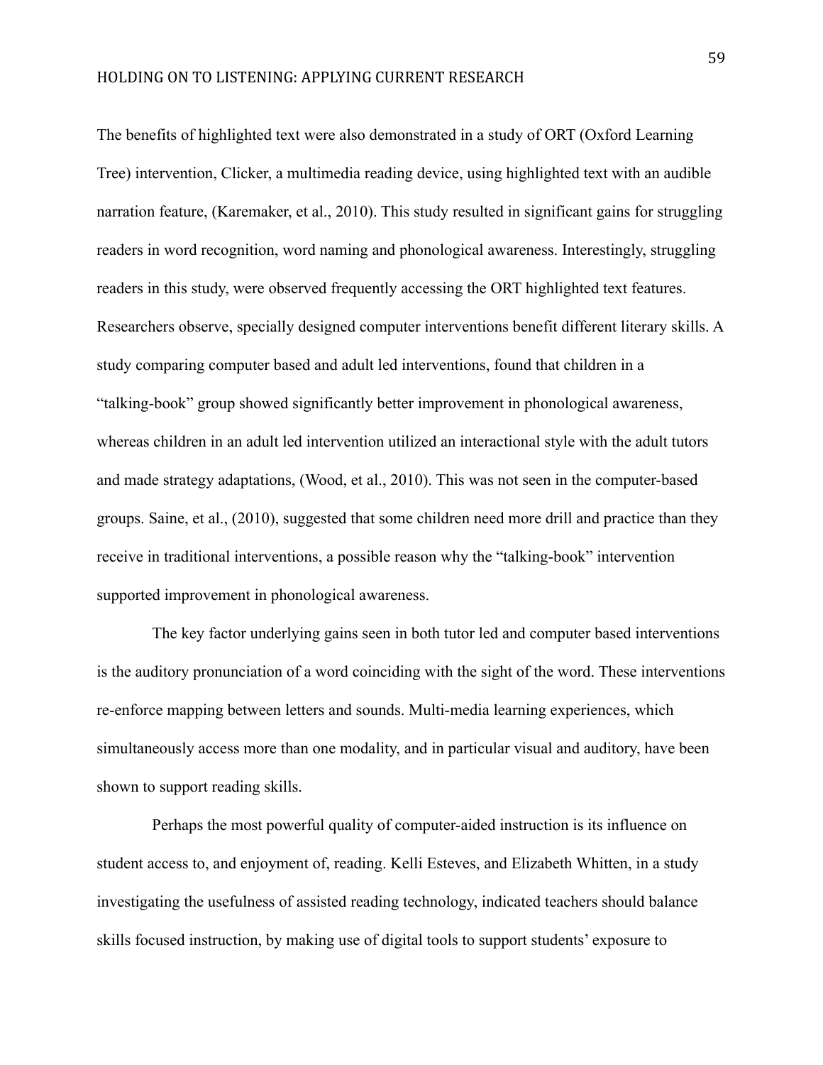The benefits of highlighted text were also demonstrated in a study of ORT (Oxford Learning Tree) intervention, Clicker, a multimedia reading device, using highlighted text with an audible narration feature, (Karemaker, et al., 2010). This study resulted in significant gains for struggling readers in word recognition, word naming and phonological awareness. Interestingly, struggling readers in this study, were observed frequently accessing the ORT highlighted text features. Researchers observe, specially designed computer interventions benefit different literary skills. A study comparing computer based and adult led interventions, found that children in a "talking-book" group showed significantly better improvement in phonological awareness, whereas children in an adult led intervention utilized an interactional style with the adult tutors and made strategy adaptations, (Wood, et al., 2010). This was not seen in the computer-based groups. Saine, et al., (2010), suggested that some children need more drill and practice than they receive in traditional interventions, a possible reason why the "talking-book" intervention supported improvement in phonological awareness.

The key factor underlying gains seen in both tutor led and computer based interventions is the auditory pronunciation of a word coinciding with the sight of the word. These interventions re-enforce mapping between letters and sounds. Multi-media learning experiences, which simultaneously access more than one modality, and in particular visual and auditory, have been shown to support reading skills.

Perhaps the most powerful quality of computer-aided instruction is its influence on student access to, and enjoyment of, reading. Kelli Esteves, and Elizabeth Whitten, in a study investigating the usefulness of assisted reading technology, indicated teachers should balance skills focused instruction, by making use of digital tools to support students' exposure to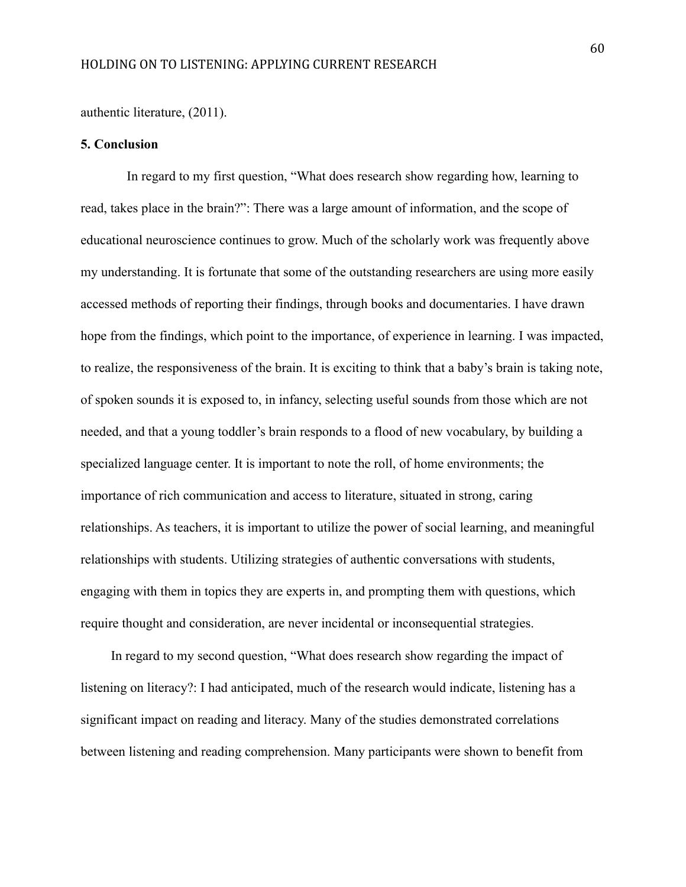authentic literature, (2011).

**5. Conclusion**

In regard to my first question, "What does research show regarding how, learning to read, takes place in the brain?": There was a large amount of information, and the scope of educational neuroscience continues to grow. Much of the scholarly work was frequently above my understanding. It is fortunate that some of the outstanding researchers are using more easily accessed methods of reporting their findings, through books and documentaries. I have drawn hope from the findings, which point to the importance, of experience in learning. I was impacted, to realize, the responsiveness of the brain. It is exciting to think that a baby's brain is taking note, of spoken sounds it is exposed to, in infancy, selecting useful sounds from those which are not needed, and that a young toddler's brain responds to a flood of new vocabulary, by building a specialized language center. It is important to note the roll, of home environments; the importance of rich communication and access to literature, situated in strong, caring relationships. As teachers, it is important to utilize the power of social learning, and meaningful relationships with students. Utilizing strategies of authentic conversations with students, engaging with them in topics they are experts in, and prompting them with questions, which require thought and consideration, are never incidental or inconsequential strategies.

In regard to my second question, "What does research show regarding the impact of listening on literacy?: I had anticipated, much of the research would indicate, listening has a significant impact on reading and literacy. Many of the studies demonstrated correlations between listening and reading comprehension. Many participants were shown to benefit from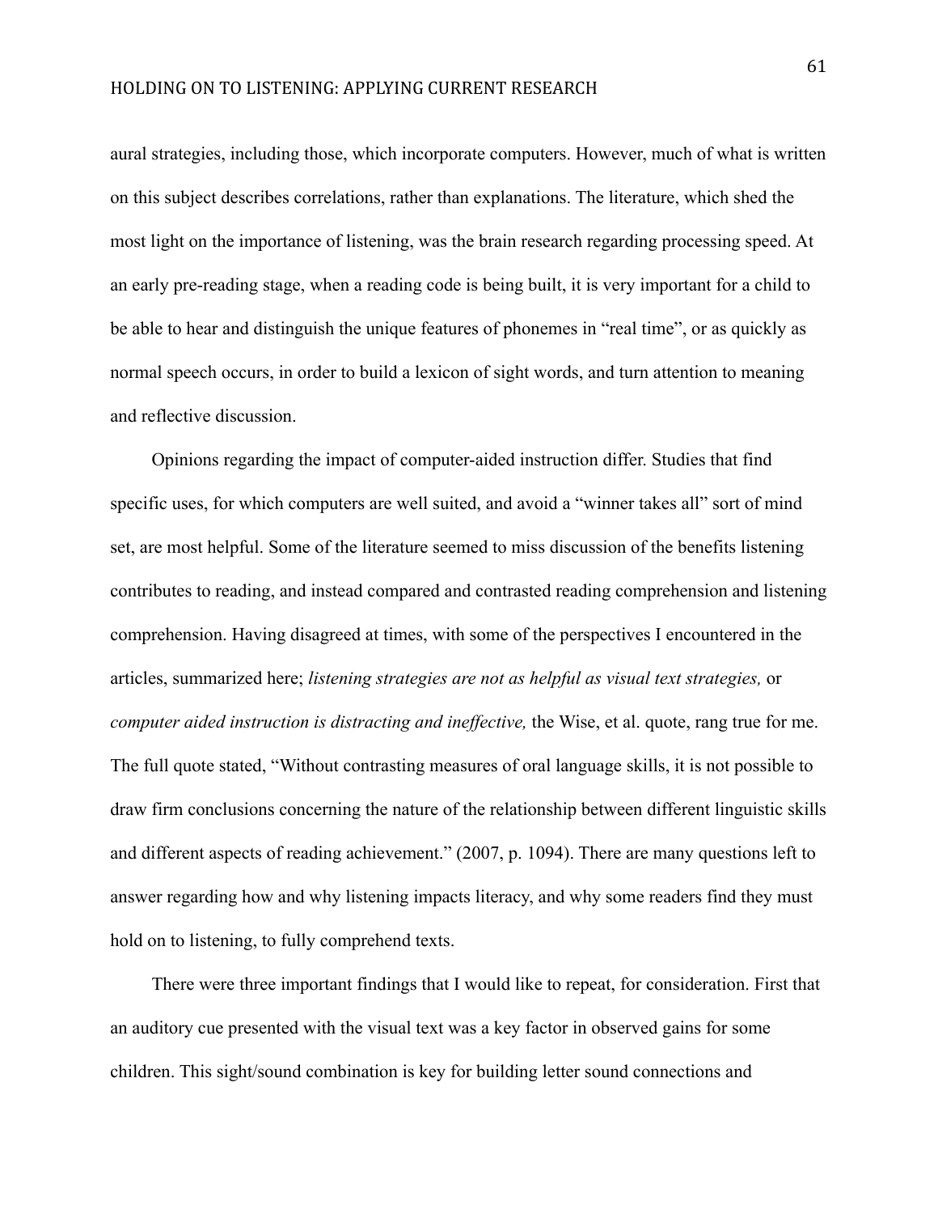aural strategies, including those, which incorporate computers. However, much of what is written on this subject describes correlations, rather than explanations. The literature, which shed the most light on the importance of listening, was the brain research regarding processing speed. At an early pre-reading stage, when a reading code is being built, it is very important for a child to be able to hear and distinguish the unique features of phonemes in "real time", or as quickly as normal speech occurs, in order to build a lexicon of sight words, and turn attention to meaning and reflective discussion.

Opinions regarding the impact of computer-aided instruction differ. Studies that find specific uses, for which computers are well suited, and avoid a "winner takes all" sort of mind set, are most helpful. Some of the literature seemed to miss discussion of the benefits listening contributes to reading, and instead compared and contrasted reading comprehension and listening comprehension. Having disagreed at times, with some of the perspectives I encountered in the articles, summarized here; *listening strategies are not as helpful as visual text strategies,* or *computer aided instruction is distracting and ineffective,* the Wise, et al. quote, rang true for me. The full quote stated, "Without contrasting measures of oral language skills, it is not possible to draw firm conclusions concerning the nature of the relationship between different linguistic skills and different aspects of reading achievement." (2007, p. 1094). There are many questions left to answer regarding how and why listening impacts literacy, and why some readers find they must hold on to listening, to fully comprehend texts.

There were three important findings that I would like to repeat, for consideration. First that an auditory cue presented with the visual text was a key factor in observed gains for some children. This sight/sound combination is key for building letter sound connections and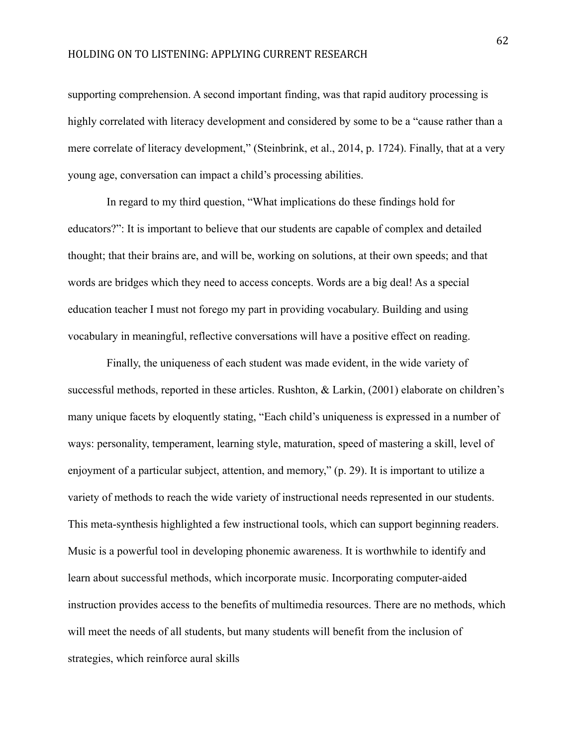supporting comprehension. A second important finding, was that rapid auditory processing is highly correlated with literacy development and considered by some to be a "cause rather than a mere correlate of literacy development," (Steinbrink, et al., 2014, p. 1724). Finally, that at a very young age, conversation can impact a child's processing abilities.

In regard to my third question, "What implications do these findings hold for educators?": It is important to believe that our students are capable of complex and detailed thought; that their brains are, and will be, working on solutions, at their own speeds; and that words are bridges which they need to access concepts. Words are a big deal! As a special education teacher I must not forego my part in providing vocabulary. Building and using vocabulary in meaningful, reflective conversations will have a positive effect on reading.

Finally, the uniqueness of each student was made evident, in the wide variety of successful methods, reported in these articles. Rushton, & Larkin, (2001) elaborate on children's many unique facets by eloquently stating, "Each child's uniqueness is expressed in a number of ways: personality, temperament, learning style, maturation, speed of mastering a skill, level of enjoyment of a particular subject, attention, and memory," (p. 29). It is important to utilize a variety of methods to reach the wide variety of instructional needs represented in our students. This meta-synthesis highlighted a few instructional tools, which can support beginning readers. Music is a powerful tool in developing phonemic awareness. It is worthwhile to identify and learn about successful methods, which incorporate music. Incorporating computer-aided instruction provides access to the benefits of multimedia resources. There are no methods, which will meet the needs of all students, but many students will benefit from the inclusion of strategies, which reinforce aural skills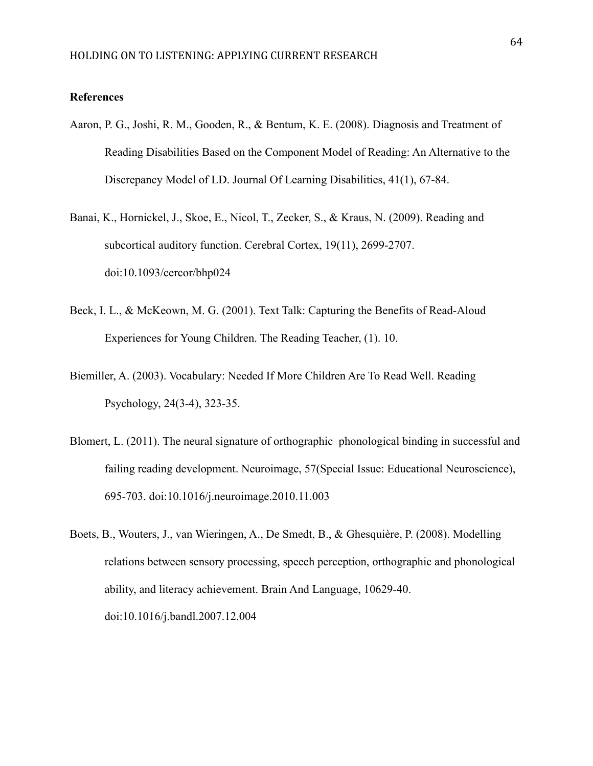**References**

Aaron, P. G., Joshi, R. M., Gooden, R., & Bentum, K. E. (2008). Diagnosis and Treatment of Reading Disabilities Based on the Component Model of Reading: An Alternative to the Discrepancy Model of LD. Journal Of Learning Disabilities, 41(1), 67-84.

Banai, K., Hornickel, J., Skoe, E., Nicol, T., Zecker, S., & Kraus, N. (2009). Reading and subcortical auditory function. Cerebral Cortex, 19(11), 2699-2707. doi:10.1093/cercor/bhp024

Beck, I. L., & McKeown, M. G. (2001). Text Talk: Capturing the Benefits of Read-Aloud Experiences for Young Children. The Reading Teacher, (1). 10.

Biemiller, A. (2003). Vocabulary: Needed If More Children Are To Read Well. Reading Psychology, 24(3-4), 323-35.

Blomert, L. (2011). The neural signature of orthographic–phonological binding in successful and failing reading development. Neuroimage, 57(Special Issue: Educational Neuroscience), 695-703. doi:10.1016/j.neuroimage.2010.11.003

Boets, B., Wouters, J., van Wieringen, A., De Smedt, B., & Ghesquière, P. (2008). Modelling relations between sensory processing, speech perception, orthographic and phonological ability, and literacy achievement. Brain And Language, 10629-40. doi:10.1016/j.bandl.2007.12.004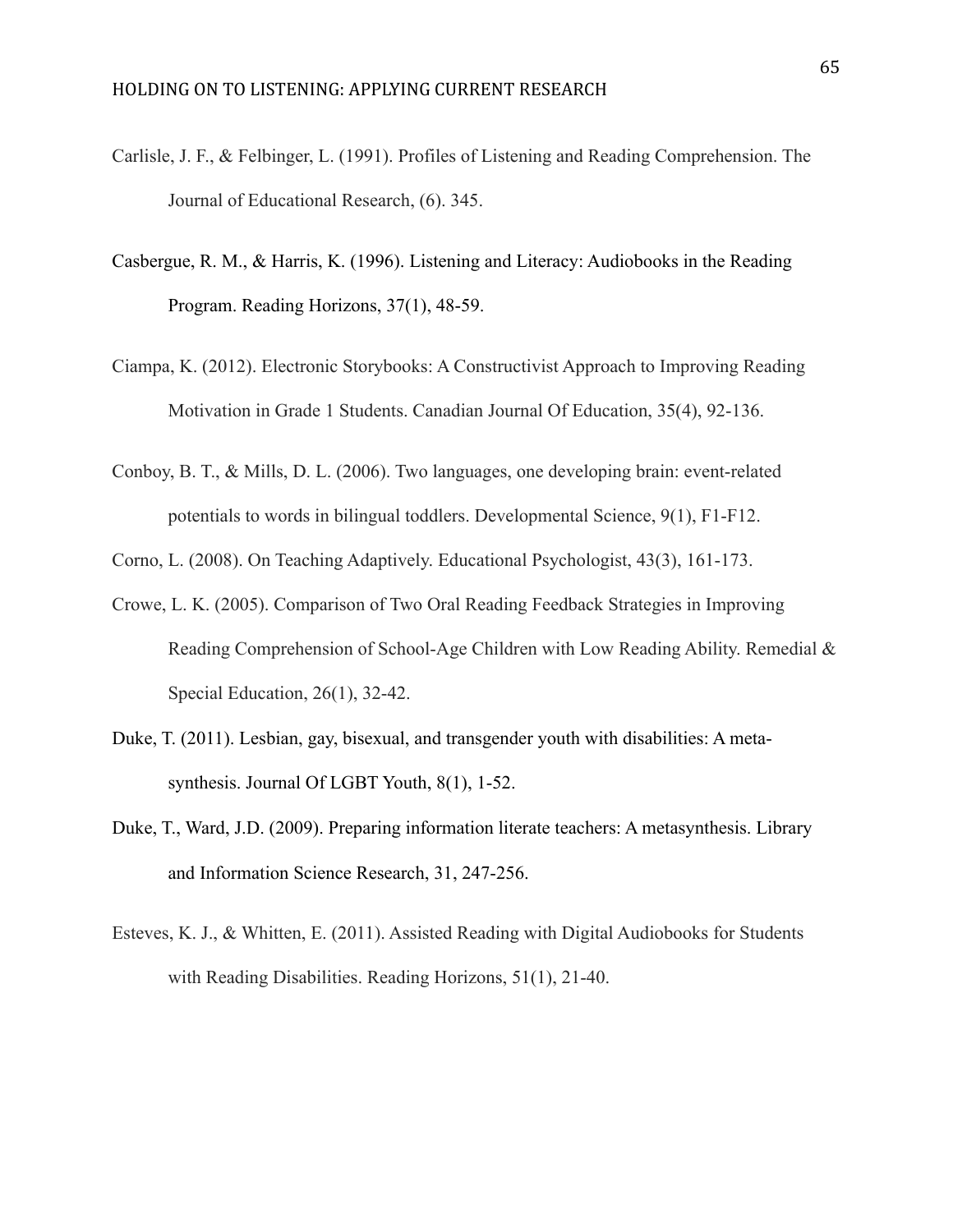Carlisle, J. F., & Felbinger, L. (1991). Profiles of Listening and Reading Comprehension. The Journal of Educational Research, (6). 345.

Casbergue, R. M., & Harris, K. (1996). Listening and Literacy: Audiobooks in the Reading Program. Reading Horizons, 37(1), 48-59.

Ciampa, K. (2012). Electronic Storybooks: A Constructivist Approach to Improving Reading Motivation in Grade 1 Students. Canadian Journal Of Education, 35(4), 92-136.

Conboy, B. T., & Mills, D. L. (2006). Two languages, one developing brain: event-related potentials to words in bilingual toddlers. Developmental Science, 9(1), F1-F12.

Corno, L. (2008). On Teaching Adaptively. Educational Psychologist, 43(3), 161-173.

Crowe, L. K. (2005). Comparison of Two Oral Reading Feedback Strategies in Improving Reading Comprehension of School-Age Children with Low Reading Ability. Remedial & Special Education, 26(1), 32-42.

Duke, T. (2011). Lesbian, gay, bisexual, and transgender youth with disabilities: A meta-synthesis. Journal Of LGBT Youth, 8(1), 1-52.

Duke, T., Ward, J.D. (2009). Preparing information literate teachers: A metasynthesis. Library and Information Science Research, 31, 247-256.

Esteves, K. J., & Whitten, E. (2011). Assisted Reading with Digital Audiobooks for Students with Reading Disabilities. Reading Horizons, 51(1), 21-40.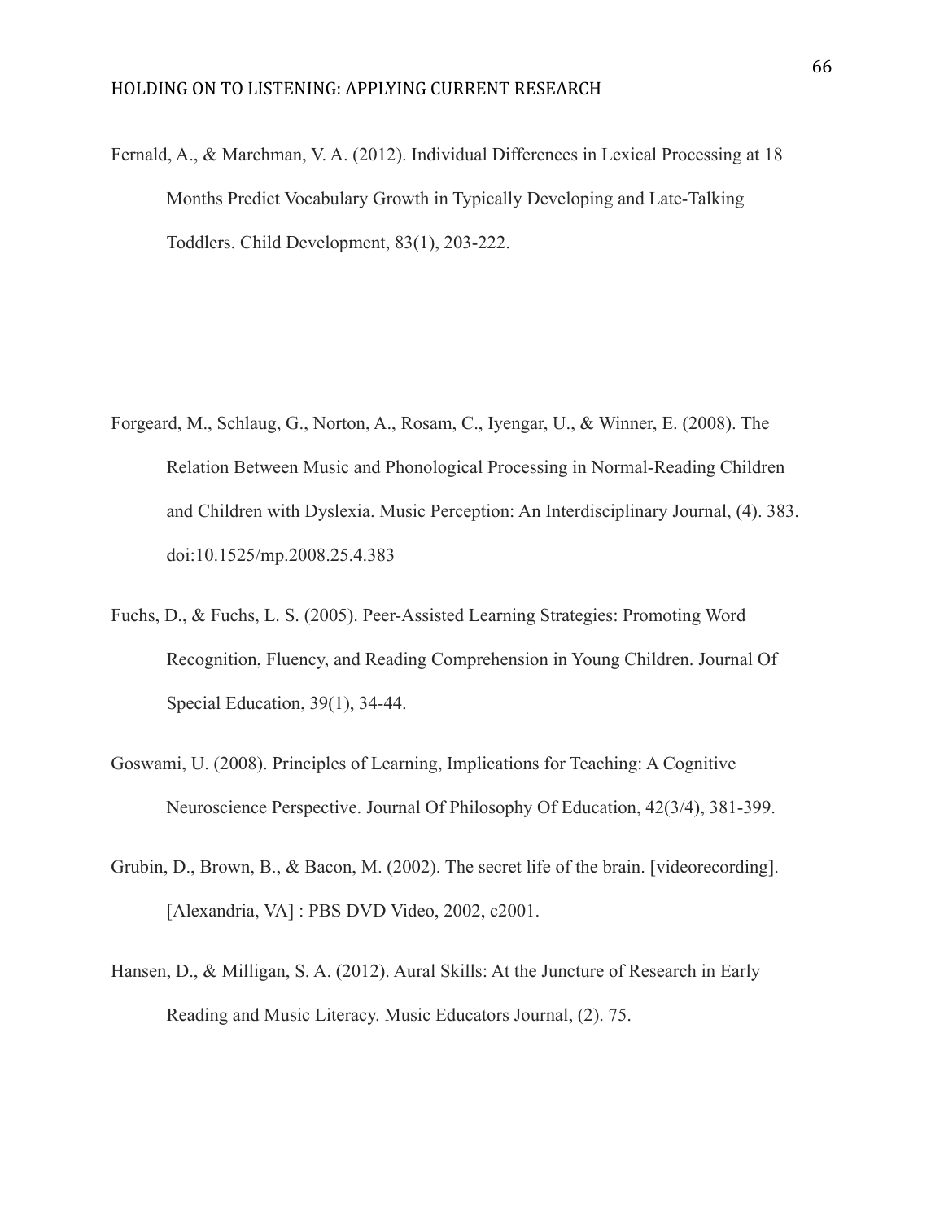Fernald, A., & Marchman, V. A. (2012). Individual Differences in Lexical Processing at 18 Months Predict Vocabulary Growth in Typically Developing and Late-Talking Toddlers. Child Development, 83(1), 203-222.

Forgeard, M., Schlaug, G., Norton, A., Rosam, C., Iyengar, U., & Winner, E. (2008). The Relation Between Music and Phonological Processing in Normal-Reading Children and Children with Dyslexia. Music Perception: An Interdisciplinary Journal, (4). 383. doi:10.1525/mp.2008.25.4.383

Fuchs, D., & Fuchs, L. S. (2005). Peer-Assisted Learning Strategies: Promoting Word Recognition, Fluency, and Reading Comprehension in Young Children. Journal Of Special Education, 39(1), 34-44.

Goswami, U. (2008). Principles of Learning, Implications for Teaching: A Cognitive Neuroscience Perspective. Journal Of Philosophy Of Education, 42(3/4), 381-399.

Grubin, D., Brown, B., & Bacon, M. (2002). The secret life of the brain. [videorecording]. [Alexandria, VA] : PBS DVD Video, 2002, c2001.

Hansen, D., & Milligan, S. A. (2012). Aural Skills: At the Juncture of Research in Early Reading and Music Literacy. Music Educators Journal, (2). 75.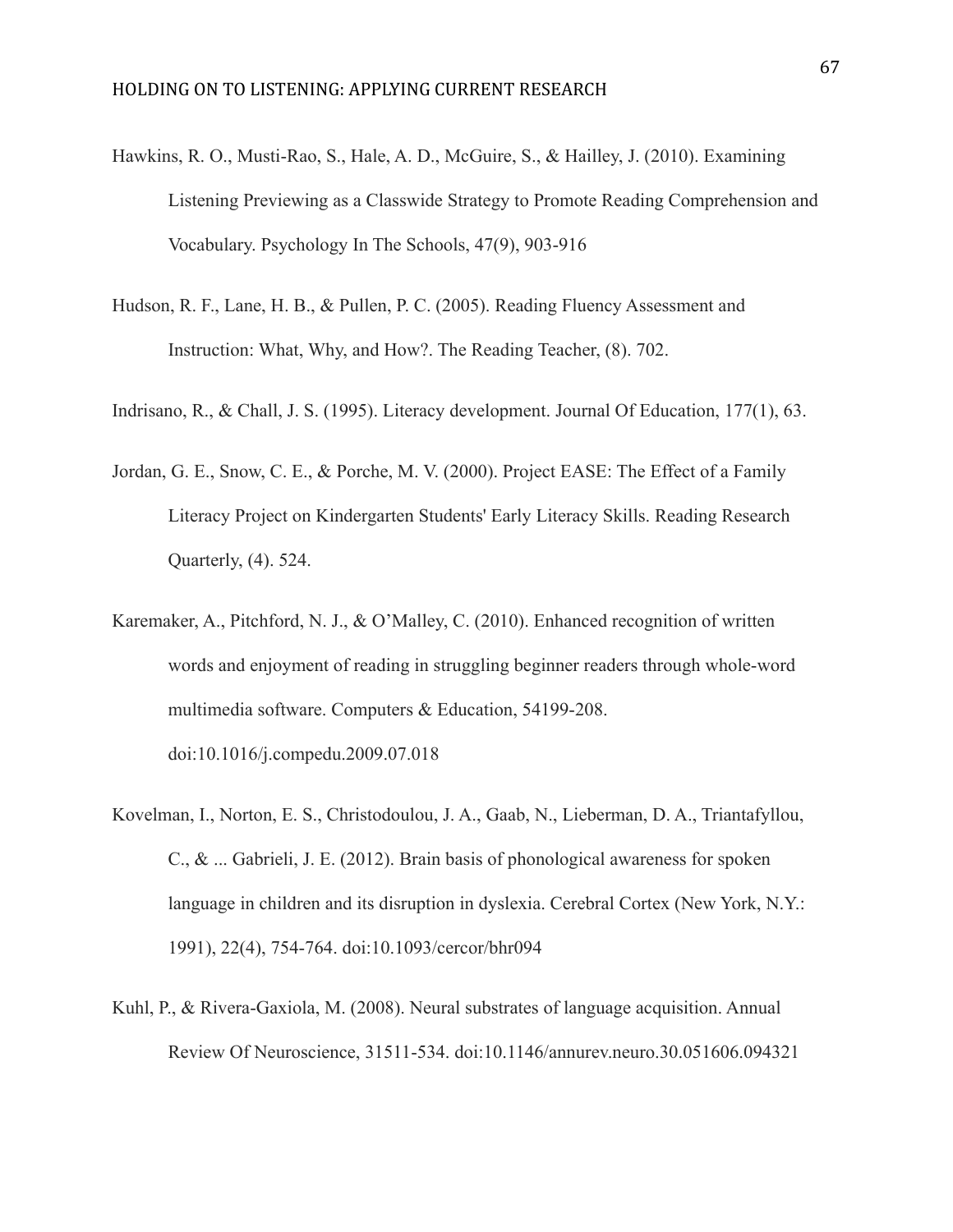Hawkins, R. O., Musti-Rao, S., Hale, A. D., McGuire, S., & Hailley, J. (2010). Examining Listening Previewing as a Classwide Strategy to Promote Reading Comprehension and Vocabulary. Psychology In The Schools, 47(9), 903-916

Hudson, R. F., Lane, H. B., & Pullen, P. C. (2005). Reading Fluency Assessment and Instruction: What, Why, and How?. The Reading Teacher, (8). 702.

Indrisano, R., & Chall, J. S. (1995). Literacy development. Journal Of Education, 177(1), 63.

Jordan, G. E., Snow, C. E., & Porche, M. V. (2000). Project EASE: The Effect of a Family Literacy Project on Kindergarten Students' Early Literacy Skills. Reading Research Quarterly, (4). 524.

Karemaker, A., Pitchford, N. J., & O'Malley, C. (2010). Enhanced recognition of written words and enjoyment of reading in struggling beginner readers through whole-word multimedia software. Computers & Education, 54199-208. doi:10.1016/j.compedu.2009.07.018

Kovelman, I., Norton, E. S., Christodoulou, J. A., Gaab, N., Lieberman, D. A., Triantafyllou, C., & ... Gabrieli, J. E. (2012). Brain basis of phonological awareness for spoken language in children and its disruption in dyslexia. Cerebral Cortex (New York, N.Y.: 1991), 22(4), 754-764. doi:10.1093/cercor/bhr094

Kuhl, P., & Rivera-Gaxiola, M. (2008). Neural substrates of language acquisition. Annual Review Of Neuroscience, 31511-534. doi:10.1146/annurev.neuro.30.051606.094321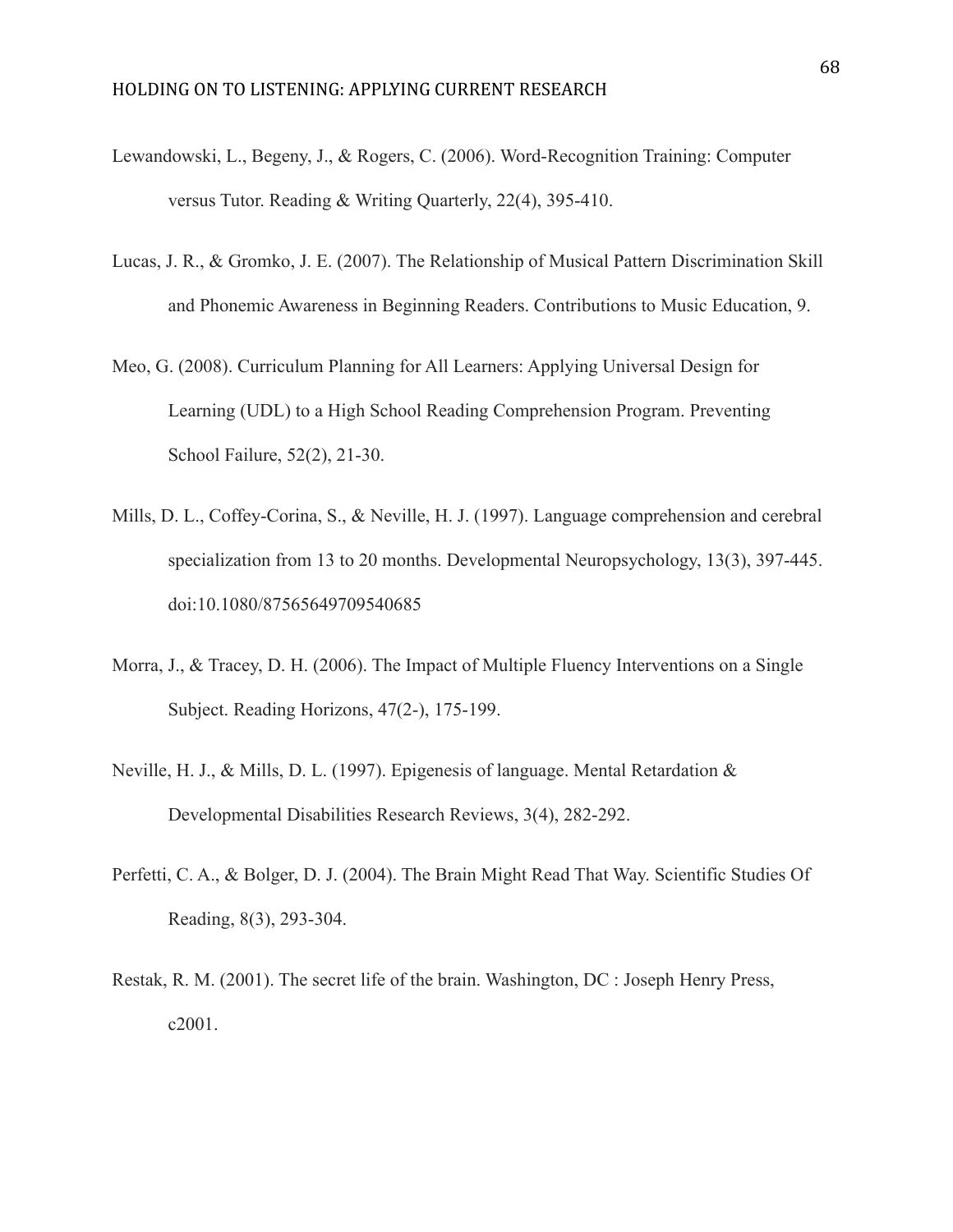Lewandowski, L., Begeny, J., & Rogers, C. (2006). Word-Recognition Training: Computer versus Tutor. Reading & Writing Quarterly, 22(4), 395-410.

Lucas, J. R., & Gromko, J. E. (2007). The Relationship of Musical Pattern Discrimination Skill and Phonemic Awareness in Beginning Readers. Contributions to Music Education, 9.

Meo, G. (2008). Curriculum Planning for All Learners: Applying Universal Design for Learning (UDL) to a High School Reading Comprehension Program. Preventing School Failure, 52(2), 21-30.

Mills, D. L., Coffey-Corina, S., & Neville, H. J. (1997). Language comprehension and cerebral specialization from 13 to 20 months. Developmental Neuropsychology, 13(3), 397-445. doi:10.1080/87565649709540685

Morra, J., & Tracey, D. H. (2006). The Impact of Multiple Fluency Interventions on a Single Subject. Reading Horizons, 47(2-), 175-199.

Neville, H. J., & Mills, D. L. (1997). Epigenesis of language. Mental Retardation & Developmental Disabilities Research Reviews, 3(4), 282-292.

Perfetti, C. A., & Bolger, D. J. (2004). The Brain Might Read That Way. Scientific Studies Of Reading, 8(3), 293-304.

Restak, R. M. (2001). The secret life of the brain. Washington, DC : Joseph Henry Press, c2001.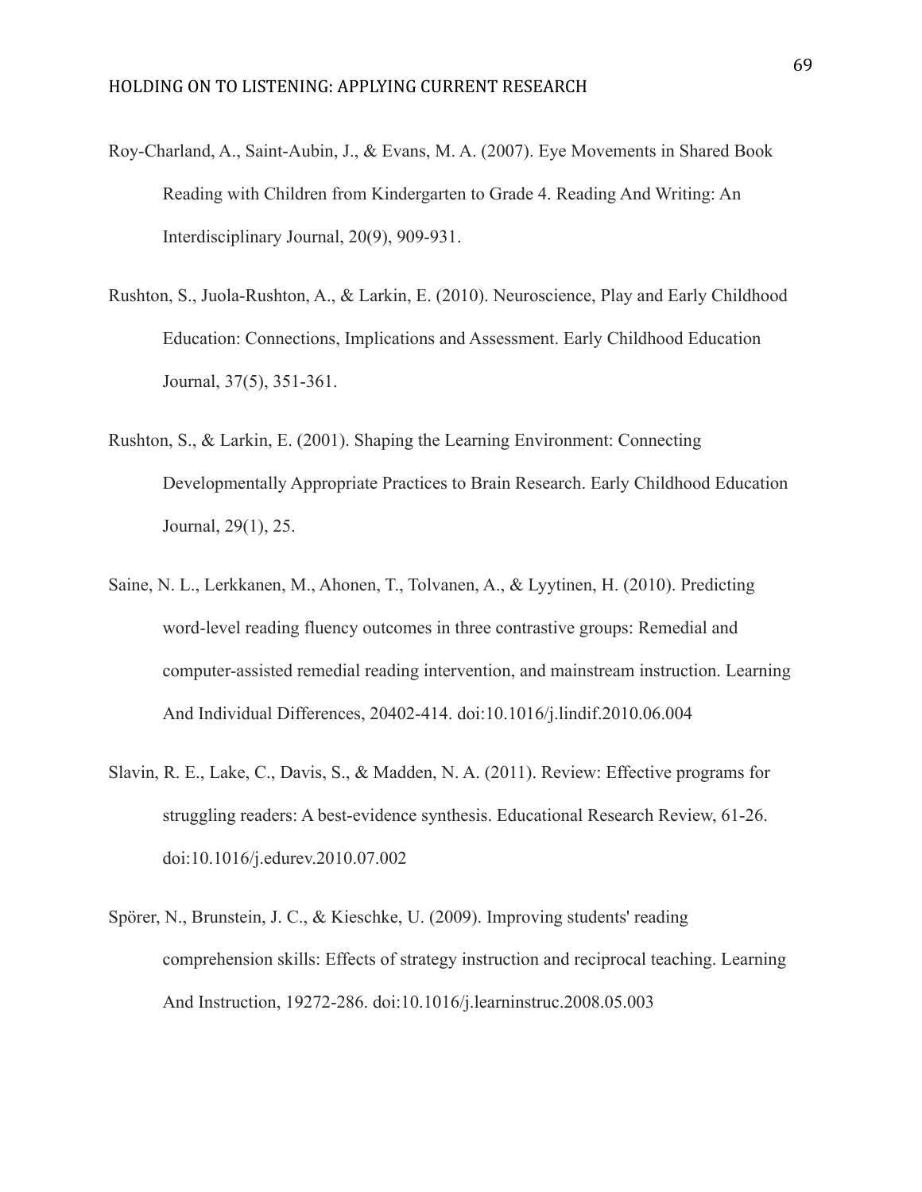Roy-Charland, A., Saint-Aubin, J., & Evans, M. A. (2007). Eye Movements in Shared Book Reading with Children from Kindergarten to Grade 4. Reading And Writing: An Interdisciplinary Journal, 20(9), 909-931.

Rushton, S., Juola-Rushton, A., & Larkin, E. (2010). Neuroscience, Play and Early Childhood Education: Connections, Implications and Assessment. Early Childhood Education Journal, 37(5), 351-361.

Rushton, S., & Larkin, E. (2001). Shaping the Learning Environment: Connecting Developmentally Appropriate Practices to Brain Research. Early Childhood Education Journal, 29(1), 25.

Saine, N. L., Lerkkanen, M., Ahonen, T., Tolvanen, A., & Lyytinen, H. (2010). Predicting word-level reading fluency outcomes in three contrastive groups: Remedial and computer-assisted remedial reading intervention, and mainstream instruction. Learning And Individual Differences, 20402-414. doi:10.1016/j.lindif.2010.06.004

Slavin, R. E., Lake, C., Davis, S., & Madden, N. A. (2011). Review: Effective programs for struggling readers: A best-evidence synthesis. Educational Research Review, 61-26. doi:10.1016/j.edurev.2010.07.002

Spörer, N., Brunstein, J. C., & Kieschke, U. (2009). Improving students' reading comprehension skills: Effects of strategy instruction and reciprocal teaching. Learning And Instruction, 19272-286. doi:10.1016/j.learninstruc.2008.05.003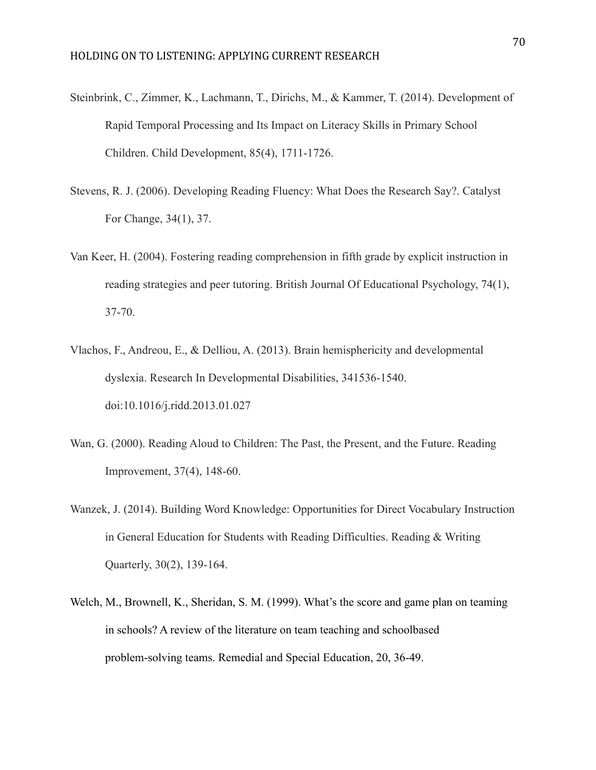Steinbrink, C., Zimmer, K., Lachmann, T., Dirichs, M., & Kammer, T. (2014). Development of Rapid Temporal Processing and Its Impact on Literacy Skills in Primary School Children. Child Development, 85(4), 1711-1726.

Stevens, R. J. (2006). Developing Reading Fluency: What Does the Research Say?. Catalyst For Change, 34(1), 37.

Van Keer, H. (2004). Fostering reading comprehension in fifth grade by explicit instruction in reading strategies and peer tutoring. British Journal Of Educational Psychology, 74(1), 37-70.

Vlachos, F., Andreou, E., & Delliou, A. (2013). Brain hemisphericity and developmental dyslexia. Research In Developmental Disabilities, 341536-1540. doi:10.1016/j.ridd.2013.01.027

Wan, G. (2000). Reading Aloud to Children: The Past, the Present, and the Future. Reading Improvement, 37(4), 148-60.

Wanzek, J. (2014). Building Word Knowledge: Opportunities for Direct Vocabulary Instruction in General Education for Students with Reading Difficulties. Reading & Writing Quarterly, 30(2), 139-164.

Welch, M., Brownell, K., Sheridan, S. M. (1999). What's the score and game plan on teaming in schools? A review of the literature on team teaching and schoolbased problem-solving teams. Remedial and Special Education, 20, 36-49.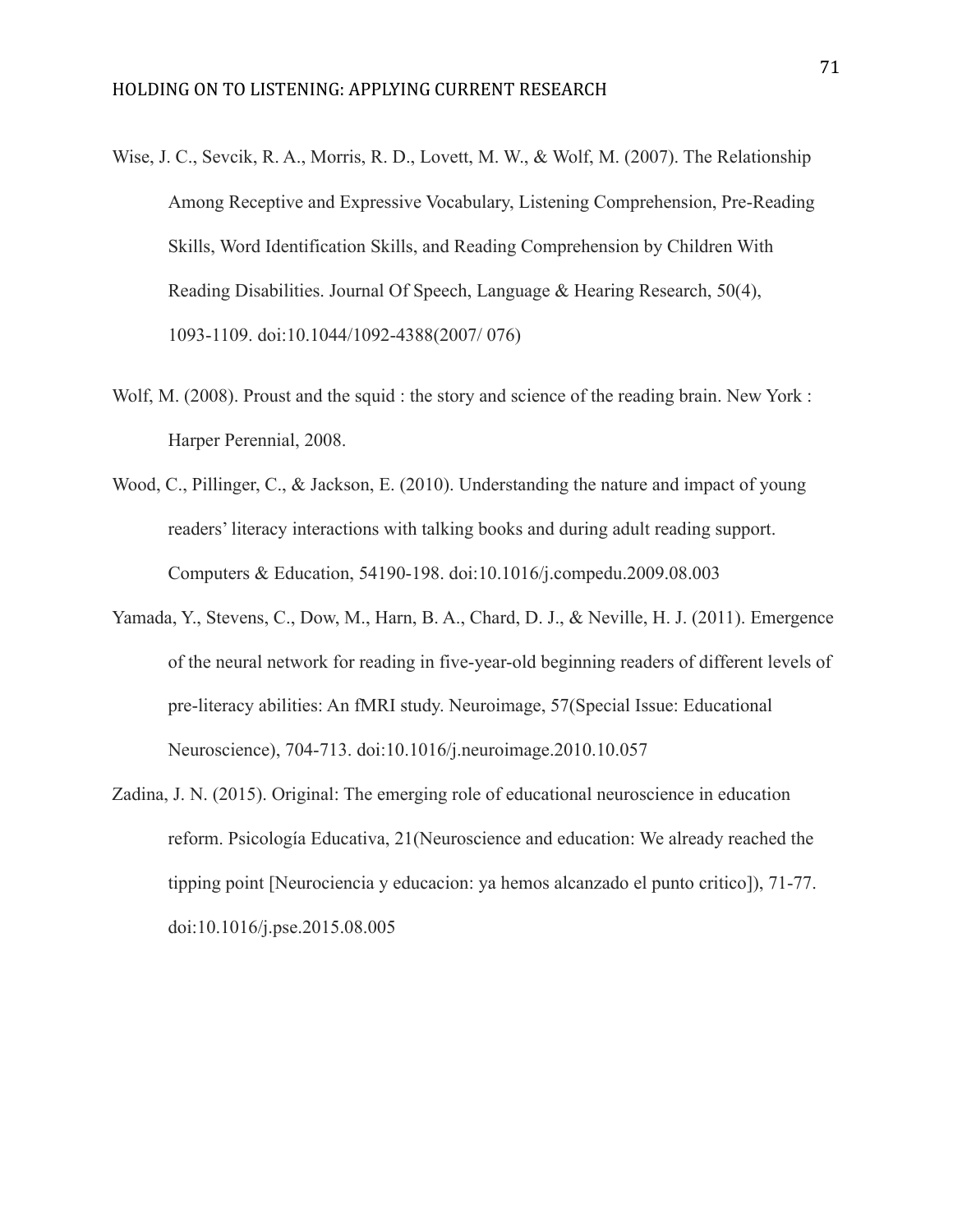Wise, J. C., Sevcik, R. A., Morris, R. D., Lovett, M. W., & Wolf, M. (2007). The Relationship Among Receptive and Expressive Vocabulary, Listening Comprehension, Pre-Reading Skills, Word Identification Skills, and Reading Comprehension by Children With Reading Disabilities. Journal Of Speech, Language & Hearing Research, 50(4), 1093-1109. doi:10.1044/1092-4388(2007/ 076)

Wolf, M. (2008). Proust and the squid : the story and science of the reading brain. New York : Harper Perennial, 2008.

Wood, C., Pillinger, C., & Jackson, E. (2010). Understanding the nature and impact of young readers' literacy interactions with talking books and during adult reading support. Computers & Education, 54190-198. doi:10.1016/j.compedu.2009.08.003

Yamada, Y., Stevens, C., Dow, M., Harn, B. A., Chard, D. J., & Neville, H. J. (2011). Emergence of the neural network for reading in five-year-old beginning readers of different levels of pre-literacy abilities: An fMRI study. Neuroimage, 57(Special Issue: Educational Neuroscience), 704-713. doi:10.1016/j.neuroimage.2010.10.057

Zadina, J. N. (2015). Original: The emerging role of educational neuroscience in education reform. Psicología Educativa, 21(Neuroscience and education: We already reached the tipping point [Neurociencia y educacion: ya hemos alcanzado el punto critico]), 71-77. doi:10.1016/j.pse.2015.08.005